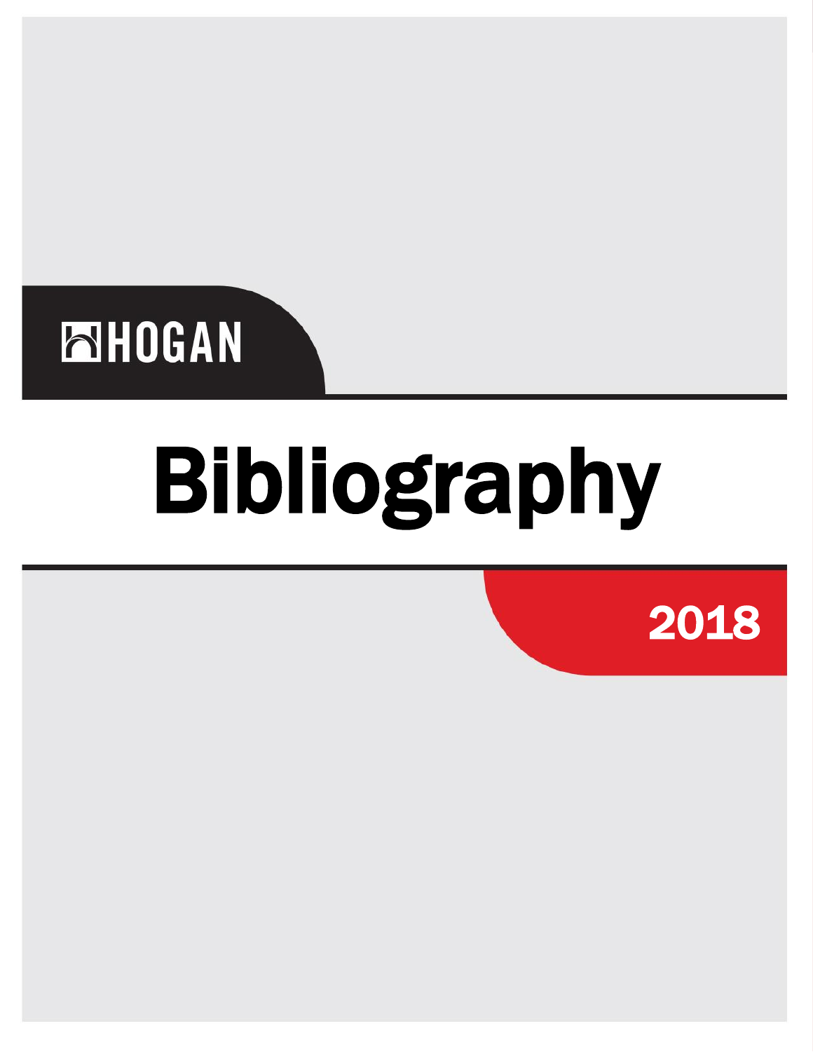HOGAN

# Bibliography

2018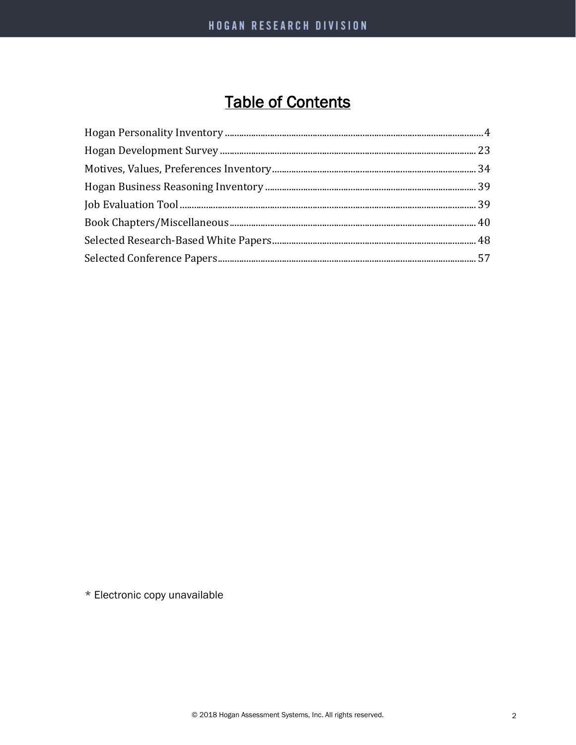# Table of Contents

Hogan Personality Inventory ........................................................ 4
Hogan Development Survey ........................................................ 23
Motives, Values, Preferences Inventory ........................................................ 34
Hogan Business Reasoning Inventory ........................................................ 39
Job Evaluation Tool ........................................................ 39
Book Chapters/Miscellaneous ........................................................ 40
Selected Research-Based White Papers ........................................................ 48
Selected Conference Papers ........................................................ 57

* Electronic copy unavailable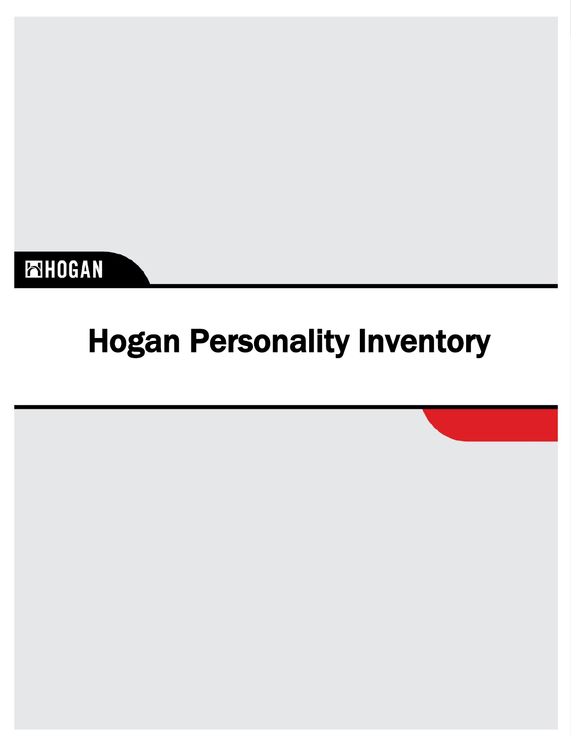HOGAN

# Hogan Personality Inventory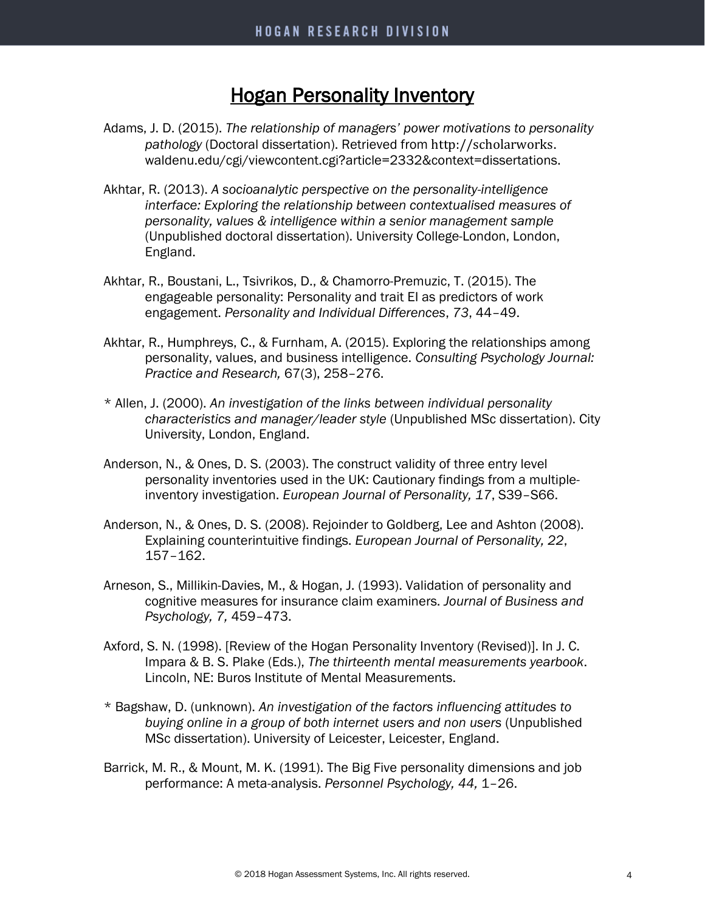# Hogan Personality Inventory

Adams, J. D. (2015). *The relationship of managers' power motivations to personality pathology* (Doctoral dissertation). Retrieved from http://scholarworks.waldenu.edu/cgi/viewcontent.cgi?article=2332&context=dissertations.

Akhtar, R. (2013). *A socioanalytic perspective on the personality-intelligence interface: Exploring the relationship between contextualised measures of personality, values & intelligence within a senior management sample* (Unpublished doctoral dissertation). University College-London, London, England.

Akhtar, R., Boustani, L., Tsivrikos, D., & Chamorro-Premuzic, T. (2015). The engageable personality: Personality and trait EI as predictors of work engagement. *Personality and Individual Differences*, *73*, 44–49.

Akhtar, R., Humphreys, C., & Furnham, A. (2015). Exploring the relationships among personality, values, and business intelligence. *Consulting Psychology Journal: Practice and Research,* 67(3), 258–276.

* Allen, J. (2000). *An investigation of the links between individual personality characteristics and manager/leader style* (Unpublished MSc dissertation). City University, London, England.

Anderson, N., & Ones, D. S. (2003). The construct validity of three entry level personality inventories used in the UK: Cautionary findings from a multiple-inventory investigation. *European Journal of Personality, 17*, S39–S66.

Anderson, N., & Ones, D. S. (2008). Rejoinder to Goldberg, Lee and Ashton (2008). Explaining counterintuitive findings. *European Journal of Personality, 22*, 157–162.

Arneson, S., Millikin-Davies, M., & Hogan, J. (1993). Validation of personality and cognitive measures for insurance claim examiners. *Journal of Business and Psychology, 7,* 459–473.

Axford, S. N. (1998). [Review of the Hogan Personality Inventory (Revised)]. In J. C. Impara & B. S. Plake (Eds.), *The thirteenth mental measurements yearbook*. Lincoln, NE: Buros Institute of Mental Measurements.

* Bagshaw, D. (unknown). *An investigation of the factors influencing attitudes to buying online in a group of both internet users and non users* (Unpublished MSc dissertation). University of Leicester, Leicester, England.

Barrick, M. R., & Mount, M. K. (1991). The Big Five personality dimensions and job performance: A meta-analysis. *Personnel Psychology, 44,* 1–26.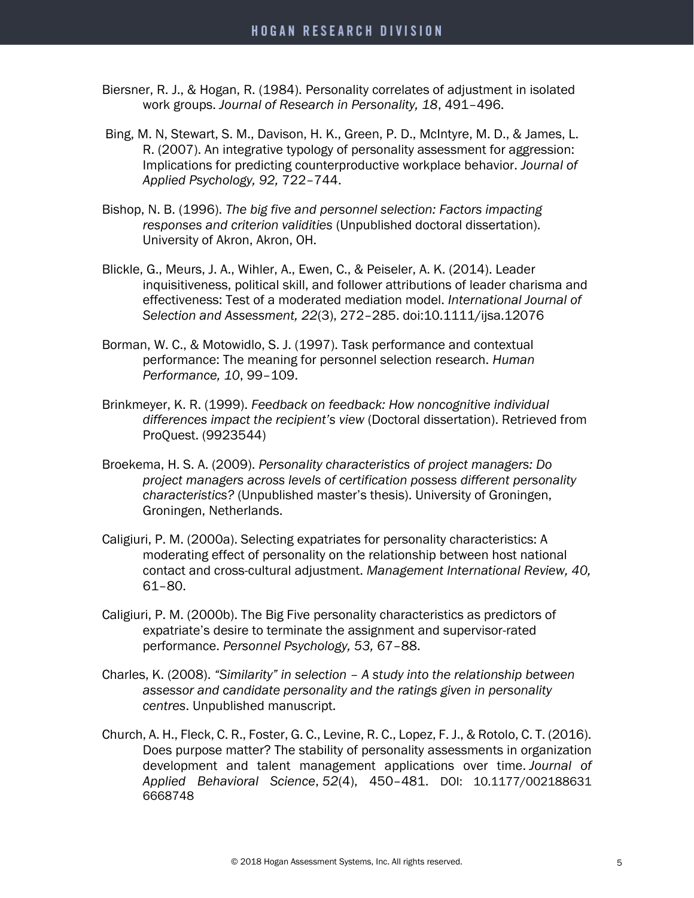Biersner, R. J., & Hogan, R. (1984). Personality correlates of adjustment in isolated work groups. *Journal of Research in Personality, 18*, 491–496.

Bing, M. N, Stewart, S. M., Davison, H. K., Green, P. D., McIntyre, M. D., & James, L. R. (2007). An integrative typology of personality assessment for aggression: Implications for predicting counterproductive workplace behavior. *Journal of Applied Psychology, 92,* 722–744.

Bishop, N. B. (1996). *The big five and personnel selection: Factors impacting responses and criterion validities* (Unpublished doctoral dissertation). University of Akron, Akron, OH.

Blickle, G., Meurs, J. A., Wihler, A., Ewen, C., & Peiseler, A. K. (2014). Leader inquisitiveness, political skill, and follower attributions of leader charisma and effectiveness: Test of a moderated mediation model. *International Journal of Selection and Assessment, 22*(3), 272–285. doi:10.1111/ijsa.12076

Borman, W. C., & Motowidlo, S. J. (1997). Task performance and contextual performance: The meaning for personnel selection research. *Human Performance, 10*, 99–109.

Brinkmeyer, K. R. (1999). *Feedback on feedback: How noncognitive individual differences impact the recipient's view* (Doctoral dissertation). Retrieved from ProQuest. (9923544)

Broekema, H. S. A. (2009). *Personality characteristics of project managers: Do project managers across levels of certification possess different personality characteristics?* (Unpublished master's thesis). University of Groningen, Groningen, Netherlands.

Caligiuri, P. M. (2000a). Selecting expatriates for personality characteristics: A moderating effect of personality on the relationship between host national contact and cross-cultural adjustment. *Management International Review, 40,* 61–80.

Caligiuri, P. M. (2000b). The Big Five personality characteristics as predictors of expatriate's desire to terminate the assignment and supervisor-rated performance. *Personnel Psychology, 53,* 67–88.

Charles, K. (2008). *"Similarity" in selection – A study into the relationship between assessor and candidate personality and the ratings given in personality centres*. Unpublished manuscript.

Church, A. H., Fleck, C. R., Foster, G. C., Levine, R. C., Lopez, F. J., & Rotolo, C. T. (2016). Does purpose matter? The stability of personality assessments in organization development and talent management applications over time. *Journal of Applied Behavioral Science*, *52*(4), 450–481. DOI: 10.1177/002188631 6668748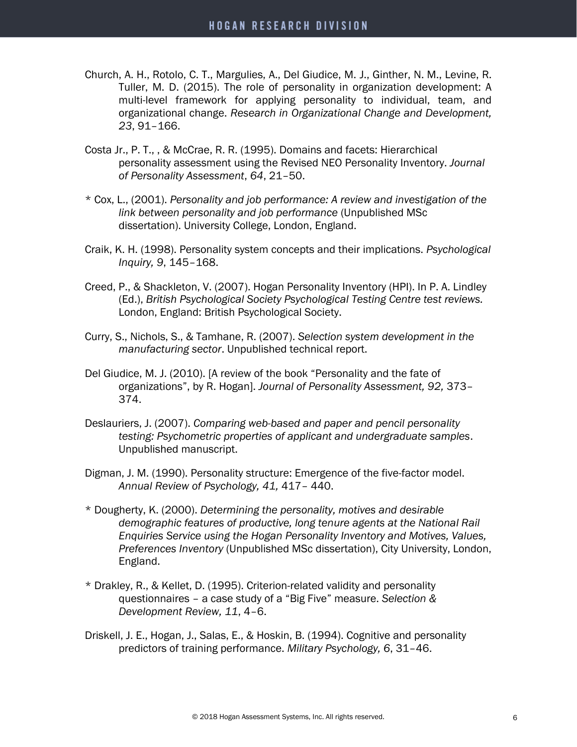Church, A. H., Rotolo, C. T., Margulies, A., Del Giudice, M. J., Ginther, N. M., Levine, R. Tuller, M. D. (2015). The role of personality in organization development: A multi-level framework for applying personality to individual, team, and organizational change. *Research in Organizational Change and Development, 23*, 91–166.

Costa Jr., P. T., , & McCrae, R. R. (1995). Domains and facets: Hierarchical personality assessment using the Revised NEO Personality Inventory. *Journal of Personality Assessment*, *64*, 21–50.

\* Cox, L., (2001). *Personality and job performance: A review and investigation of the link between personality and job performance* (Unpublished MSc dissertation). University College, London, England.

Craik, K. H. (1998). Personality system concepts and their implications. *Psychological Inquiry, 9*, 145–168.

Creed, P., & Shackleton, V. (2007). Hogan Personality Inventory (HPI). In P. A. Lindley (Ed.), *British Psychological Society Psychological Testing Centre test reviews.* London, England: British Psychological Society.

Curry, S., Nichols, S., & Tamhane, R. (2007). *Selection system development in the manufacturing sector*. Unpublished technical report.

Del Giudice, M. J. (2010). [A review of the book "Personality and the fate of organizations", by R. Hogan]. *Journal of Personality Assessment, 92,* 373–374.

Deslauriers, J. (2007). *Comparing web-based and paper and pencil personality testing: Psychometric properties of applicant and undergraduate samples*. Unpublished manuscript.

Digman, J. M. (1990). Personality structure: Emergence of the five-factor model. *Annual Review of Psychology, 41,* 417– 440.

\* Dougherty, K. (2000). *Determining the personality, motives and desirable demographic features of productive, long tenure agents at the National Rail Enquiries Service using the Hogan Personality Inventory and Motives, Values, Preferences Inventory* (Unpublished MSc dissertation), City University, London, England.

\* Drakley, R., & Kellet, D. (1995). Criterion-related validity and personality questionnaires – a case study of a "Big Five" measure. *Selection & Development Review, 11*, 4–6.

Driskell, J. E., Hogan, J., Salas, E., & Hoskin, B. (1994). Cognitive and personality predictors of training performance. *Military Psychology, 6*, 31–46.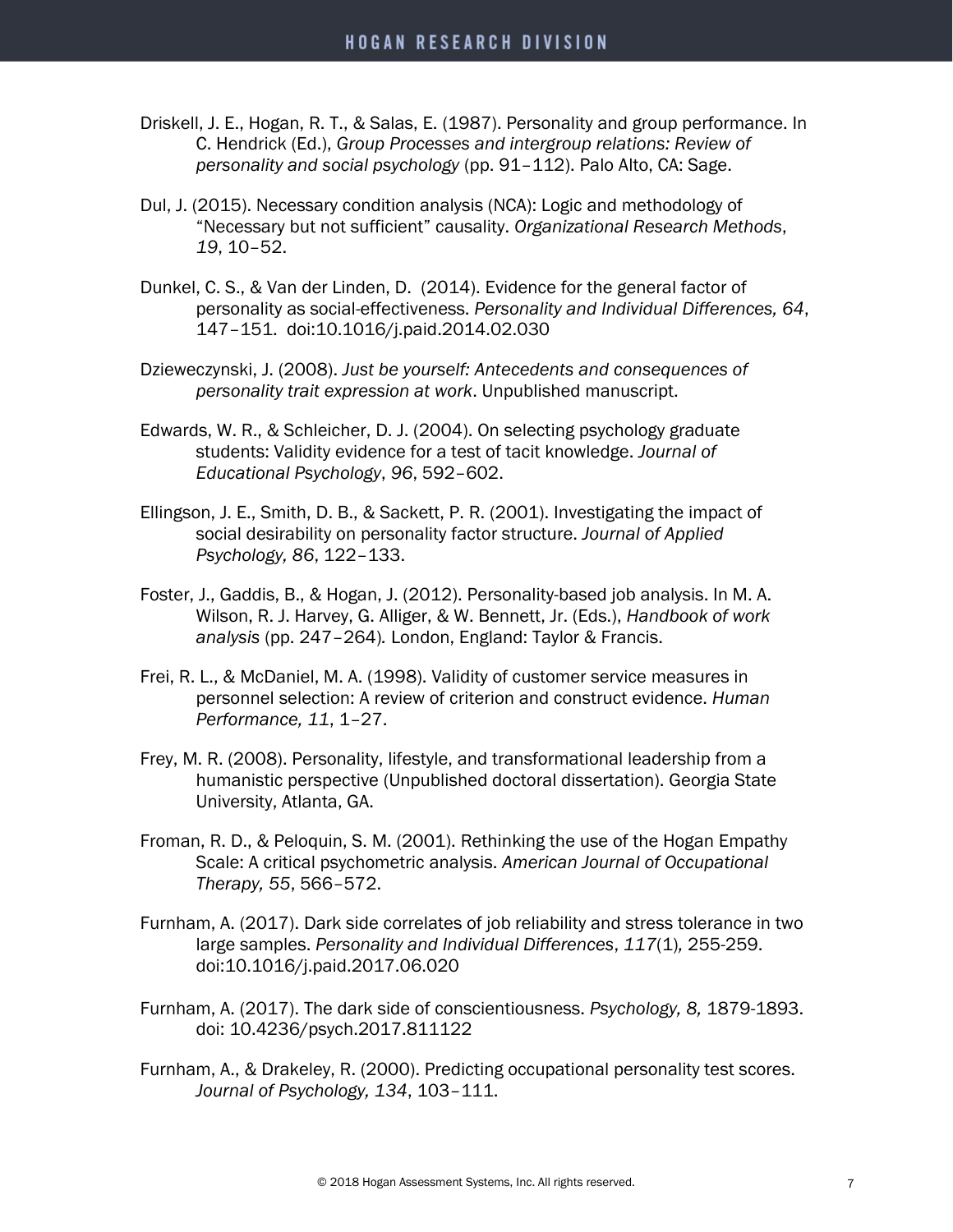Driskell, J. E., Hogan, R. T., & Salas, E. (1987). Personality and group performance. In C. Hendrick (Ed.), *Group Processes and intergroup relations: Review of personality and social psychology* (pp. 91–112). Palo Alto, CA: Sage.

Dul, J. (2015). Necessary condition analysis (NCA): Logic and methodology of "Necessary but not sufficient" causality. *Organizational Research Methods*, *19*, 10–52.

Dunkel, C. S., & Van der Linden, D. (2014). Evidence for the general factor of personality as social-effectiveness. *Personality and Individual Differences, 64*, 147–151. doi:10.1016/j.paid.2014.02.030

Dzieweczynski, J. (2008). *Just be yourself: Antecedents and consequences of personality trait expression at work*. Unpublished manuscript.

Edwards, W. R., & Schleicher, D. J. (2004). On selecting psychology graduate students: Validity evidence for a test of tacit knowledge. *Journal of Educational Psychology*, *96*, 592–602.

Ellingson, J. E., Smith, D. B., & Sackett, P. R. (2001). Investigating the impact of social desirability on personality factor structure. *Journal of Applied Psychology, 86*, 122–133.

Foster, J., Gaddis, B., & Hogan, J. (2012). Personality-based job analysis. In M. A. Wilson, R. J. Harvey, G. Alliger, & W. Bennett, Jr. (Eds.), *Handbook of work analysis* (pp. 247–264). London, England: Taylor & Francis.

Frei, R. L., & McDaniel, M. A. (1998). Validity of customer service measures in personnel selection: A review of criterion and construct evidence. *Human Performance, 11*, 1–27.

Frey, M. R. (2008). Personality, lifestyle, and transformational leadership from a humanistic perspective (Unpublished doctoral dissertation). Georgia State University, Atlanta, GA.

Froman, R. D., & Peloquin, S. M. (2001). Rethinking the use of the Hogan Empathy Scale: A critical psychometric analysis. *American Journal of Occupational Therapy, 55*, 566–572.

Furnham, A. (2017). Dark side correlates of job reliability and stress tolerance in two large samples. *Personality and Individual Differences*, *117*(1)*,* 255-259. doi:10.1016/j.paid.2017.06.020

Furnham, A. (2017). The dark side of conscientiousness. *Psychology, 8,* 1879-1893. doi: 10.4236/psych.2017.811122

Furnham, A., & Drakeley, R. (2000). Predicting occupational personality test scores. *Journal of Psychology, 134*, 103–111.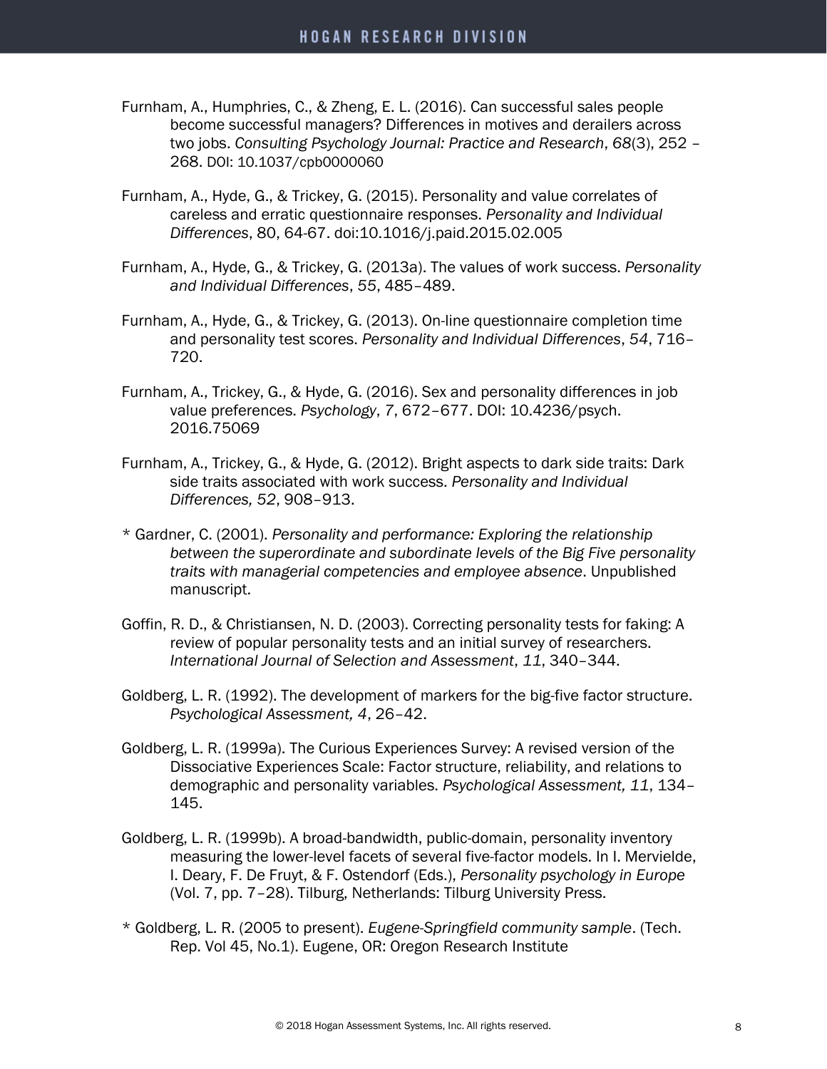Furnham, A., Humphries, C., & Zheng, E. L. (2016). Can successful sales people become successful managers? Differences in motives and derailers across two jobs. *Consulting Psychology Journal: Practice and Research*, *68*(3), 252 – 268. DOI: 10.1037/cpb0000060

Furnham, A., Hyde, G., & Trickey, G. (2015). Personality and value correlates of careless and erratic questionnaire responses. *Personality and Individual Differences*, 80, 64-67. doi:10.1016/j.paid.2015.02.005

Furnham, A., Hyde, G., & Trickey, G. (2013a). The values of work success. *Personality and Individual Differences*, *55*, 485–489.

Furnham, A., Hyde, G., & Trickey, G. (2013). On-line questionnaire completion time and personality test scores. *Personality and Individual Differences*, *54*, 716–720.

Furnham, A., Trickey, G., & Hyde, G. (2016). Sex and personality differences in job value preferences. *Psychology*, *7*, 672–677. DOI: 10.4236/psych. 2016.75069

Furnham, A., Trickey, G., & Hyde, G. (2012). Bright aspects to dark side traits: Dark side traits associated with work success. *Personality and Individual Differences, 52*, 908–913.

* Gardner, C. (2001). *Personality and performance: Exploring the relationship between the superordinate and subordinate levels of the Big Five personality traits with managerial competencies and employee absence*. Unpublished manuscript.

Goffin, R. D., & Christiansen, N. D. (2003). Correcting personality tests for faking: A review of popular personality tests and an initial survey of researchers. *International Journal of Selection and Assessment*, *11*, 340–344.

Goldberg, L. R. (1992). The development of markers for the big-five factor structure. *Psychological Assessment, 4*, 26–42.

Goldberg, L. R. (1999a). The Curious Experiences Survey: A revised version of the Dissociative Experiences Scale: Factor structure, reliability, and relations to demographic and personality variables. *Psychological Assessment, 11*, 134–145.

Goldberg, L. R. (1999b). A broad-bandwidth, public-domain, personality inventory measuring the lower-level facets of several five-factor models. In I. Mervielde, I. Deary, F. De Fruyt, & F. Ostendorf (Eds.), *Personality psychology in Europe* (Vol. 7, pp. 7–28). Tilburg, Netherlands: Tilburg University Press.

* Goldberg, L. R. (2005 to present). *Eugene-Springfield community sample*. (Tech. Rep. Vol 45, No.1). Eugene, OR: Oregon Research Institute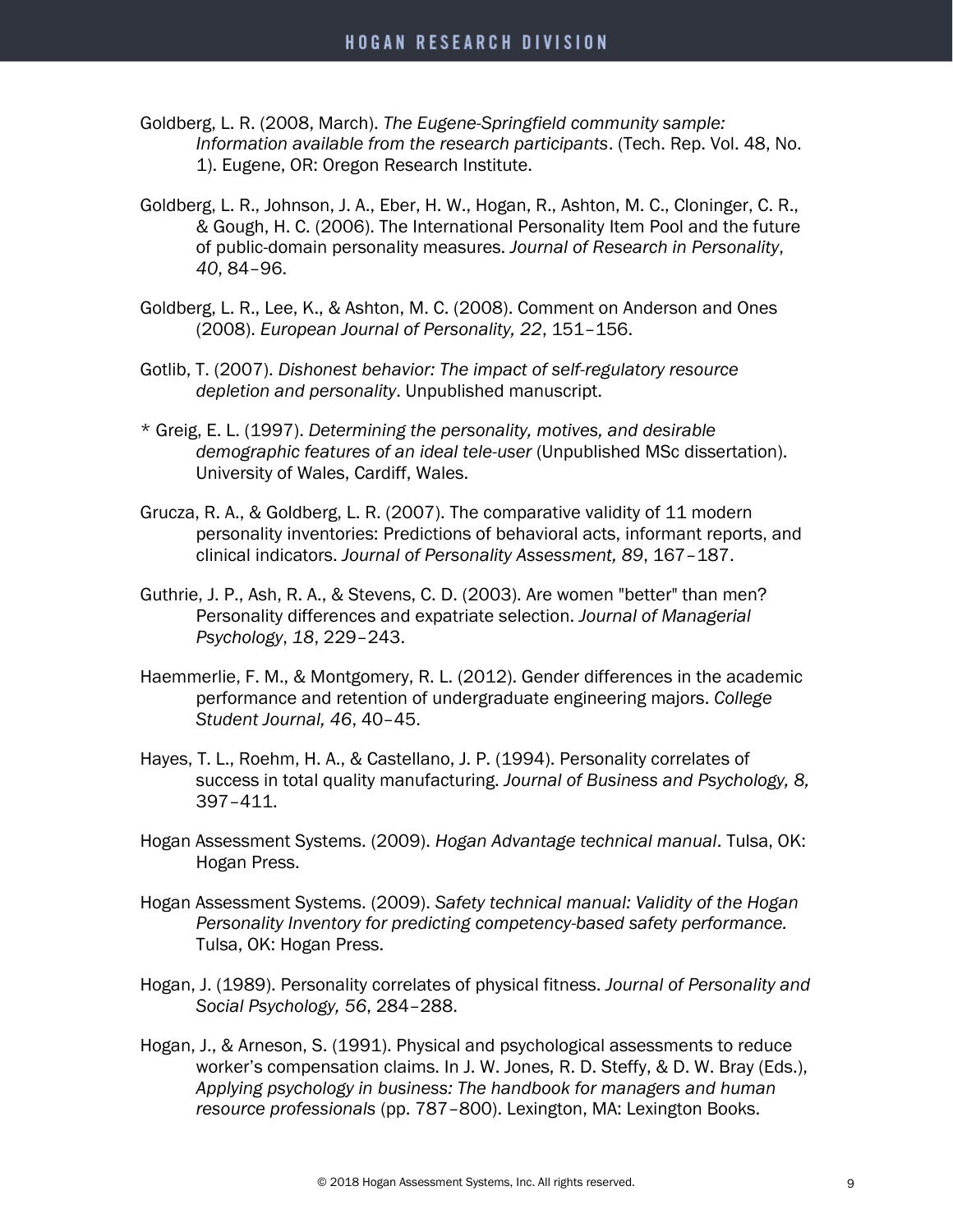Goldberg, L. R. (2008, March). *The Eugene-Springfield community sample: Information available from the research participants*. (Tech. Rep. Vol. 48, No. 1). Eugene, OR: Oregon Research Institute.

Goldberg, L. R., Johnson, J. A., Eber, H. W., Hogan, R., Ashton, M. C., Cloninger, C. R., & Gough, H. C. (2006). The International Personality Item Pool and the future of public-domain personality measures. *Journal of Research in Personality*, *40*, 84–96.

Goldberg, L. R., Lee, K., & Ashton, M. C. (2008). Comment on Anderson and Ones (2008). *European Journal of Personality, 22*, 151–156.

Gotlib, T. (2007). *Dishonest behavior: The impact of self-regulatory resource depletion and personality*. Unpublished manuscript.

* Greig, E. L. (1997). *Determining the personality, motives, and desirable demographic features of an ideal tele-user* (Unpublished MSc dissertation). University of Wales, Cardiff, Wales.

Grucza, R. A., & Goldberg, L. R. (2007). The comparative validity of 11 modern personality inventories: Predictions of behavioral acts, informant reports, and clinical indicators. *Journal of Personality Assessment, 89*, 167–187.

Guthrie, J. P., Ash, R. A., & Stevens, C. D. (2003). Are women "better" than men? Personality differences and expatriate selection. *Journal of Managerial Psychology*, *18*, 229–243.

Haemmerlie, F. M., & Montgomery, R. L. (2012). Gender differences in the academic performance and retention of undergraduate engineering majors. *College Student Journal, 46*, 40–45.

Hayes, T. L., Roehm, H. A., & Castellano, J. P. (1994). Personality correlates of success in total quality manufacturing. *Journal of Business and Psychology, 8,* 397–411.

Hogan Assessment Systems. (2009). *Hogan Advantage technical manual*. Tulsa, OK: Hogan Press.

Hogan Assessment Systems. (2009). *Safety technical manual: Validity of the Hogan Personality Inventory for predicting competency-based safety performance.* Tulsa, OK: Hogan Press.

Hogan, J. (1989). Personality correlates of physical fitness. *Journal of Personality and Social Psychology, 56*, 284–288.

Hogan, J., & Arneson, S. (1991). Physical and psychological assessments to reduce worker's compensation claims. In J. W. Jones, R. D. Steffy, & D. W. Bray (Eds.), *Applying psychology in business: The handbook for managers and human resource professionals* (pp. 787–800). Lexington, MA: Lexington Books.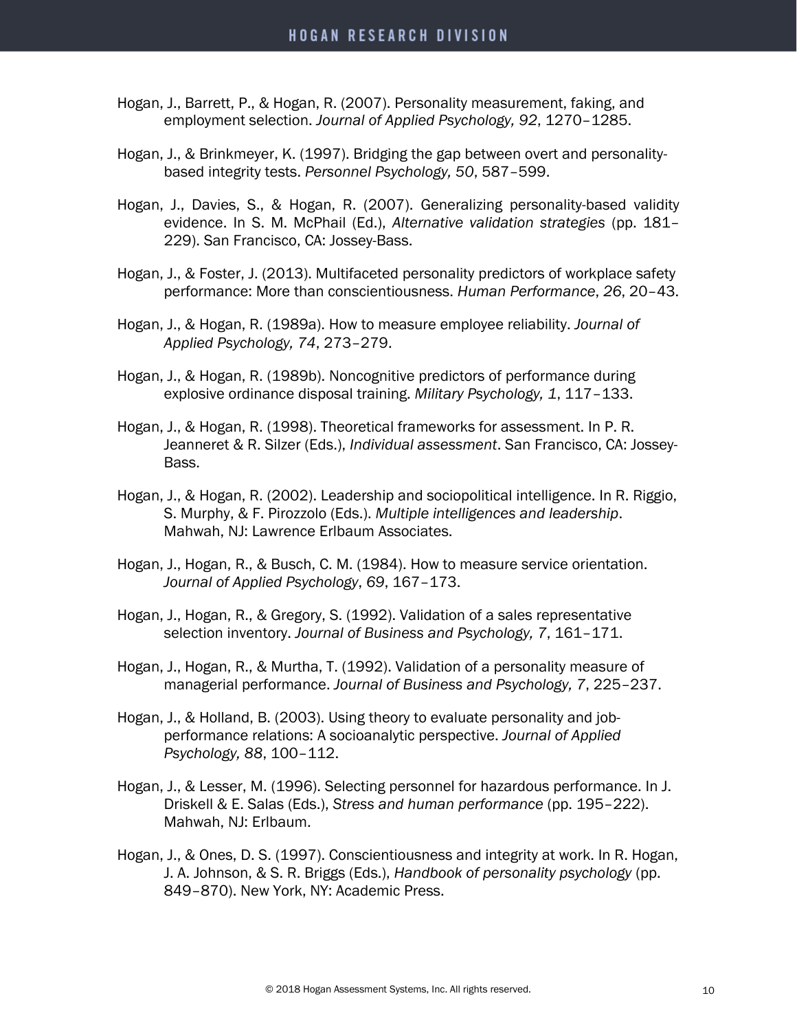Hogan, J., Barrett, P., & Hogan, R. (2007). Personality measurement, faking, and employment selection. *Journal of Applied Psychology, 92*, 1270–1285.

Hogan, J., & Brinkmeyer, K. (1997). Bridging the gap between overt and personality-based integrity tests. *Personnel Psychology, 50*, 587–599.

Hogan, J., Davies, S., & Hogan, R. (2007). Generalizing personality-based validity evidence. In S. M. McPhail (Ed.), *Alternative validation strategies* (pp. 181–229). San Francisco, CA: Jossey-Bass.

Hogan, J., & Foster, J. (2013). Multifaceted personality predictors of workplace safety performance: More than conscientiousness. *Human Performance*, *26*, 20–43.

Hogan, J., & Hogan, R. (1989a). How to measure employee reliability. *Journal of Applied Psychology, 74*, 273–279.

Hogan, J., & Hogan, R. (1989b). Noncognitive predictors of performance during explosive ordinance disposal training. *Military Psychology, 1*, 117–133.

Hogan, J., & Hogan, R. (1998). Theoretical frameworks for assessment. In P. R. Jeanneret & R. Silzer (Eds.), *Individual assessment*. San Francisco, CA: Jossey-Bass.

Hogan, J., & Hogan, R. (2002). Leadership and sociopolitical intelligence. In R. Riggio, S. Murphy, & F. Pirozzolo (Eds.). *Multiple intelligences and leadership*. Mahwah, NJ: Lawrence Erlbaum Associates.

Hogan, J., Hogan, R., & Busch, C. M. (1984). How to measure service orientation. *Journal of Applied Psychology*, *69*, 167–173.

Hogan, J., Hogan, R., & Gregory, S. (1992). Validation of a sales representative selection inventory. *Journal of Business and Psychology, 7*, 161–171.

Hogan, J., Hogan, R., & Murtha, T. (1992). Validation of a personality measure of managerial performance. *Journal of Business and Psychology, 7*, 225–237.

Hogan, J., & Holland, B. (2003). Using theory to evaluate personality and job-performance relations: A socioanalytic perspective. *Journal of Applied Psychology, 88*, 100–112.

Hogan, J., & Lesser, M. (1996). Selecting personnel for hazardous performance. In J. Driskell & E. Salas (Eds.), *Stress and human performance* (pp. 195–222). Mahwah, NJ: Erlbaum.

Hogan, J., & Ones, D. S. (1997). Conscientiousness and integrity at work. In R. Hogan, J. A. Johnson, & S. R. Briggs (Eds.), *Handbook of personality psychology* (pp. 849–870). New York, NY: Academic Press.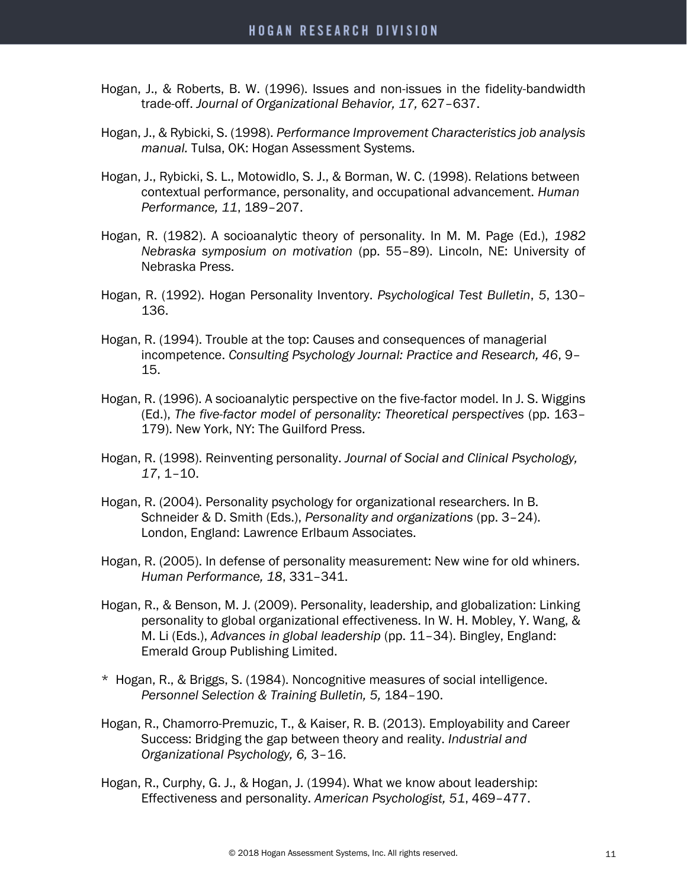Hogan, J., & Roberts, B. W. (1996). Issues and non-issues in the fidelity-bandwidth trade-off. *Journal of Organizational Behavior, 17,* 627–637.

Hogan, J., & Rybicki, S. (1998). *Performance Improvement Characteristics job analysis manual.* Tulsa, OK: Hogan Assessment Systems.

Hogan, J., Rybicki, S. L., Motowidlo, S. J., & Borman, W. C. (1998). Relations between contextual performance, personality, and occupational advancement. *Human Performance, 11*, 189–207.

Hogan, R. (1982). A socioanalytic theory of personality. In M. M. Page (Ed.), *1982 Nebraska symposium on motivation* (pp. 55–89). Lincoln, NE: University of Nebraska Press.

Hogan, R. (1992). Hogan Personality Inventory. *Psychological Test Bulletin*, *5*, 130–136.

Hogan, R. (1994). Trouble at the top: Causes and consequences of managerial incompetence. *Consulting Psychology Journal: Practice and Research, 46*, 9–15.

Hogan, R. (1996). A socioanalytic perspective on the five-factor model. In J. S. Wiggins (Ed.), *The five-factor model of personality: Theoretical perspectives* (pp. 163–179). New York, NY: The Guilford Press.

Hogan, R. (1998). Reinventing personality. *Journal of Social and Clinical Psychology, 17*, 1–10.

Hogan, R. (2004). Personality psychology for organizational researchers. In B. Schneider & D. Smith (Eds.), *Personality and organizations* (pp. 3–24). London, England: Lawrence Erlbaum Associates.

Hogan, R. (2005). In defense of personality measurement: New wine for old whiners. *Human Performance, 18*, 331–341.

Hogan, R., & Benson, M. J. (2009). Personality, leadership, and globalization: Linking personality to global organizational effectiveness. In W. H. Mobley, Y. Wang, & M. Li (Eds.), *Advances in global leadership* (pp. 11–34). Bingley, England: Emerald Group Publishing Limited.

\* Hogan, R., & Briggs, S. (1984). Noncognitive measures of social intelligence. *Personnel Selection & Training Bulletin, 5,* 184–190.

Hogan, R., Chamorro-Premuzic, T., & Kaiser, R. B. (2013). Employability and Career Success: Bridging the gap between theory and reality. *Industrial and Organizational Psychology, 6,* 3–16.

Hogan, R., Curphy, G. J., & Hogan, J. (1994). What we know about leadership: Effectiveness and personality. *American Psychologist, 51*, 469–477.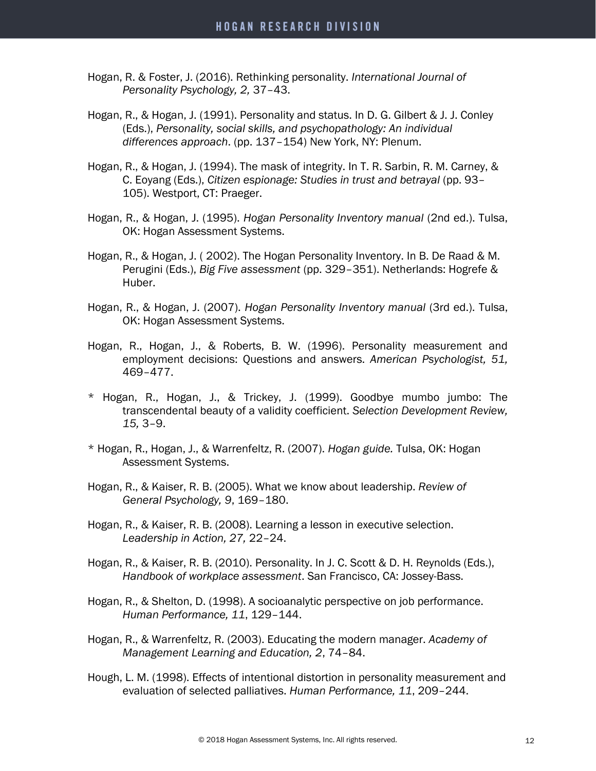Hogan, R. & Foster, J. (2016). Rethinking personality. *International Journal of Personality Psychology, 2,* 37–43.

Hogan, R., & Hogan, J. (1991). Personality and status. In D. G. Gilbert & J. J. Conley (Eds.), *Personality, social skills, and psychopathology: An individual differences approach*. (pp. 137–154) New York, NY: Plenum.

Hogan, R., & Hogan, J. (1994). The mask of integrity. In T. R. Sarbin, R. M. Carney, & C. Eoyang (Eds.), *Citizen espionage: Studies in trust and betrayal* (pp. 93–105). Westport, CT: Praeger.

Hogan, R., & Hogan, J. (1995). *Hogan Personality Inventory manual* (2nd ed.). Tulsa, OK: Hogan Assessment Systems.

Hogan, R., & Hogan, J. ( 2002). The Hogan Personality Inventory. In B. De Raad & M. Perugini (Eds.), *Big Five assessment* (pp. 329–351). Netherlands: Hogrefe & Huber.

Hogan, R., & Hogan, J. (2007). *Hogan Personality Inventory manual* (3rd ed.). Tulsa, OK: Hogan Assessment Systems.

Hogan, R., Hogan, J., & Roberts, B. W. (1996). Personality measurement and employment decisions: Questions and answers. *American Psychologist, 51,* 469–477.

* Hogan, R., Hogan, J., & Trickey, J. (1999). Goodbye mumbo jumbo: The transcendental beauty of a validity coefficient. *Selection Development Review, 15,* 3–9.

* Hogan, R., Hogan, J., & Warrenfeltz, R. (2007). *Hogan guide.* Tulsa, OK: Hogan Assessment Systems.

Hogan, R., & Kaiser, R. B. (2005). What we know about leadership. *Review of General Psychology, 9*, 169–180.

Hogan, R., & Kaiser, R. B. (2008). Learning a lesson in executive selection. *Leadership in Action, 27,* 22–24.

Hogan, R., & Kaiser, R. B. (2010). Personality. In J. C. Scott & D. H. Reynolds (Eds.), *Handbook of workplace assessment*. San Francisco, CA: Jossey-Bass.

Hogan, R., & Shelton, D. (1998). A socioanalytic perspective on job performance. *Human Performance, 11*, 129–144.

Hogan, R., & Warrenfeltz, R. (2003). Educating the modern manager. *Academy of Management Learning and Education, 2*, 74–84.

Hough, L. M. (1998). Effects of intentional distortion in personality measurement and evaluation of selected palliatives. *Human Performance, 11*, 209–244.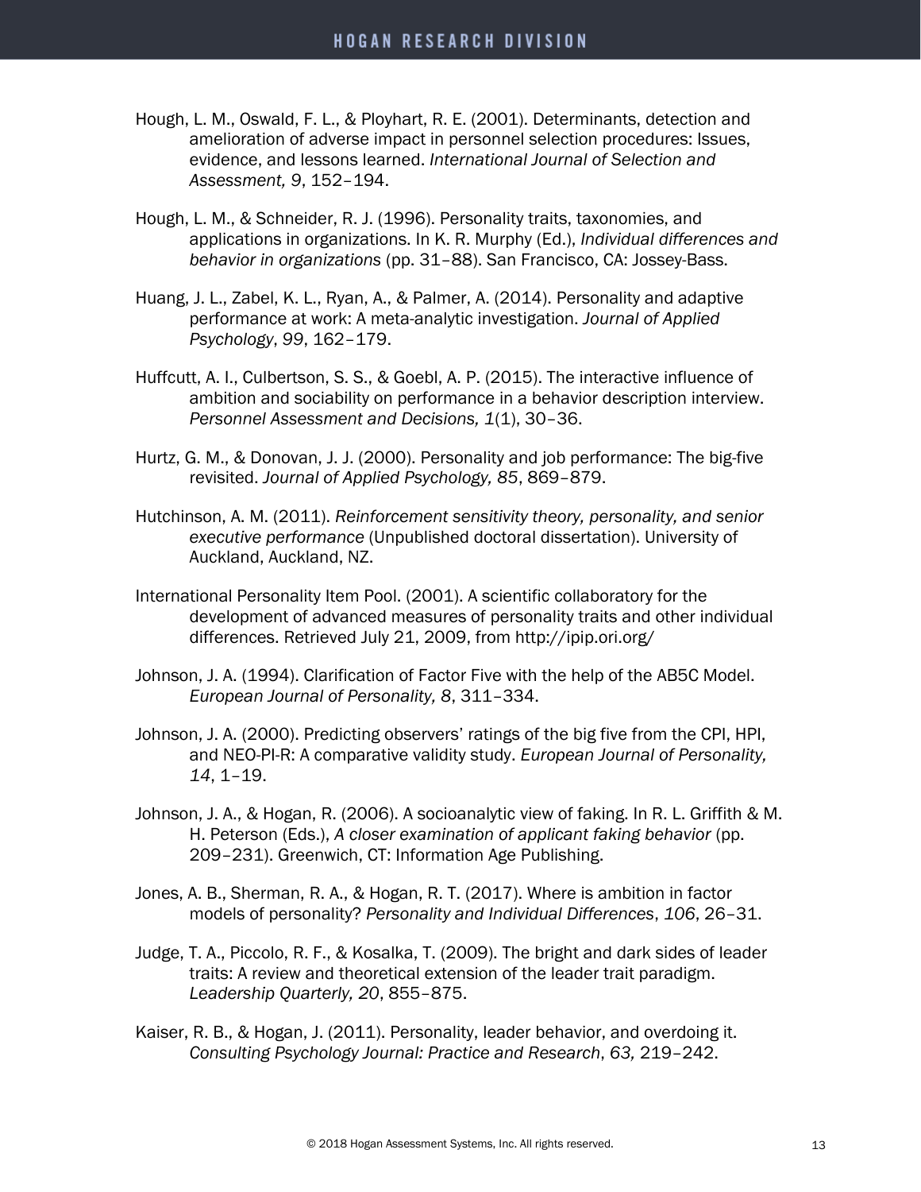Hough, L. M., Oswald, F. L., & Ployhart, R. E. (2001). Determinants, detection and amelioration of adverse impact in personnel selection procedures: Issues, evidence, and lessons learned. *International Journal of Selection and Assessment, 9*, 152–194.

Hough, L. M., & Schneider, R. J. (1996). Personality traits, taxonomies, and applications in organizations. In K. R. Murphy (Ed.), *Individual differences and behavior in organizations* (pp. 31–88). San Francisco, CA: Jossey-Bass.

Huang, J. L., Zabel, K. L., Ryan, A., & Palmer, A. (2014). Personality and adaptive performance at work: A meta-analytic investigation. *Journal of Applied Psychology*, *99*, 162–179.

Huffcutt, A. I., Culbertson, S. S., & Goebl, A. P. (2015). The interactive influence of ambition and sociability on performance in a behavior description interview. *Personnel Assessment and Decisions, 1*(1), 30–36.

Hurtz, G. M., & Donovan, J. J. (2000). Personality and job performance: The big-five revisited. *Journal of Applied Psychology, 85*, 869–879.

Hutchinson, A. M. (2011). *Reinforcement sensitivity theory, personality, and senior executive performance* (Unpublished doctoral dissertation). University of Auckland, Auckland, NZ.

International Personality Item Pool. (2001). A scientific collaboratory for the development of advanced measures of personality traits and other individual differences. Retrieved July 21, 2009, from http://ipip.ori.org/

Johnson, J. A. (1994). Clarification of Factor Five with the help of the AB5C Model. *European Journal of Personality, 8*, 311–334.

Johnson, J. A. (2000). Predicting observers' ratings of the big five from the CPI, HPI, and NEO-PI-R: A comparative validity study. *European Journal of Personality, 14*, 1–19.

Johnson, J. A., & Hogan, R. (2006). A socioanalytic view of faking. In R. L. Griffith & M. H. Peterson (Eds.), *A closer examination of applicant faking behavior* (pp. 209–231). Greenwich, CT: Information Age Publishing.

Jones, A. B., Sherman, R. A., & Hogan, R. T. (2017). Where is ambition in factor models of personality? *Personality and Individual Differences*, *106*, 26–31.

Judge, T. A., Piccolo, R. F., & Kosalka, T. (2009). The bright and dark sides of leader traits: A review and theoretical extension of the leader trait paradigm. *Leadership Quarterly, 20*, 855–875.

Kaiser, R. B., & Hogan, J. (2011). Personality, leader behavior, and overdoing it. *Consulting Psychology Journal: Practice and Research*, *63,* 219–242.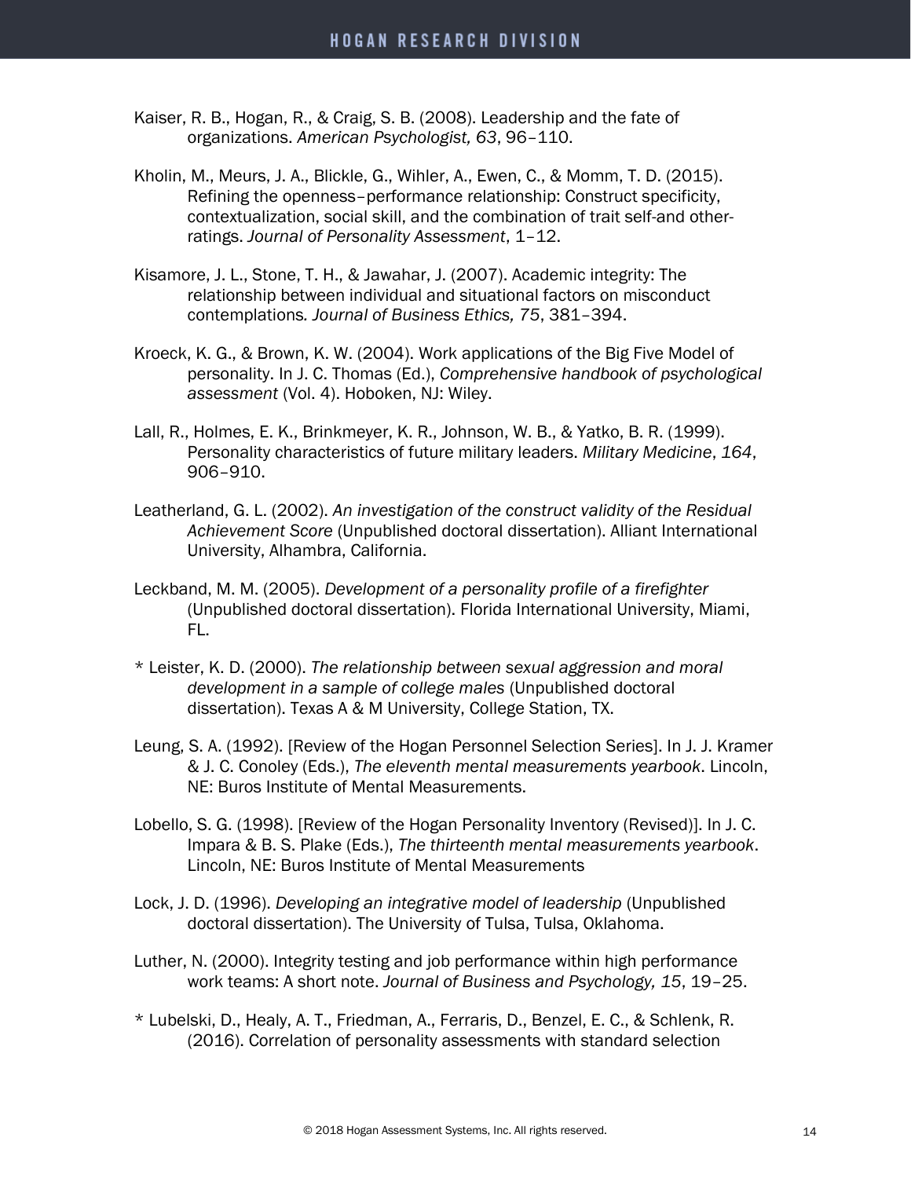Kaiser, R. B., Hogan, R., & Craig, S. B. (2008). Leadership and the fate of organizations. *American Psychologist, 63*, 96–110.

Kholin, M., Meurs, J. A., Blickle, G., Wihler, A., Ewen, C., & Momm, T. D. (2015). Refining the openness–performance relationship: Construct specificity, contextualization, social skill, and the combination of trait self-and other-ratings. *Journal of Personality Assessment*, 1–12.

Kisamore, J. L., Stone, T. H., & Jawahar, J. (2007). Academic integrity: The relationship between individual and situational factors on misconduct contemplations*. Journal of Business Ethics, 75*, 381–394.

Kroeck, K. G., & Brown, K. W. (2004). Work applications of the Big Five Model of personality. In J. C. Thomas (Ed.), *Comprehensive handbook of psychological assessment* (Vol. 4). Hoboken, NJ: Wiley.

Lall, R., Holmes, E. K., Brinkmeyer, K. R., Johnson, W. B., & Yatko, B. R. (1999). Personality characteristics of future military leaders. *Military Medicine*, *164*, 906–910.

Leatherland, G. L. (2002). *An investigation of the construct validity of the Residual Achievement Score* (Unpublished doctoral dissertation). Alliant International University, Alhambra, California.

Leckband, M. M. (2005). *Development of a personality profile of a firefighter* (Unpublished doctoral dissertation). Florida International University, Miami, FL.

* Leister, K. D. (2000). *The relationship between sexual aggression and moral development in a sample of college males* (Unpublished doctoral dissertation). Texas A & M University, College Station, TX.

Leung, S. A. (1992). [Review of the Hogan Personnel Selection Series]. In J. J. Kramer & J. C. Conoley (Eds.), *The eleventh mental measurements yearbook*. Lincoln, NE: Buros Institute of Mental Measurements.

Lobello, S. G. (1998). [Review of the Hogan Personality Inventory (Revised)]. In J. C. Impara & B. S. Plake (Eds.), *The thirteenth mental measurements yearbook*. Lincoln, NE: Buros Institute of Mental Measurements

Lock, J. D. (1996). *Developing an integrative model of leadership* (Unpublished doctoral dissertation). The University of Tulsa, Tulsa, Oklahoma.

Luther, N. (2000). Integrity testing and job performance within high performance work teams: A short note. *Journal of Business and Psychology, 15*, 19–25.

* Lubelski, D., Healy, A. T., Friedman, A., Ferraris, D., Benzel, E. C., & Schlenk, R. (2016). Correlation of personality assessments with standard selection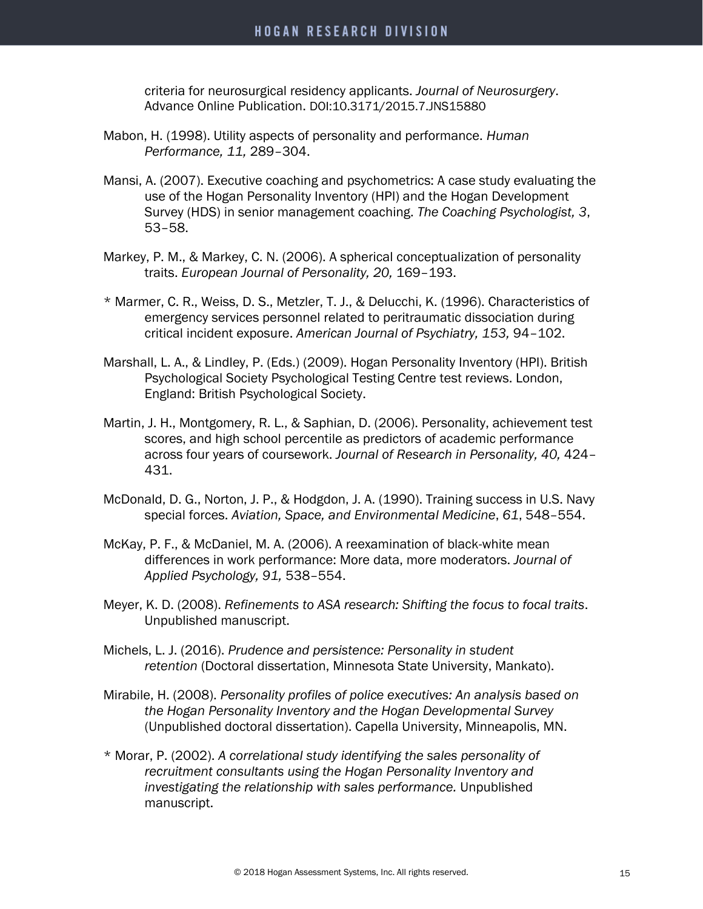criteria for neurosurgical residency applicants. *Journal of Neurosurgery*. Advance Online Publication. DOI:10.3171/2015.7.JNS15880

Mabon, H. (1998). Utility aspects of personality and performance. *Human Performance, 11,* 289–304.

Mansi, A. (2007). Executive coaching and psychometrics: A case study evaluating the use of the Hogan Personality Inventory (HPI) and the Hogan Development Survey (HDS) in senior management coaching. *The Coaching Psychologist, 3*, 53–58.

Markey, P. M., & Markey, C. N. (2006). A spherical conceptualization of personality traits. *European Journal of Personality, 20,* 169–193.

* Marmer, C. R., Weiss, D. S., Metzler, T. J., & Delucchi, K. (1996). Characteristics of emergency services personnel related to peritraumatic dissociation during critical incident exposure. *American Journal of Psychiatry, 153,* 94–102.

Marshall, L. A., & Lindley, P. (Eds.) (2009). Hogan Personality Inventory (HPI). British Psychological Society Psychological Testing Centre test reviews. London, England: British Psychological Society.

Martin, J. H., Montgomery, R. L., & Saphian, D. (2006). Personality, achievement test scores, and high school percentile as predictors of academic performance across four years of coursework. *Journal of Research in Personality, 40,* 424–431.

McDonald, D. G., Norton, J. P., & Hodgdon, J. A. (1990). Training success in U.S. Navy special forces. *Aviation, Space, and Environmental Medicine*, *61*, 548–554.

McKay, P. F., & McDaniel, M. A. (2006). A reexamination of black-white mean differences in work performance: More data, more moderators. *Journal of Applied Psychology, 91,* 538–554.

Meyer, K. D. (2008). *Refinements to ASA research: Shifting the focus to focal traits*. Unpublished manuscript.

Michels, L. J. (2016). *Prudence and persistence: Personality in student retention* (Doctoral dissertation, Minnesota State University, Mankato).

Mirabile, H. (2008). *Personality profiles of police executives: An analysis based on the Hogan Personality Inventory and the Hogan Developmental Survey* (Unpublished doctoral dissertation). Capella University, Minneapolis, MN.

* Morar, P. (2002). *A correlational study identifying the sales personality of recruitment consultants using the Hogan Personality Inventory and investigating the relationship with sales performance.* Unpublished manuscript.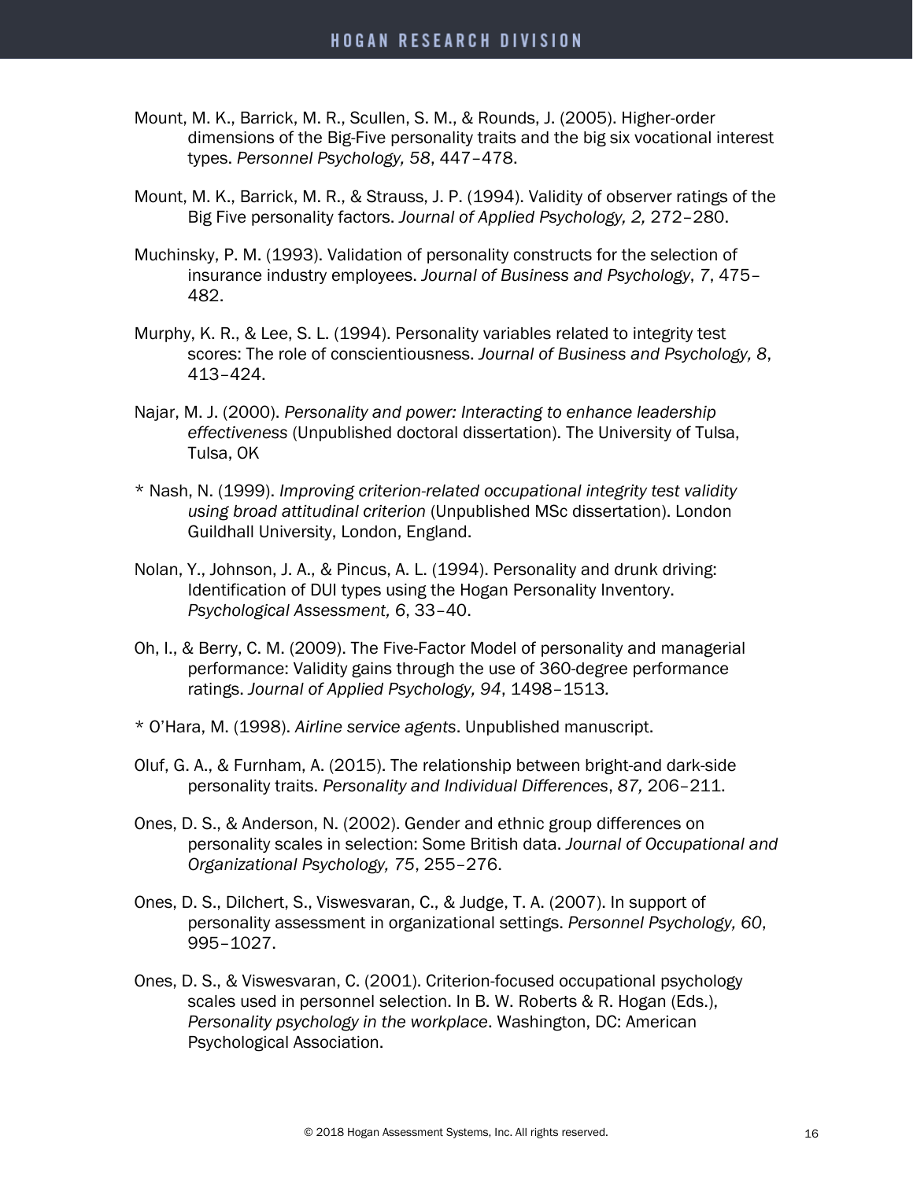Mount, M. K., Barrick, M. R., Scullen, S. M., & Rounds, J. (2005). Higher-order dimensions of the Big-Five personality traits and the big six vocational interest types. *Personnel Psychology, 58*, 447–478.

Mount, M. K., Barrick, M. R., & Strauss, J. P. (1994). Validity of observer ratings of the Big Five personality factors. *Journal of Applied Psychology, 2,* 272–280.

Muchinsky, P. M. (1993). Validation of personality constructs for the selection of insurance industry employees. *Journal of Business and Psychology*, *7*, 475–482.

Murphy, K. R., & Lee, S. L. (1994). Personality variables related to integrity test scores: The role of conscientiousness. *Journal of Business and Psychology, 8*, 413–424.

Najar, M. J. (2000). *Personality and power: Interacting to enhance leadership effectiveness* (Unpublished doctoral dissertation). The University of Tulsa, Tulsa, OK

* Nash, N. (1999). *Improving criterion-related occupational integrity test validity using broad attitudinal criterion* (Unpublished MSc dissertation). London Guildhall University, London, England.

Nolan, Y., Johnson, J. A., & Pincus, A. L. (1994). Personality and drunk driving: Identification of DUI types using the Hogan Personality Inventory. *Psychological Assessment, 6*, 33–40.

Oh, I., & Berry, C. M. (2009). The Five-Factor Model of personality and managerial performance: Validity gains through the use of 360-degree performance ratings. *Journal of Applied Psychology, 94*, 1498–1513.

* O'Hara, M. (1998). *Airline service agents*. Unpublished manuscript.

Oluf, G. A., & Furnham, A. (2015). The relationship between bright-and dark-side personality traits. *Personality and Individual Differences*, *87,* 206–211.

Ones, D. S., & Anderson, N. (2002). Gender and ethnic group differences on personality scales in selection: Some British data. *Journal of Occupational and Organizational Psychology, 75*, 255–276.

Ones, D. S., Dilchert, S., Viswesvaran, C., & Judge, T. A. (2007). In support of personality assessment in organizational settings. *Personnel Psychology, 60*, 995–1027.

Ones, D. S., & Viswesvaran, C. (2001). Criterion-focused occupational psychology scales used in personnel selection. In B. W. Roberts & R. Hogan (Eds.), *Personality psychology in the workplace*. Washington, DC: American Psychological Association.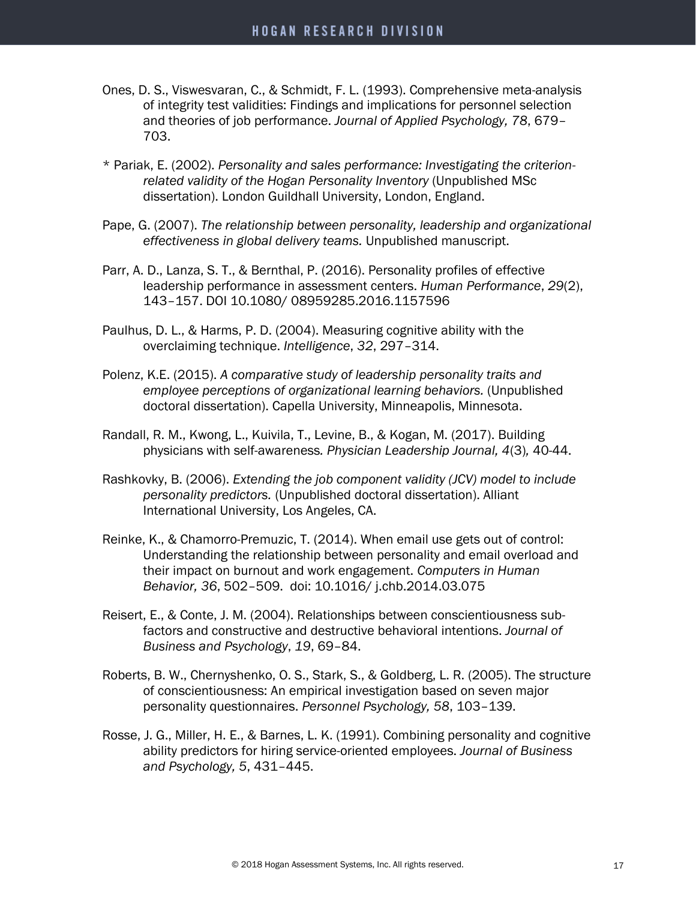Ones, D. S., Viswesvaran, C., & Schmidt, F. L. (1993). Comprehensive meta-analysis of integrity test validities: Findings and implications for personnel selection and theories of job performance. *Journal of Applied Psychology, 78*, 679–703.

* Pariak, E. (2002). *Personality and sales performance: Investigating the criterion-related validity of the Hogan Personality Inventory* (Unpublished MSc dissertation). London Guildhall University, London, England.

Pape, G. (2007). *The relationship between personality, leadership and organizational effectiveness in global delivery teams.* Unpublished manuscript.

Parr, A. D., Lanza, S. T., & Bernthal, P. (2016). Personality profiles of effective leadership performance in assessment centers. *Human Performance*, *29*(2), 143–157. DOI 10.1080/ 08959285.2016.1157596

Paulhus, D. L., & Harms, P. D. (2004). Measuring cognitive ability with the overclaiming technique. *Intelligence*, *32*, 297–314.

Polenz, K.E. (2015). *A comparative study of leadership personality traits and employee perceptions of organizational learning behaviors.* (Unpublished doctoral dissertation). Capella University, Minneapolis, Minnesota.

Randall, R. M., Kwong, L., Kuivila, T., Levine, B., & Kogan, M. (2017). Building physicians with self-awareness*. Physician Leadership Journal, 4*(3)*,* 40-44.

Rashkovky, B. (2006). *Extending the job component validity (JCV) model to include personality predictors.* (Unpublished doctoral dissertation). Alliant International University, Los Angeles, CA.

Reinke, K., & Chamorro-Premuzic, T. (2014). When email use gets out of control: Understanding the relationship between personality and email overload and their impact on burnout and work engagement. *Computers in Human Behavior, 36*, 502–509. doi: 10.1016/ j.chb.2014.03.075

Reisert, E., & Conte, J. M. (2004). Relationships between conscientiousness sub-factors and constructive and destructive behavioral intentions. *Journal of Business and Psychology*, *19*, 69–84.

Roberts, B. W., Chernyshenko, O. S., Stark, S., & Goldberg, L. R. (2005). The structure of conscientiousness: An empirical investigation based on seven major personality questionnaires. *Personnel Psychology, 58*, 103–139.

Rosse, J. G., Miller, H. E., & Barnes, L. K. (1991). Combining personality and cognitive ability predictors for hiring service-oriented employees. *Journal of Business and Psychology, 5*, 431–445.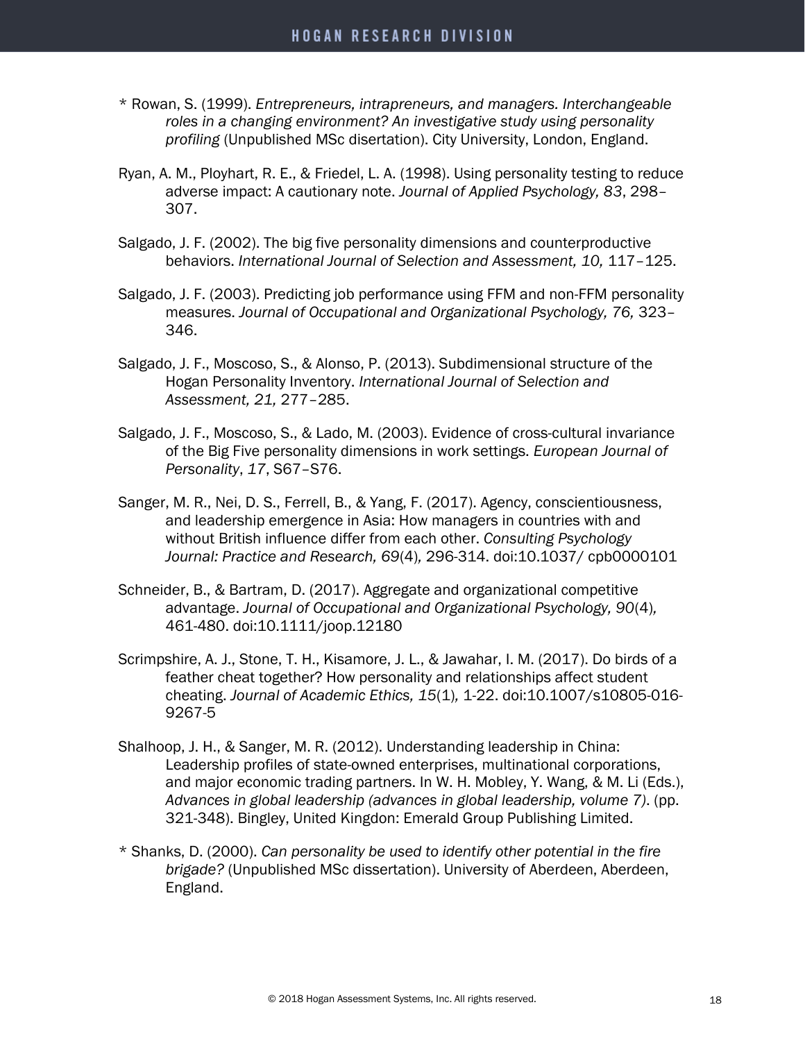* Rowan, S. (1999). *Entrepreneurs, intrapreneurs, and managers. Interchangeable roles in a changing environment? An investigative study using personality profiling* (Unpublished MSc disertation). City University, London, England.

Ryan, A. M., Ployhart, R. E., & Friedel, L. A. (1998). Using personality testing to reduce adverse impact: A cautionary note. *Journal of Applied Psychology, 83*, 298–307.

Salgado, J. F. (2002). The big five personality dimensions and counterproductive behaviors. *International Journal of Selection and Assessment, 10,* 117–125.

Salgado, J. F. (2003). Predicting job performance using FFM and non-FFM personality measures. *Journal of Occupational and Organizational Psychology, 76,* 323–346.

Salgado, J. F., Moscoso, S., & Alonso, P. (2013). Subdimensional structure of the Hogan Personality Inventory. *International Journal of Selection and Assessment, 21,* 277–285.

Salgado, J. F., Moscoso, S., & Lado, M. (2003). Evidence of cross-cultural invariance of the Big Five personality dimensions in work settings. *European Journal of Personality*, *17*, S67–S76.

Sanger, M. R., Nei, D. S., Ferrell, B., & Yang, F. (2017). Agency, conscientiousness, and leadership emergence in Asia: How managers in countries with and without British influence differ from each other. *Consulting Psychology Journal: Practice and Research, 69*(4)*,* 296-314. doi:10.1037/ cpb0000101

Schneider, B., & Bartram, D. (2017). Aggregate and organizational competitive advantage. *Journal of Occupational and Organizational Psychology, 90*(4)*,* 461-480. doi:10.1111/joop.12180

Scrimpshire, A. J., Stone, T. H., Kisamore, J. L., & Jawahar, I. M. (2017). Do birds of a feather cheat together? How personality and relationships affect student cheating. *Journal of Academic Ethics, 15*(1)*,* 1-22. doi:10.1007/s10805-016-9267-5

Shalhoop, J. H., & Sanger, M. R. (2012). Understanding leadership in China: Leadership profiles of state-owned enterprises, multinational corporations, and major economic trading partners. In W. H. Mobley, Y. Wang, & M. Li (Eds.), *Advances in global leadership (advances in global leadership, volume 7)*. (pp. 321-348). Bingley, United Kingdon: Emerald Group Publishing Limited.

* Shanks, D. (2000). *Can personality be used to identify other potential in the fire brigade?* (Unpublished MSc dissertation). University of Aberdeen, Aberdeen, England.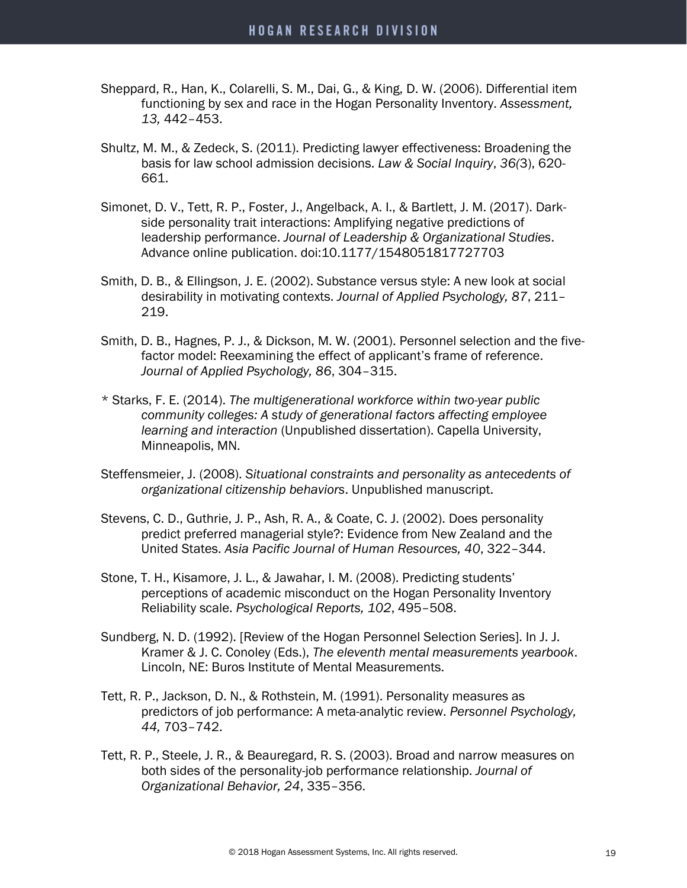Sheppard, R., Han, K., Colarelli, S. M., Dai, G., & King, D. W. (2006). Differential item functioning by sex and race in the Hogan Personality Inventory. *Assessment, 13,* 442–453.

Shultz, M. M., & Zedeck, S. (2011). Predicting lawyer effectiveness: Broadening the basis for law school admission decisions. *Law & Social Inquiry*, *36(*3), 620-661.

Simonet, D. V., Tett, R. P., Foster, J., Angelback, A. I., & Bartlett, J. M. (2017). Dark-side personality trait interactions: Amplifying negative predictions of leadership performance. *Journal of Leadership & Organizational Studies*. Advance online publication. doi:10.1177/1548051817727703

Smith, D. B., & Ellingson, J. E. (2002). Substance versus style: A new look at social desirability in motivating contexts. *Journal of Applied Psychology, 87*, 211–219.

Smith, D. B., Hagnes, P. J., & Dickson, M. W. (2001). Personnel selection and the five-factor model: Reexamining the effect of applicant's frame of reference. *Journal of Applied Psychology, 86*, 304–315.

* Starks, F. E. (2014). *The multigenerational workforce within two-year public community colleges: A study of generational factors affecting employee learning and interaction* (Unpublished dissertation). Capella University, Minneapolis, MN.

Steffensmeier, J. (2008). *Situational constraints and personality as antecedents of organizational citizenship behaviors*. Unpublished manuscript.

Stevens, C. D., Guthrie, J. P., Ash, R. A., & Coate, C. J. (2002). Does personality predict preferred managerial style?: Evidence from New Zealand and the United States. *Asia Pacific Journal of Human Resources, 40*, 322–344.

Stone, T. H., Kisamore, J. L., & Jawahar, I. M. (2008). Predicting students' perceptions of academic misconduct on the Hogan Personality Inventory Reliability scale. *Psychological Reports, 102*, 495–508.

Sundberg, N. D. (1992). [Review of the Hogan Personnel Selection Series]. In J. J. Kramer & J. C. Conoley (Eds.), *The eleventh mental measurements yearbook*. Lincoln, NE: Buros Institute of Mental Measurements.

Tett, R. P., Jackson, D. N., & Rothstein, M. (1991). Personality measures as predictors of job performance: A meta-analytic review. *Personnel Psychology, 44,* 703–742.

Tett, R. P., Steele, J. R., & Beauregard, R. S. (2003). Broad and narrow measures on both sides of the personality-job performance relationship. *Journal of Organizational Behavior, 24*, 335–356.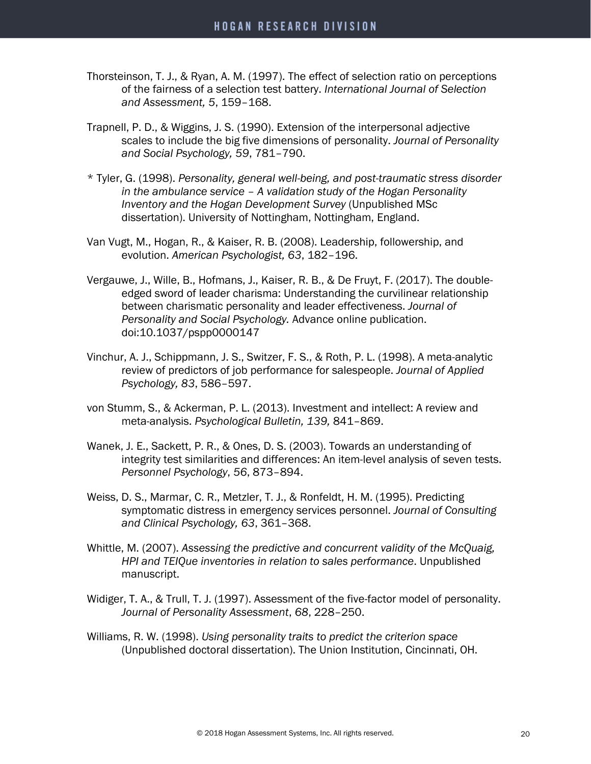Thorsteinson, T. J., & Ryan, A. M. (1997). The effect of selection ratio on perceptions of the fairness of a selection test battery. *International Journal of Selection and Assessment, 5*, 159–168.

Trapnell, P. D., & Wiggins, J. S. (1990). Extension of the interpersonal adjective scales to include the big five dimensions of personality. *Journal of Personality and Social Psychology, 59*, 781–790.

* Tyler, G. (1998). *Personality, general well-being, and post-traumatic stress disorder in the ambulance service – A validation study of the Hogan Personality Inventory and the Hogan Development Survey* (Unpublished MSc dissertation). University of Nottingham, Nottingham, England.

Van Vugt, M., Hogan, R., & Kaiser, R. B. (2008). Leadership, followership, and evolution. *American Psychologist, 63*, 182–196.

Vergauwe, J., Wille, B., Hofmans, J., Kaiser, R. B., & De Fruyt, F. (2017). The double-edged sword of leader charisma: Understanding the curvilinear relationship between charismatic personality and leader effectiveness. *Journal of Personality and Social Psychology.* Advance online publication. doi:10.1037/pspp0000147

Vinchur, A. J., Schippmann, J. S., Switzer, F. S., & Roth, P. L. (1998). A meta-analytic review of predictors of job performance for salespeople. *Journal of Applied Psychology, 83*, 586–597.

von Stumm, S., & Ackerman, P. L. (2013). Investment and intellect: A review and meta-analysis. *Psychological Bulletin, 139,* 841–869.

Wanek, J. E., Sackett, P. R., & Ones, D. S. (2003). Towards an understanding of integrity test similarities and differences: An item-level analysis of seven tests. *Personnel Psychology*, *56*, 873–894.

Weiss, D. S., Marmar, C. R., Metzler, T. J., & Ronfeldt, H. M. (1995). Predicting symptomatic distress in emergency services personnel. *Journal of Consulting and Clinical Psychology, 63*, 361–368.

Whittle, M. (2007). *Assessing the predictive and concurrent validity of the McQuaig, HPI and TEIQue inventories in relation to sales performance*. Unpublished manuscript.

Widiger, T. A., & Trull, T. J. (1997). Assessment of the five-factor model of personality. *Journal of Personality Assessment*, *68*, 228–250.

Williams, R. W. (1998). *Using personality traits to predict the criterion space* (Unpublished doctoral dissertation). The Union Institution, Cincinnati, OH.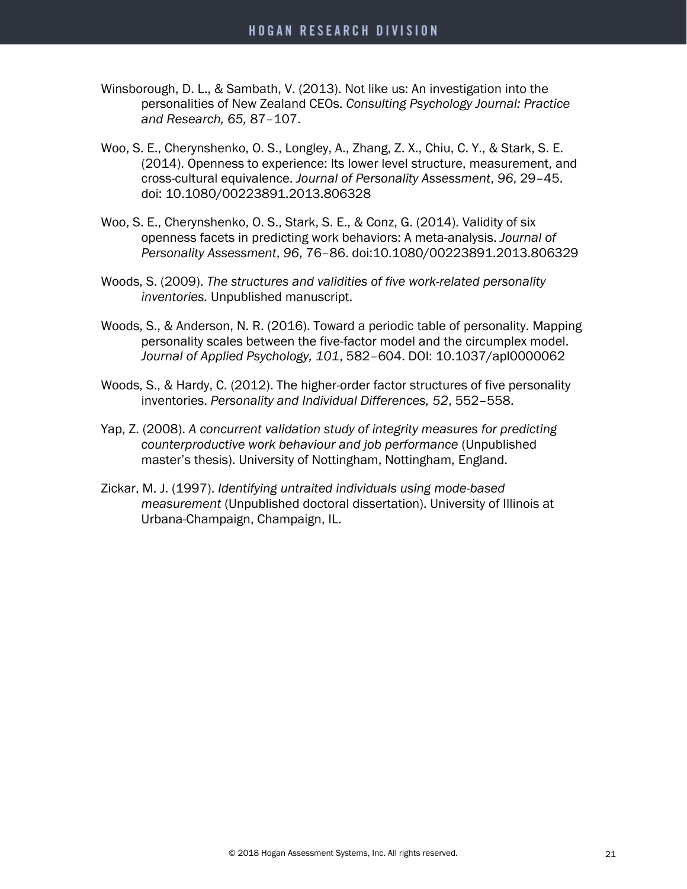Winsborough, D. L., & Sambath, V. (2013). Not like us: An investigation into the personalities of New Zealand CEOs. *Consulting Psychology Journal: Practice and Research, 65,* 87–107.

Woo, S. E., Cherynshenko, O. S., Longley, A., Zhang, Z. X., Chiu, C. Y., & Stark, S. E. (2014). Openness to experience: Its lower level structure, measurement, and cross-cultural equivalence. *Journal of Personality Assessment*, *96*, 29–45. doi: 10.1080/00223891.2013.806328

Woo, S. E., Cherynshenko, O. S., Stark, S. E., & Conz, G. (2014). Validity of six openness facets in predicting work behaviors: A meta-analysis. *Journal of Personality Assessment*, *96*, 76–86. doi:10.1080/00223891.2013.806329

Woods, S. (2009). *The structures and validities of five work-related personality inventories.* Unpublished manuscript.

Woods, S., & Anderson, N. R. (2016). Toward a periodic table of personality. Mapping personality scales between the five-factor model and the circumplex model. *Journal of Applied Psychology, 101*, 582–604. DOI: 10.1037/apl0000062

Woods, S., & Hardy, C. (2012). The higher-order factor structures of five personality inventories. *Personality and Individual Differences, 52*, 552–558.

Yap, Z. (2008). *A concurrent validation study of integrity measures for predicting counterproductive work behaviour and job performance* (Unpublished master's thesis). University of Nottingham, Nottingham, England.

Zickar, M. J. (1997). *Identifying untraited individuals using mode-based measurement* (Unpublished doctoral dissertation). University of Illinois at Urbana-Champaign, Champaign, IL.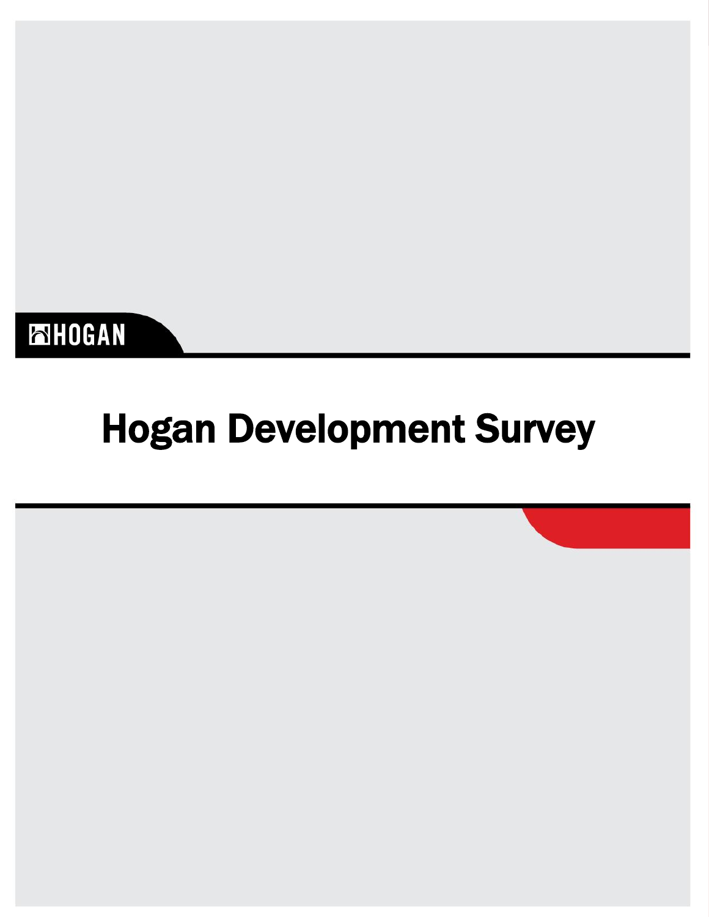HOGAN

# Hogan Development Survey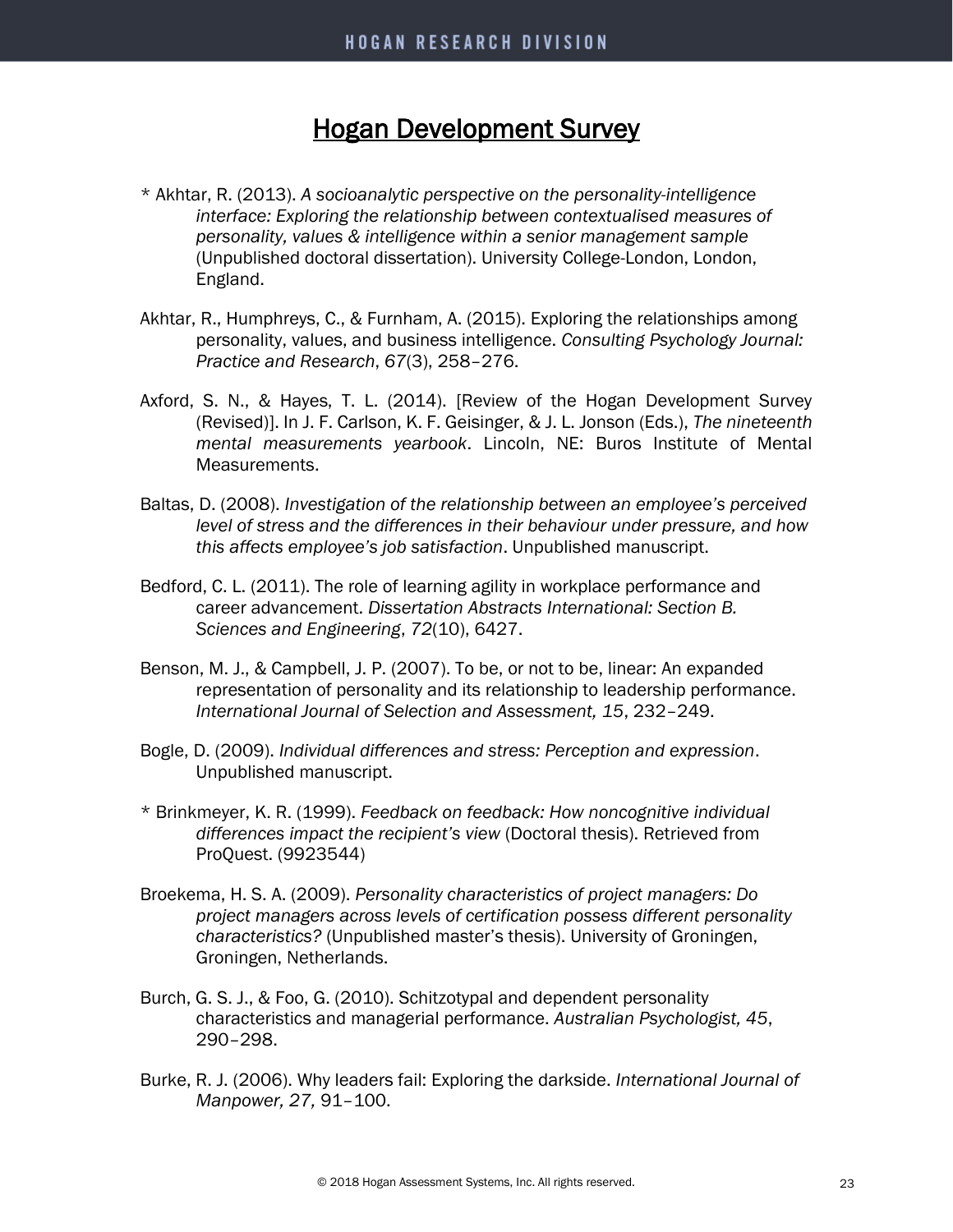# Hogan Development Survey

* Akhtar, R. (2013). *A socioanalytic perspective on the personality-intelligence interface: Exploring the relationship between contextualised measures of personality, values & intelligence within a senior management sample* (Unpublished doctoral dissertation). University College-London, London, England.

Akhtar, R., Humphreys, C., & Furnham, A. (2015). Exploring the relationships among personality, values, and business intelligence. *Consulting Psychology Journal: Practice and Research*, *67*(3), 258–276.

Axford, S. N., & Hayes, T. L. (2014). [Review of the Hogan Development Survey (Revised)]. In J. F. Carlson, K. F. Geisinger, & J. L. Jonson (Eds.), *The nineteenth mental measurements yearbook*. Lincoln, NE: Buros Institute of Mental Measurements.

Baltas, D. (2008). *Investigation of the relationship between an employee's perceived level of stress and the differences in their behaviour under pressure, and how this affects employee's job satisfaction*. Unpublished manuscript.

Bedford, C. L. (2011). The role of learning agility in workplace performance and career advancement. *Dissertation Abstracts International: Section B. Sciences and Engineering*, *72*(10), 6427.

Benson, M. J., & Campbell, J. P. (2007). To be, or not to be, linear: An expanded representation of personality and its relationship to leadership performance. *International Journal of Selection and Assessment, 15*, 232–249.

Bogle, D. (2009). *Individual differences and stress: Perception and expression*. Unpublished manuscript.

* Brinkmeyer, K. R. (1999). *Feedback on feedback: How noncognitive individual differences impact the recipient's view* (Doctoral thesis). Retrieved from ProQuest. (9923544)

Broekema, H. S. A. (2009). *Personality characteristics of project managers: Do project managers across levels of certification possess different personality characteristics?* (Unpublished master's thesis). University of Groningen, Groningen, Netherlands.

Burch, G. S. J., & Foo, G. (2010). Schitzotypal and dependent personality characteristics and managerial performance. *Australian Psychologist, 45*, 290–298.

Burke, R. J. (2006). Why leaders fail: Exploring the darkside. *International Journal of Manpower, 27,* 91–100.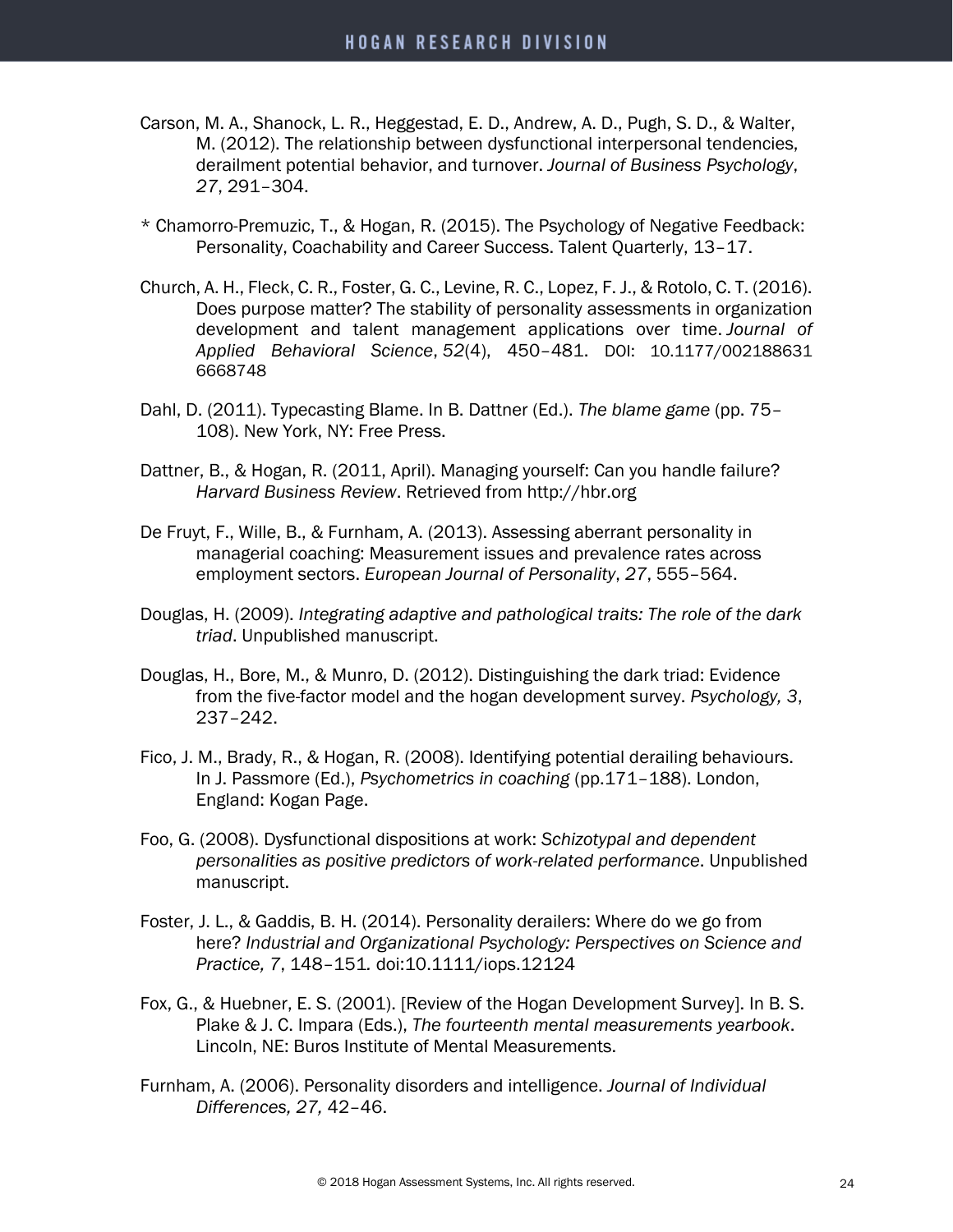Carson, M. A., Shanock, L. R., Heggestad, E. D., Andrew, A. D., Pugh, S. D., & Walter, M. (2012). The relationship between dysfunctional interpersonal tendencies, derailment potential behavior, and turnover. *Journal of Business Psychology*, *27*, 291–304.

* Chamorro-Premuzic, T., & Hogan, R. (2015). The Psychology of Negative Feedback: Personality, Coachability and Career Success. Talent Quarterly, 13–17.

Church, A. H., Fleck, C. R., Foster, G. C., Levine, R. C., Lopez, F. J., & Rotolo, C. T. (2016). Does purpose matter? The stability of personality assessments in organization development and talent management applications over time. *Journal of Applied Behavioral Science*, *52*(4), 450–481. DOI: 10.1177/002188631 6668748

Dahl, D. (2011). Typecasting Blame. In B. Dattner (Ed.). *The blame game* (pp. 75–108). New York, NY: Free Press.

Dattner, B., & Hogan, R. (2011, April). Managing yourself: Can you handle failure? *Harvard Business Review*. Retrieved from http://hbr.org

De Fruyt, F., Wille, B., & Furnham, A. (2013). Assessing aberrant personality in managerial coaching: Measurement issues and prevalence rates across employment sectors. *European Journal of Personality*, *27*, 555–564.

Douglas, H. (2009). *Integrating adaptive and pathological traits: The role of the dark triad*. Unpublished manuscript.

Douglas, H., Bore, M., & Munro, D. (2012). Distinguishing the dark triad: Evidence from the five-factor model and the hogan development survey. *Psychology, 3*, 237–242.

Fico, J. M., Brady, R., & Hogan, R. (2008). Identifying potential derailing behaviours. In J. Passmore (Ed.), *Psychometrics in coaching* (pp.171–188). London, England: Kogan Page.

Foo, G. (2008). Dysfunctional dispositions at work: *Schizotypal and dependent personalities as positive predictors of work-related performance*. Unpublished manuscript.

Foster, J. L., & Gaddis, B. H. (2014). Personality derailers: Where do we go from here? *Industrial and Organizational Psychology: Perspectives on Science and Practice, 7*, 148–151. doi:10.1111/iops.12124

Fox, G., & Huebner, E. S. (2001). [Review of the Hogan Development Survey]. In B. S. Plake & J. C. Impara (Eds.), *The fourteenth mental measurements yearbook*. Lincoln, NE: Buros Institute of Mental Measurements.

Furnham, A. (2006). Personality disorders and intelligence. *Journal of Individual Differences, 27,* 42–46.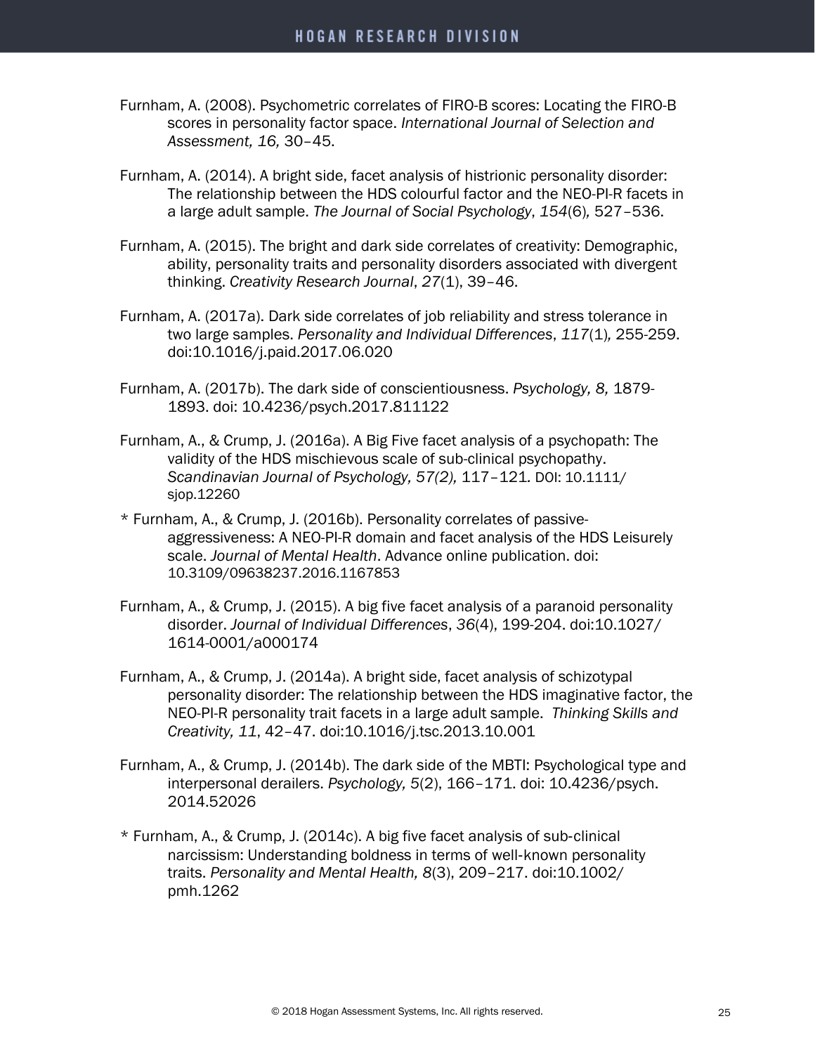Furnham, A. (2008). Psychometric correlates of FIRO-B scores: Locating the FIRO-B scores in personality factor space. *International Journal of Selection and Assessment, 16,* 30–45.

Furnham, A. (2014). A bright side, facet analysis of histrionic personality disorder: The relationship between the HDS colourful factor and the NEO-PI-R facets in a large adult sample. *The Journal of Social Psychology*, *154*(6)*,* 527–536.

Furnham, A. (2015). The bright and dark side correlates of creativity: Demographic, ability, personality traits and personality disorders associated with divergent thinking. *Creativity Research Journal*, *27*(1), 39–46.

Furnham, A. (2017a). Dark side correlates of job reliability and stress tolerance in two large samples. *Personality and Individual Differences*, *117*(1)*,* 255-259. doi:10.1016/j.paid.2017.06.020

Furnham, A. (2017b). The dark side of conscientiousness. *Psychology, 8,* 1879-1893. doi: 10.4236/psych.2017.811122

Furnham, A., & Crump, J. (2016a). A Big Five facet analysis of a psychopath: The validity of the HDS mischievous scale of sub-clinical psychopathy. *Scandinavian Journal of Psychology, 57(2),* 117–121*.* DOI: 10.1111/sjop.12260

* Furnham, A., & Crump, J. (2016b). Personality correlates of passive-aggressiveness: A NEO-PI-R domain and facet analysis of the HDS Leisurely scale. *Journal of Mental Health*. Advance online publication. doi: 10.3109/09638237.2016.1167853

Furnham, A., & Crump, J. (2015). A big five facet analysis of a paranoid personality disorder. *Journal of Individual Differences*, *36*(4), 199-204. doi:10.1027/1614-0001/a000174

Furnham, A., & Crump, J. (2014a). A bright side, facet analysis of schizotypal personality disorder: The relationship between the HDS imaginative factor, the NEO-PI-R personality trait facets in a large adult sample. *Thinking Skills and Creativity, 11*, 42–47. doi:10.1016/j.tsc.2013.10.001

Furnham, A., & Crump, J. (2014b). The dark side of the MBTI: Psychological type and interpersonal derailers. *Psychology, 5*(2), 166–171. doi: 10.4236/psych.2014.52026

* Furnham, A., & Crump, J. (2014c). A big five facet analysis of sub-clinical narcissism: Understanding boldness in terms of well-known personality traits. *Personality and Mental Health, 8*(3), 209–217. doi:10.1002/pmh.1262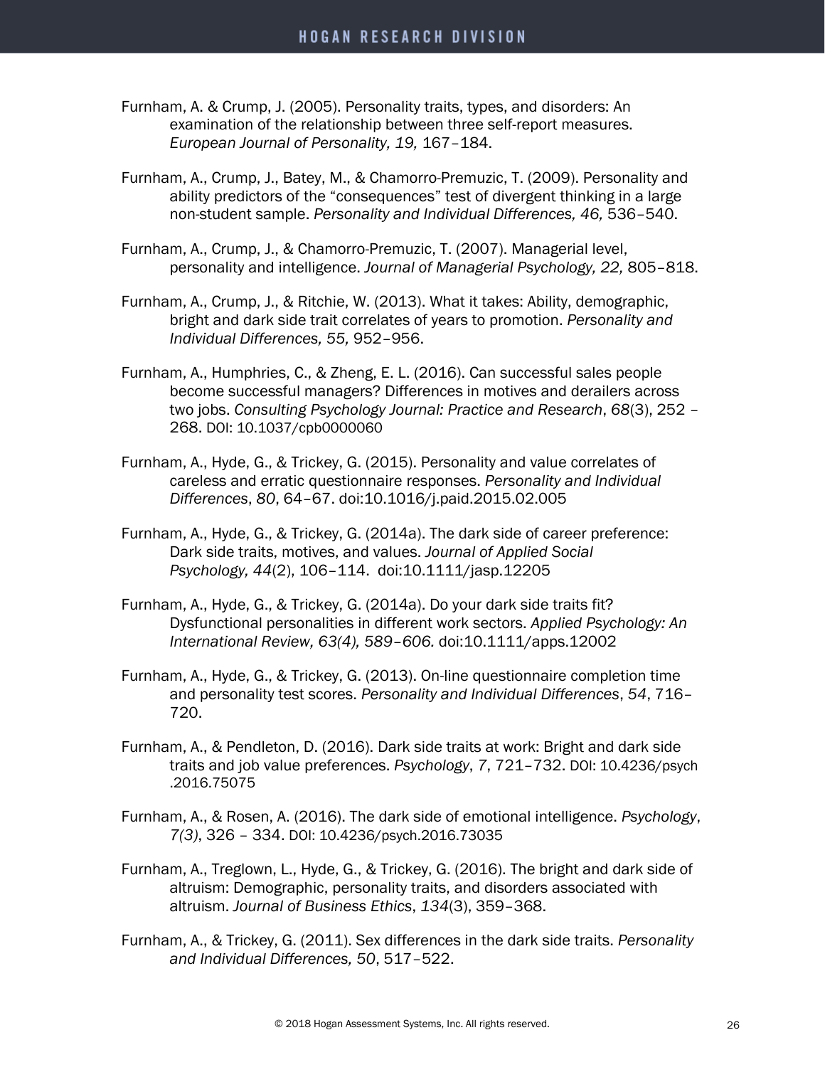Furnham, A. & Crump, J. (2005). Personality traits, types, and disorders: An examination of the relationship between three self-report measures. *European Journal of Personality, 19,* 167–184.

Furnham, A., Crump, J., Batey, M., & Chamorro-Premuzic, T. (2009). Personality and ability predictors of the "consequences" test of divergent thinking in a large non-student sample. *Personality and Individual Differences, 46,* 536–540.

Furnham, A., Crump, J., & Chamorro-Premuzic, T. (2007). Managerial level, personality and intelligence. *Journal of Managerial Psychology, 22,* 805–818.

Furnham, A., Crump, J., & Ritchie, W. (2013). What it takes: Ability, demographic, bright and dark side trait correlates of years to promotion. *Personality and Individual Differences, 55,* 952–956.

Furnham, A., Humphries, C., & Zheng, E. L. (2016). Can successful sales people become successful managers? Differences in motives and derailers across two jobs. *Consulting Psychology Journal: Practice and Research*, *68*(3), 252 – 268. DOI: 10.1037/cpb0000060

Furnham, A., Hyde, G., & Trickey, G. (2015). Personality and value correlates of careless and erratic questionnaire responses. *Personality and Individual Differences*, *80*, 64–67. doi:10.1016/j.paid.2015.02.005

Furnham, A., Hyde, G., & Trickey, G. (2014a). The dark side of career preference: Dark side traits, motives, and values. *Journal of Applied Social Psychology, 44*(2), 106–114. doi:10.1111/jasp.12205

Furnham, A., Hyde, G., & Trickey, G. (2014a). Do your dark side traits fit? Dysfunctional personalities in different work sectors. *Applied Psychology: An International Review, 63(4), 589–606.* doi:10.1111/apps.12002

Furnham, A., Hyde, G., & Trickey, G. (2013). On-line questionnaire completion time and personality test scores. *Personality and Individual Differences*, *54*, 716–720.

Furnham, A., & Pendleton, D. (2016). Dark side traits at work: Bright and dark side traits and job value preferences. *Psychology*, *7*, 721–732. DOI: 10.4236/psych .2016.75075

Furnham, A., & Rosen, A. (2016). The dark side of emotional intelligence. *Psychology*, *7(3)*, 326 – 334. DOI: 10.4236/psych.2016.73035

Furnham, A., Treglown, L., Hyde, G., & Trickey, G. (2016). The bright and dark side of altruism: Demographic, personality traits, and disorders associated with altruism. *Journal of Business Ethics*, *134*(3), 359–368.

Furnham, A., & Trickey, G. (2011). Sex differences in the dark side traits. *Personality and Individual Differences, 50*, 517–522.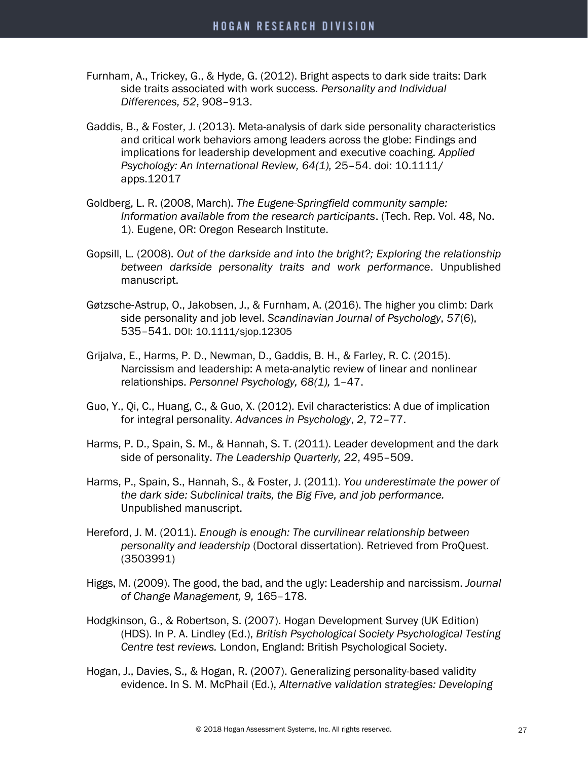Furnham, A., Trickey, G., & Hyde, G. (2012). Bright aspects to dark side traits: Dark side traits associated with work success. *Personality and Individual Differences, 52*, 908–913.

Gaddis, B., & Foster, J. (2013). Meta-analysis of dark side personality characteristics and critical work behaviors among leaders across the globe: Findings and implications for leadership development and executive coaching. *Applied Psychology: An International Review, 64(1),* 25–54. doi: 10.1111/apps.12017

Goldberg, L. R. (2008, March). *The Eugene-Springfield community sample: Information available from the research participants*. (Tech. Rep. Vol. 48, No. 1). Eugene, OR: Oregon Research Institute.

Gopsill, L. (2008). *Out of the darkside and into the bright?; Exploring the relationship between darkside personality traits and work performance*. Unpublished manuscript.

Gøtzsche-Astrup, O., Jakobsen, J., & Furnham, A. (2016). The higher you climb: Dark side personality and job level. *Scandinavian Journal of Psychology*, *57*(6), 535–541. DOI: 10.1111/sjop.12305

Grijalva, E., Harms, P. D., Newman, D., Gaddis, B. H., & Farley, R. C. (2015). Narcissism and leadership: A meta-analytic review of linear and nonlinear relationships. *Personnel Psychology, 68(1),* 1–47.

Guo, Y., Qi, C., Huang, C., & Guo, X. (2012). Evil characteristics: A due of implication for integral personality. *Advances in Psychology*, *2*, 72–77.

Harms, P. D., Spain, S. M., & Hannah, S. T. (2011). Leader development and the dark side of personality. *The Leadership Quarterly, 22*, 495–509.

Harms, P., Spain, S., Hannah, S., & Foster, J. (2011). *You underestimate the power of the dark side: Subclinical traits, the Big Five, and job performance.* Unpublished manuscript.

Hereford, J. M. (2011). *Enough is enough: The curvilinear relationship between personality and leadership* (Doctoral dissertation). Retrieved from ProQuest. (3503991)

Higgs, M. (2009). The good, the bad, and the ugly: Leadership and narcissism. *Journal of Change Management, 9,* 165–178.

Hodgkinson, G., & Robertson, S. (2007). Hogan Development Survey (UK Edition) (HDS). In P. A. Lindley (Ed.), *British Psychological Society Psychological Testing Centre test reviews.* London, England: British Psychological Society.

Hogan, J., Davies, S., & Hogan, R. (2007). Generalizing personality-based validity evidence. In S. M. McPhail (Ed.), *Alternative validation strategies: Developing*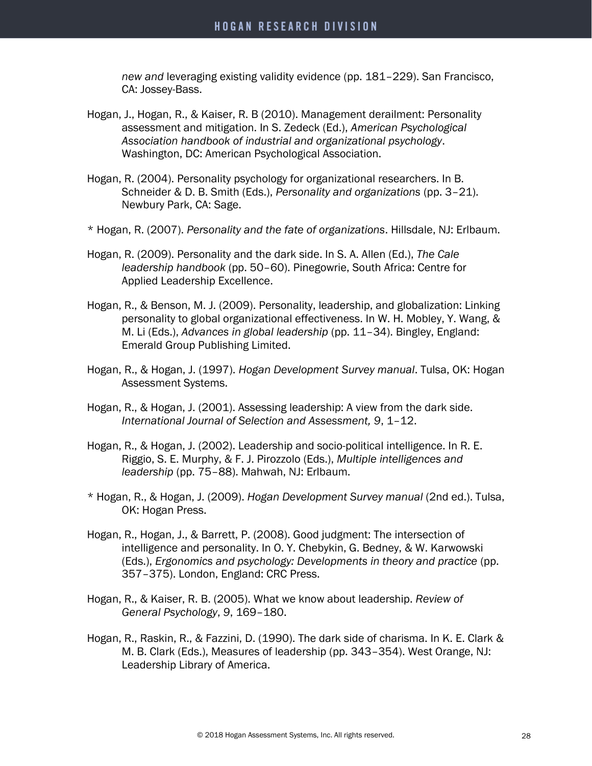*new and* leveraging existing validity evidence (pp. 181–229). San Francisco, CA: Jossey-Bass.

Hogan, J., Hogan, R., & Kaiser, R. B (2010). Management derailment: Personality assessment and mitigation. In S. Zedeck (Ed.), *American Psychological Association handbook of industrial and organizational psychology*. Washington, DC: American Psychological Association.

Hogan, R. (2004). Personality psychology for organizational researchers. In B. Schneider & D. B. Smith (Eds.), *Personality and organizations* (pp. 3–21). Newbury Park, CA: Sage.

* Hogan, R. (2007). *Personality and the fate of organizations*. Hillsdale, NJ: Erlbaum.

Hogan, R. (2009). Personality and the dark side. In S. A. Allen (Ed.), *The Cale leadership handbook* (pp. 50–60). Pinegowrie, South Africa: Centre for Applied Leadership Excellence.

Hogan, R., & Benson, M. J. (2009). Personality, leadership, and globalization: Linking personality to global organizational effectiveness. In W. H. Mobley, Y. Wang, & M. Li (Eds.), *Advances in global leadership* (pp. 11–34). Bingley, England: Emerald Group Publishing Limited.

Hogan, R., & Hogan, J. (1997). *Hogan Development Survey manual*. Tulsa, OK: Hogan Assessment Systems.

Hogan, R., & Hogan, J. (2001). Assessing leadership: A view from the dark side. *International Journal of Selection and Assessment, 9*, 1–12.

Hogan, R., & Hogan, J. (2002). Leadership and socio-political intelligence. In R. E. Riggio, S. E. Murphy, & F. J. Pirozzolo (Eds.), *Multiple intelligences and leadership* (pp. 75–88). Mahwah, NJ: Erlbaum.

* Hogan, R., & Hogan, J. (2009). *Hogan Development Survey manual* (2nd ed.). Tulsa, OK: Hogan Press.

Hogan, R., Hogan, J., & Barrett, P. (2008). Good judgment: The intersection of intelligence and personality. In O. Y. Chebykin, G. Bedney, & W. Karwowski (Eds.), *Ergonomics and psychology: Developments in theory and practice* (pp. 357–375). London, England: CRC Press.

Hogan, R., & Kaiser, R. B. (2005). What we know about leadership. *Review of General Psychology*, *9*, 169–180.

Hogan, R., Raskin, R., & Fazzini, D. (1990). The dark side of charisma. In K. E. Clark & M. B. Clark (Eds.), Measures of leadership (pp. 343–354). West Orange, NJ: Leadership Library of America.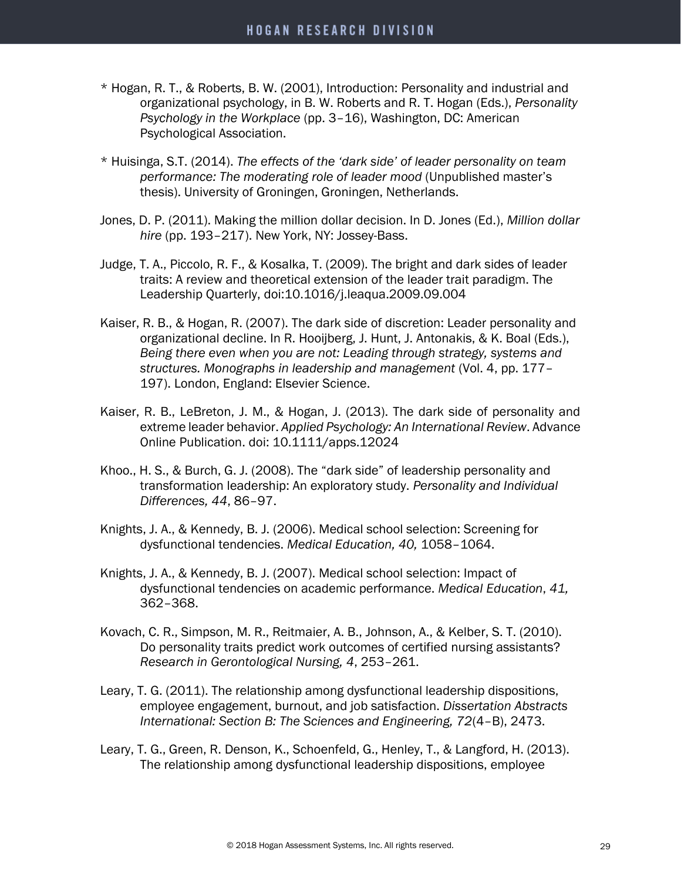* Hogan, R. T., & Roberts, B. W. (2001), Introduction: Personality and industrial and organizational psychology, in B. W. Roberts and R. T. Hogan (Eds.), *Personality Psychology in the Workplace* (pp. 3–16), Washington, DC: American Psychological Association.

* Huisinga, S.T. (2014). *The effects of the 'dark side' of leader personality on team performance: The moderating role of leader mood* (Unpublished master's thesis). University of Groningen, Groningen, Netherlands.

Jones, D. P. (2011). Making the million dollar decision. In D. Jones (Ed.), *Million dollar hire* (pp. 193–217). New York, NY: Jossey-Bass.

Judge, T. A., Piccolo, R. F., & Kosalka, T. (2009). The bright and dark sides of leader traits: A review and theoretical extension of the leader trait paradigm. The Leadership Quarterly, doi:10.1016/j.leaqua.2009.09.004

Kaiser, R. B., & Hogan, R. (2007). The dark side of discretion: Leader personality and organizational decline. In R. Hooijberg, J. Hunt, J. Antonakis, & K. Boal (Eds.), *Being there even when you are not: Leading through strategy, systems and structures. Monographs in leadership and management* (Vol. 4, pp. 177–197). London, England: Elsevier Science.

Kaiser, R. B., LeBreton, J. M., & Hogan, J. (2013). The dark side of personality and extreme leader behavior. *Applied Psychology: An International Review*. Advance Online Publication. doi: 10.1111/apps.12024

Khoo., H. S., & Burch, G. J. (2008). The "dark side" of leadership personality and transformation leadership: An exploratory study. *Personality and Individual Differences, 44*, 86–97.

Knights, J. A., & Kennedy, B. J. (2006). Medical school selection: Screening for dysfunctional tendencies. *Medical Education, 40,* 1058–1064.

Knights, J. A., & Kennedy, B. J. (2007). Medical school selection: Impact of dysfunctional tendencies on academic performance. *Medical Education*, *41,* 362–368.

Kovach, C. R., Simpson, M. R., Reitmaier, A. B., Johnson, A., & Kelber, S. T. (2010). Do personality traits predict work outcomes of certified nursing assistants? *Research in Gerontological Nursing, 4*, 253–261.

Leary, T. G. (2011). The relationship among dysfunctional leadership dispositions, employee engagement, burnout, and job satisfaction. *Dissertation Abstracts International: Section B: The Sciences and Engineering, 72*(4–B), 2473.

Leary, T. G., Green, R. Denson, K., Schoenfeld, G., Henley, T., & Langford, H. (2013). The relationship among dysfunctional leadership dispositions, employee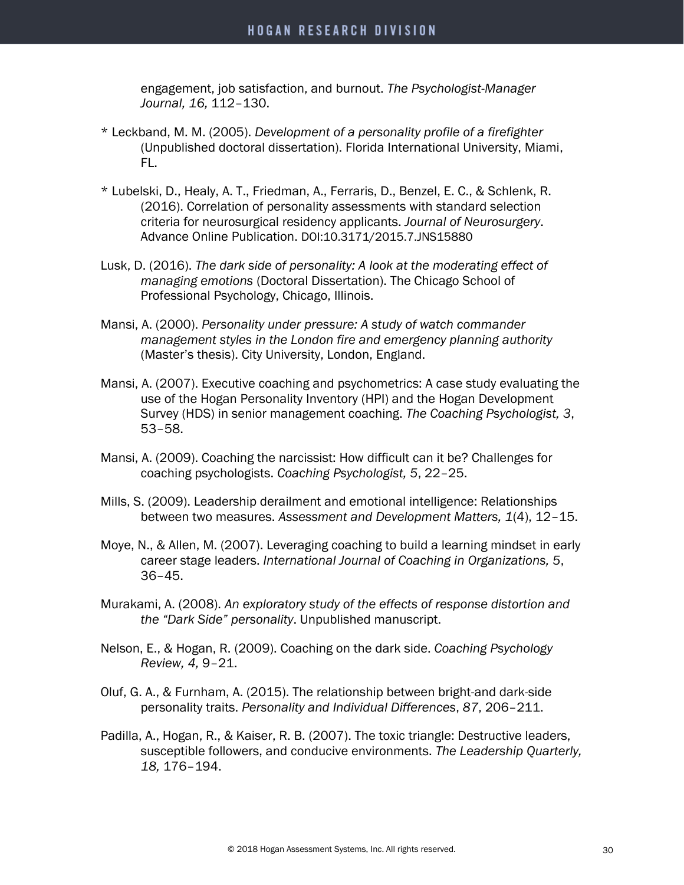engagement, job satisfaction, and burnout. *The Psychologist-Manager Journal, 16,* 112–130.

* Leckband, M. M. (2005). *Development of a personality profile of a firefighter* (Unpublished doctoral dissertation). Florida International University, Miami, FL.

* Lubelski, D., Healy, A. T., Friedman, A., Ferraris, D., Benzel, E. C., & Schlenk, R. (2016). Correlation of personality assessments with standard selection criteria for neurosurgical residency applicants. *Journal of Neurosurgery*. Advance Online Publication. DOI:10.3171/2015.7.JNS15880

Lusk, D. (2016). *The dark side of personality: A look at the moderating effect of managing emotions* (Doctoral Dissertation). The Chicago School of Professional Psychology, Chicago, Illinois.

Mansi, A. (2000). *Personality under pressure: A study of watch commander management styles in the London fire and emergency planning authority* (Master's thesis). City University, London, England.

Mansi, A. (2007). Executive coaching and psychometrics: A case study evaluating the use of the Hogan Personality Inventory (HPI) and the Hogan Development Survey (HDS) in senior management coaching. *The Coaching Psychologist, 3*, 53–58.

Mansi, A. (2009). Coaching the narcissist: How difficult can it be? Challenges for coaching psychologists. *Coaching Psychologist, 5*, 22–25.

Mills, S. (2009). Leadership derailment and emotional intelligence: Relationships between two measures. *Assessment and Development Matters, 1*(4), 12–15.

Moye, N., & Allen, M. (2007). Leveraging coaching to build a learning mindset in early career stage leaders. *International Journal of Coaching in Organizations, 5*, 36–45.

Murakami, A. (2008). *An exploratory study of the effects of response distortion and the "Dark Side" personality*. Unpublished manuscript.

Nelson, E., & Hogan, R. (2009). Coaching on the dark side. *Coaching Psychology Review, 4,* 9–21.

Oluf, G. A., & Furnham, A. (2015). The relationship between bright-and dark-side personality traits. *Personality and Individual Differences*, *87*, 206–211.

Padilla, A., Hogan, R., & Kaiser, R. B. (2007). The toxic triangle: Destructive leaders, susceptible followers, and conducive environments. *The Leadership Quarterly, 18,* 176–194.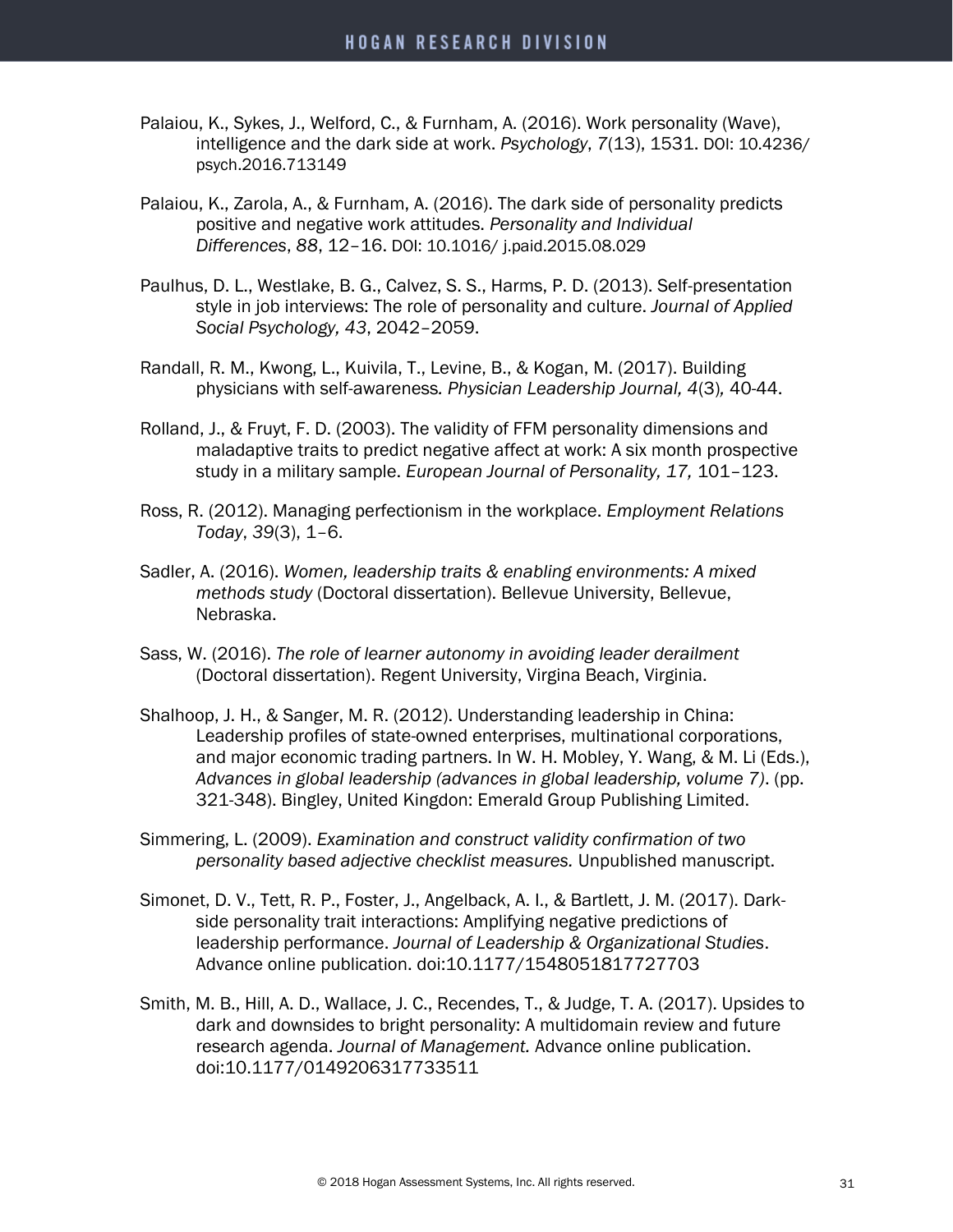Palaiou, K., Sykes, J., Welford, C., & Furnham, A. (2016). Work personality (Wave), intelligence and the dark side at work. *Psychology*, *7*(13), 1531. DOI: 10.4236/ psych.2016.713149

Palaiou, K., Zarola, A., & Furnham, A. (2016). The dark side of personality predicts positive and negative work attitudes. *Personality and Individual Differences*, *88*, 12–16. DOI: 10.1016/ j.paid.2015.08.029

Paulhus, D. L., Westlake, B. G., Calvez, S. S., Harms, P. D. (2013). Self-presentation style in job interviews: The role of personality and culture. *Journal of Applied Social Psychology, 43*, 2042–2059.

Randall, R. M., Kwong, L., Kuivila, T., Levine, B., & Kogan, M. (2017). Building physicians with self-awareness*. Physician Leadership Journal, 4*(3)*,* 40-44.

Rolland, J., & Fruyt, F. D. (2003). The validity of FFM personality dimensions and maladaptive traits to predict negative affect at work: A six month prospective study in a military sample. *European Journal of Personality, 17,* 101–123.

Ross, R. (2012). Managing perfectionism in the workplace. *Employment Relations Today*, *39*(3), 1–6.

Sadler, A. (2016). *Women, leadership traits & enabling environments: A mixed methods study* (Doctoral dissertation). Bellevue University, Bellevue, Nebraska.

Sass, W. (2016). *The role of learner autonomy in avoiding leader derailment* (Doctoral dissertation). Regent University, Virgina Beach, Virginia.

Shalhoop, J. H., & Sanger, M. R. (2012). Understanding leadership in China: Leadership profiles of state-owned enterprises, multinational corporations, and major economic trading partners. In W. H. Mobley, Y. Wang, & M. Li (Eds.), *Advances in global leadership (advances in global leadership, volume 7)*. (pp. 321-348). Bingley, United Kingdon: Emerald Group Publishing Limited.

Simmering, L. (2009). *Examination and construct validity confirmation of two personality based adjective checklist measures.* Unpublished manuscript.

Simonet, D. V., Tett, R. P., Foster, J., Angelback, A. I., & Bartlett, J. M. (2017). Dark-side personality trait interactions: Amplifying negative predictions of leadership performance. *Journal of Leadership & Organizational Studies*. Advance online publication. doi:10.1177/1548051817727703

Smith, M. B., Hill, A. D., Wallace, J. C., Recendes, T., & Judge, T. A. (2017). Upsides to dark and downsides to bright personality: A multidomain review and future research agenda. *Journal of Management.* Advance online publication. doi:10.1177/0149206317733511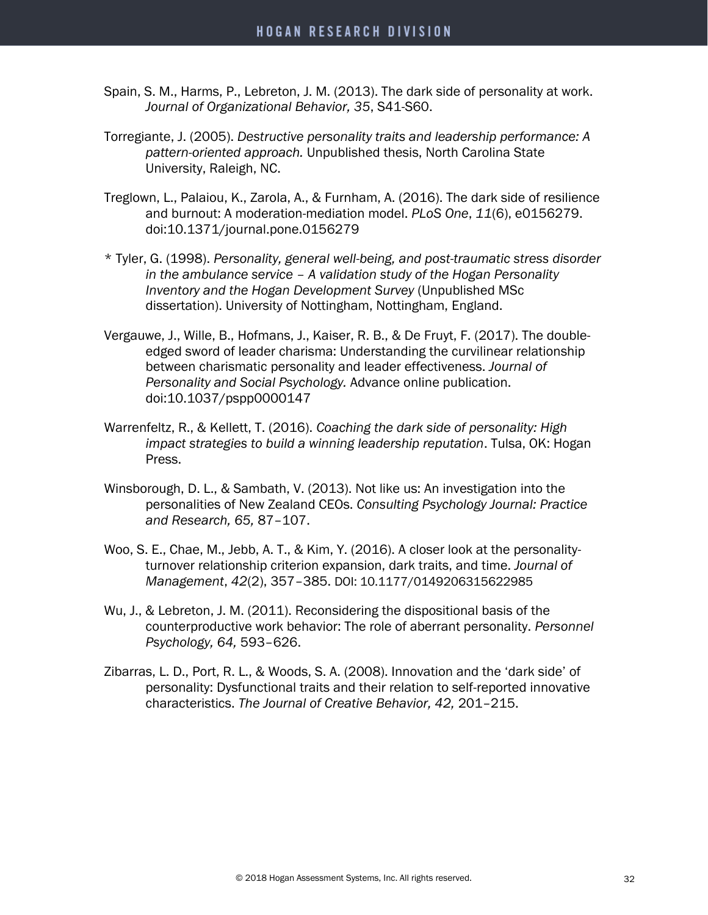Spain, S. M., Harms, P., Lebreton, J. M. (2013). The dark side of personality at work. *Journal of Organizational Behavior, 35*, S41-S60.

Torregiante, J. (2005). *Destructive personality traits and leadership performance: A pattern-oriented approach.* Unpublished thesis, North Carolina State University, Raleigh, NC.

Treglown, L., Palaiou, K., Zarola, A., & Furnham, A. (2016). The dark side of resilience and burnout: A moderation-mediation model. *PLoS One*, *11*(6), e0156279. doi:10.1371/journal.pone.0156279

* Tyler, G. (1998). *Personality, general well-being, and post-traumatic stress disorder in the ambulance service – A validation study of the Hogan Personality Inventory and the Hogan Development Survey* (Unpublished MSc dissertation). University of Nottingham, Nottingham, England.

Vergauwe, J., Wille, B., Hofmans, J., Kaiser, R. B., & De Fruyt, F. (2017). The double-edged sword of leader charisma: Understanding the curvilinear relationship between charismatic personality and leader effectiveness. *Journal of Personality and Social Psychology.* Advance online publication. doi:10.1037/pspp0000147

Warrenfeltz, R., & Kellett, T. (2016). *Coaching the dark side of personality: High impact strategies to build a winning leadership reputation*. Tulsa, OK: Hogan Press.

Winsborough, D. L., & Sambath, V. (2013). Not like us: An investigation into the personalities of New Zealand CEOs. *Consulting Psychology Journal: Practice and Research, 65,* 87–107.

Woo, S. E., Chae, M., Jebb, A. T., & Kim, Y. (2016). A closer look at the personality-turnover relationship criterion expansion, dark traits, and time. *Journal of Management*, *42*(2), 357–385. DOI: 10.1177/0149206315622985

Wu, J., & Lebreton, J. M. (2011). Reconsidering the dispositional basis of the counterproductive work behavior: The role of aberrant personality. *Personnel Psychology, 64,* 593–626.

Zibarras, L. D., Port, R. L., & Woods, S. A. (2008). Innovation and the 'dark side' of personality: Dysfunctional traits and their relation to self-reported innovative characteristics. *The Journal of Creative Behavior, 42,* 201–215.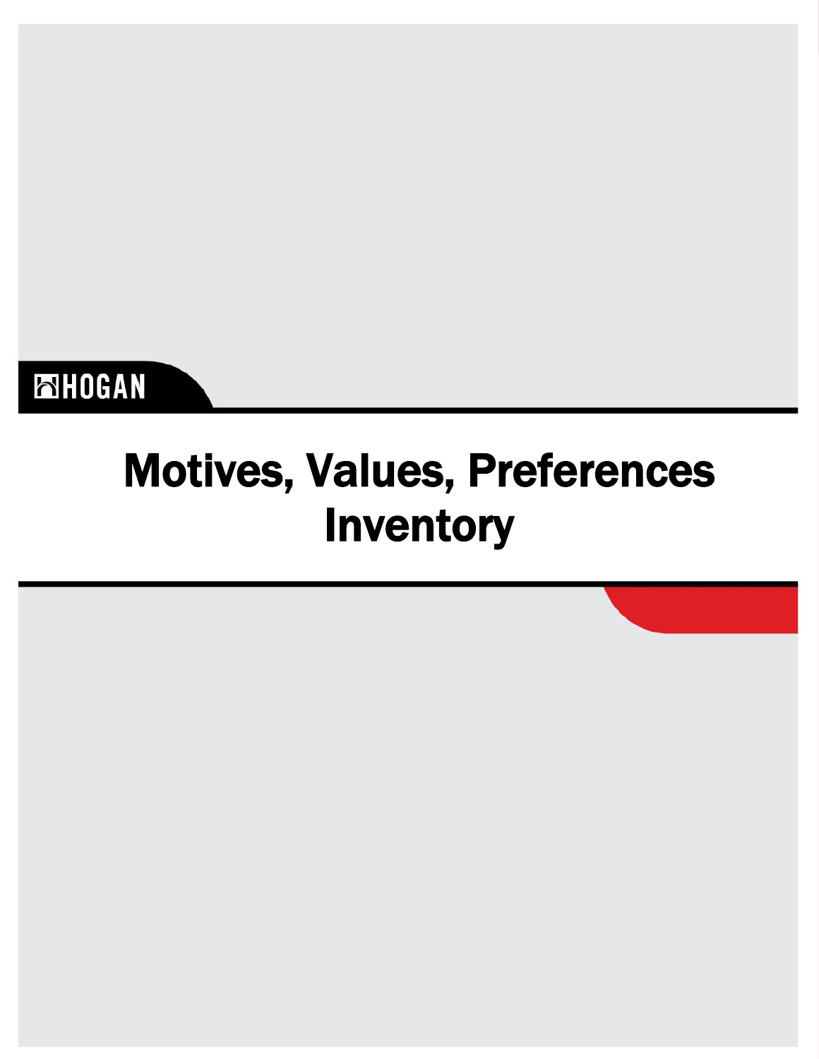HOGAN

# Motives, Values, Preferences Inventory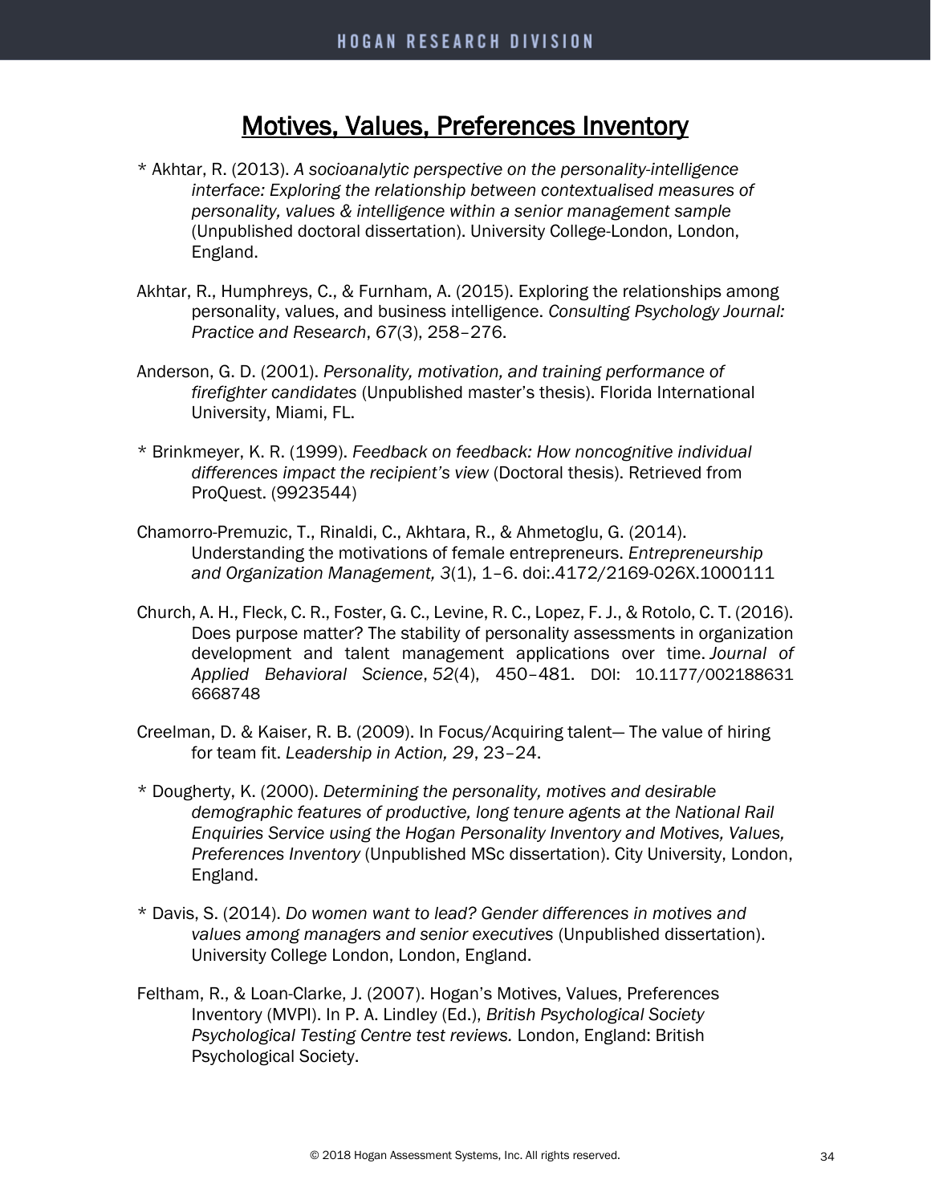## Motives, Values, Preferences Inventory

* Akhtar, R. (2013). *A socioanalytic perspective on the personality-intelligence interface: Exploring the relationship between contextualised measures of personality, values & intelligence within a senior management sample* (Unpublished doctoral dissertation). University College-London, London, England.

Akhtar, R., Humphreys, C., & Furnham, A. (2015). Exploring the relationships among personality, values, and business intelligence. *Consulting Psychology Journal: Practice and Research*, *67*(3), 258–276.

Anderson, G. D. (2001). *Personality, motivation, and training performance of firefighter candidates* (Unpublished master's thesis). Florida International University, Miami, FL.

* Brinkmeyer, K. R. (1999). *Feedback on feedback: How noncognitive individual differences impact the recipient's view* (Doctoral thesis). Retrieved from ProQuest. (9923544)

Chamorro-Premuzic, T., Rinaldi, C., Akhtara, R., & Ahmetoglu, G. (2014). Understanding the motivations of female entrepreneurs. *Entrepreneurship and Organization Management, 3*(1), 1–6. doi:.4172/2169-026X.1000111

Church, A. H., Fleck, C. R., Foster, G. C., Levine, R. C., Lopez, F. J., & Rotolo, C. T. (2016). Does purpose matter? The stability of personality assessments in organization development and talent management applications over time. *Journal of Applied Behavioral Science*, *52*(4), 450–481. DOI: 10.1177/002188631 6668748

Creelman, D. & Kaiser, R. B. (2009). In Focus/Acquiring talent— The value of hiring for team fit. *Leadership in Action, 29*, 23–24.

* Dougherty, K. (2000). *Determining the personality, motives and desirable demographic features of productive, long tenure agents at the National Rail Enquiries Service using the Hogan Personality Inventory and Motives, Values, Preferences Inventory* (Unpublished MSc dissertation). City University, London, England.

* Davis, S. (2014). *Do women want to lead? Gender differences in motives and values among managers and senior executives* (Unpublished dissertation). University College London, London, England.

Feltham, R., & Loan-Clarke, J. (2007). Hogan's Motives, Values, Preferences Inventory (MVPI). In P. A. Lindley (Ed.), *British Psychological Society Psychological Testing Centre test reviews.* London, England: British Psychological Society.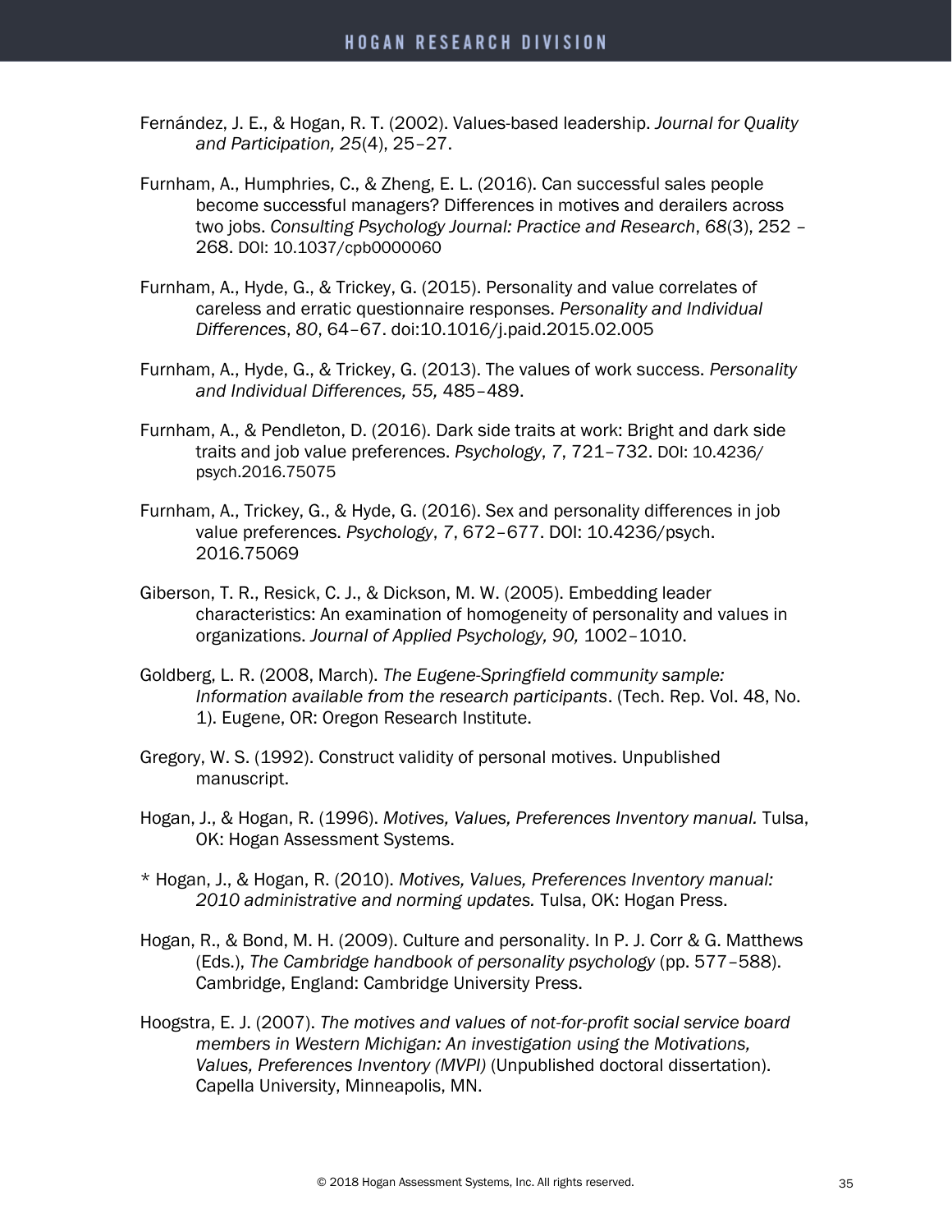Fernández, J. E., & Hogan, R. T. (2002). Values-based leadership. *Journal for Quality and Participation, 25*(4), 25–27.

Furnham, A., Humphries, C., & Zheng, E. L. (2016). Can successful sales people become successful managers? Differences in motives and derailers across two jobs. *Consulting Psychology Journal: Practice and Research*, *68*(3), 252 – 268. DOI: 10.1037/cpb0000060

Furnham, A., Hyde, G., & Trickey, G. (2015). Personality and value correlates of careless and erratic questionnaire responses. *Personality and Individual Differences*, *80*, 64–67. doi:10.1016/j.paid.2015.02.005

Furnham, A., Hyde, G., & Trickey, G. (2013). The values of work success. *Personality and Individual Differences, 55,* 485–489.

Furnham, A., & Pendleton, D. (2016). Dark side traits at work: Bright and dark side traits and job value preferences. *Psychology*, *7*, 721–732. DOI: 10.4236/psych.2016.75075

Furnham, A., Trickey, G., & Hyde, G. (2016). Sex and personality differences in job value preferences. *Psychology*, *7*, 672–677. DOI: 10.4236/psych.2016.75069

Giberson, T. R., Resick, C. J., & Dickson, M. W. (2005). Embedding leader characteristics: An examination of homogeneity of personality and values in organizations. *Journal of Applied Psychology, 90,* 1002–1010.

Goldberg, L. R. (2008, March). *The Eugene-Springfield community sample: Information available from the research participants*. (Tech. Rep. Vol. 48, No. 1). Eugene, OR: Oregon Research Institute.

Gregory, W. S. (1992). Construct validity of personal motives. Unpublished manuscript.

Hogan, J., & Hogan, R. (1996). *Motives, Values, Preferences Inventory manual.* Tulsa, OK: Hogan Assessment Systems.

\* Hogan, J., & Hogan, R. (2010). *Motives, Values, Preferences Inventory manual: 2010 administrative and norming updates.* Tulsa, OK: Hogan Press.

Hogan, R., & Bond, M. H. (2009). Culture and personality. In P. J. Corr & G. Matthews (Eds.), *The Cambridge handbook of personality psychology* (pp. 577–588). Cambridge, England: Cambridge University Press.

Hoogstra, E. J. (2007). *The motives and values of not-for-profit social service board members in Western Michigan: An investigation using the Motivations, Values, Preferences Inventory (MVPI)* (Unpublished doctoral dissertation). Capella University, Minneapolis, MN.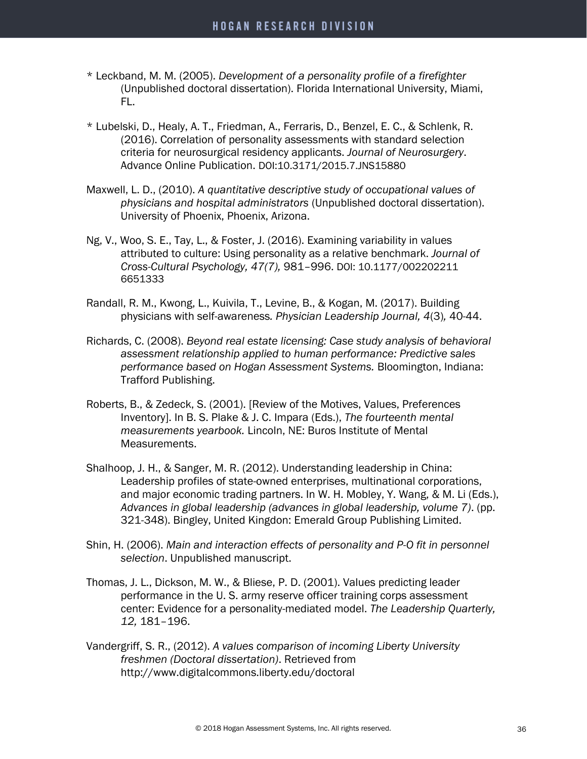\* Leckband, M. M. (2005). *Development of a personality profile of a firefighter* (Unpublished doctoral dissertation). Florida International University, Miami, FL.

\* Lubelski, D., Healy, A. T., Friedman, A., Ferraris, D., Benzel, E. C., & Schlenk, R. (2016). Correlation of personality assessments with standard selection criteria for neurosurgical residency applicants. *Journal of Neurosurgery*. Advance Online Publication. DOI:10.3171/2015.7.JNS15880

Maxwell, L. D., (2010). *A quantitative descriptive study of occupational values of physicians and hospital administrators* (Unpublished doctoral dissertation). University of Phoenix, Phoenix, Arizona.

Ng, V., Woo, S. E., Tay, L., & Foster, J. (2016). Examining variability in values attributed to culture: Using personality as a relative benchmark. *Journal of Cross-Cultural Psychology, 47(7),* 981–996. DOI: 10.1177/002202211 6651333

Randall, R. M., Kwong, L., Kuivila, T., Levine, B., & Kogan, M. (2017). Building physicians with self-awareness*. Physician Leadership Journal, 4*(3)*,* 40-44.

Richards, C. (2008). *Beyond real estate licensing: Case study analysis of behavioral assessment relationship applied to human performance: Predictive sales performance based on Hogan Assessment Systems.* Bloomington, Indiana: Trafford Publishing.

Roberts, B., & Zedeck, S. (2001). [Review of the Motives, Values, Preferences Inventory]. In B. S. Plake & J. C. Impara (Eds.), *The fourteenth mental measurements yearbook.* Lincoln, NE: Buros Institute of Mental Measurements.

Shalhoop, J. H., & Sanger, M. R. (2012). Understanding leadership in China: Leadership profiles of state-owned enterprises, multinational corporations, and major economic trading partners. In W. H. Mobley, Y. Wang, & M. Li (Eds.), *Advances in global leadership (advances in global leadership, volume 7)*. (pp. 321-348). Bingley, United Kingdon: Emerald Group Publishing Limited.

Shin, H. (2006). *Main and interaction effects of personality and P-O fit in personnel selection*. Unpublished manuscript.

Thomas, J. L., Dickson, M. W., & Bliese, P. D. (2001). Values predicting leader performance in the U. S. army reserve officer training corps assessment center: Evidence for a personality-mediated model. *The Leadership Quarterly, 12,* 181–196.

Vandergriff, S. R., (2012). *A values comparison of incoming Liberty University freshmen (Doctoral dissertation)*. Retrieved from http://www.digitalcommons.liberty.edu/doctoral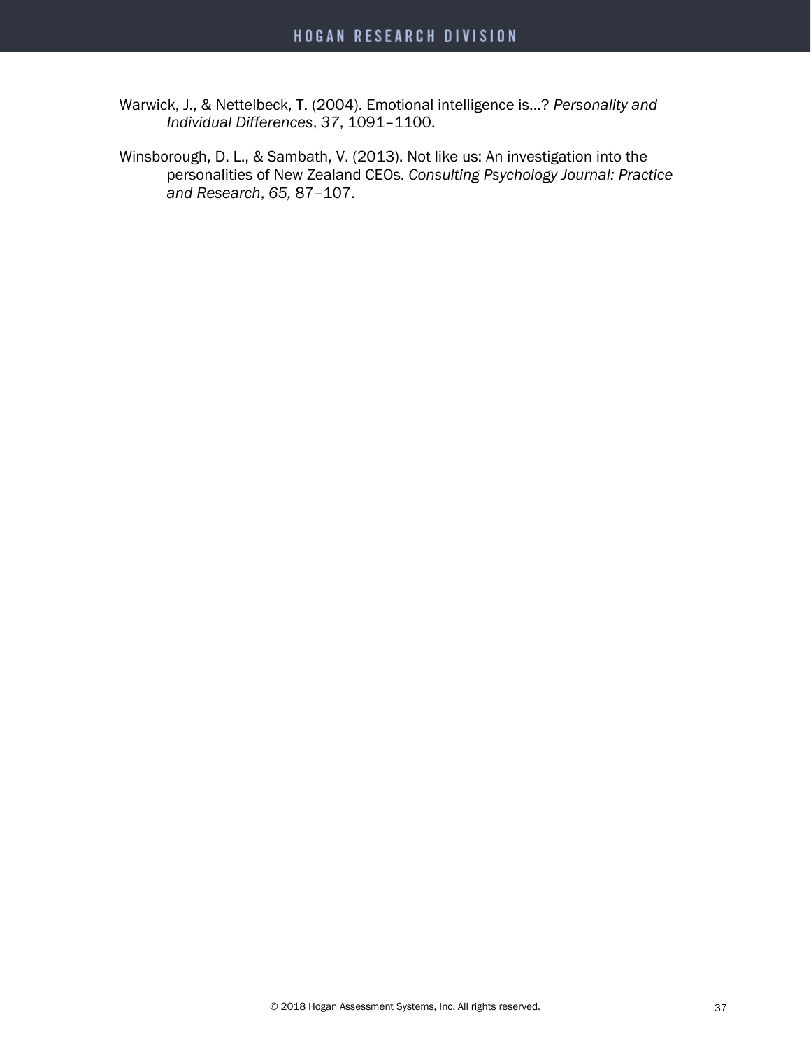Warwick, J., & Nettelbeck, T. (2004). Emotional intelligence is…? *Personality and Individual Differences*, *37*, 1091–1100.

Winsborough, D. L., & Sambath, V. (2013). Not like us: An investigation into the personalities of New Zealand CEOs. *Consulting Psychology Journal: Practice and Research*, *65,* 87–107.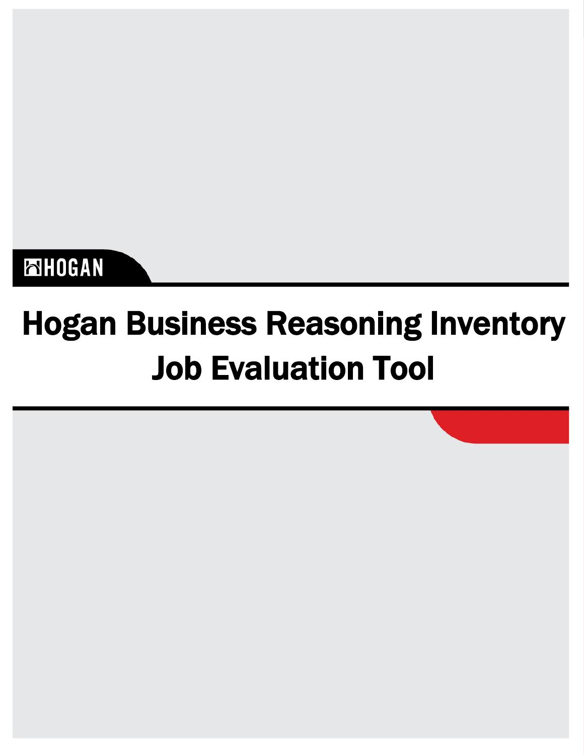HOGAN

# Hogan Business Reasoning Inventory Job Evaluation Tool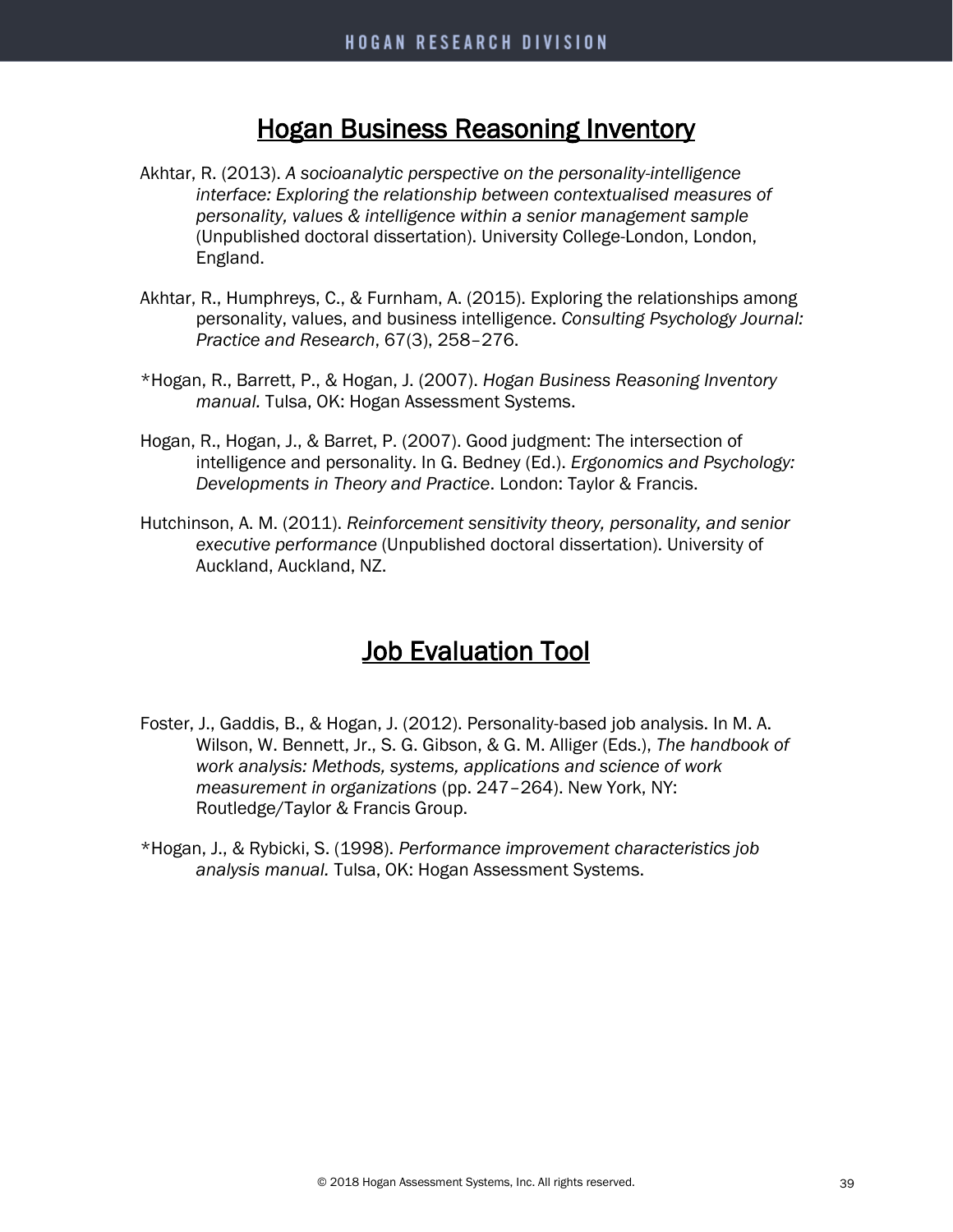## Hogan Business Reasoning Inventory

Akhtar, R. (2013). *A socioanalytic perspective on the personality-intelligence interface: Exploring the relationship between contextualised measures of personality, values & intelligence within a senior management sample* (Unpublished doctoral dissertation). University College-London, London, England.

Akhtar, R., Humphreys, C., & Furnham, A. (2015). Exploring the relationships among personality, values, and business intelligence. *Consulting Psychology Journal: Practice and Research*, 67(3), 258–276.

*Hogan, R., Barrett, P., & Hogan, J. (2007). *Hogan Business Reasoning Inventory manual.* Tulsa, OK: Hogan Assessment Systems.

Hogan, R., Hogan, J., & Barret, P. (2007). Good judgment: The intersection of intelligence and personality. In G. Bedney (Ed.). *Ergonomics and Psychology: Developments in Theory and Practice*. London: Taylor & Francis.

Hutchinson, A. M. (2011). *Reinforcement sensitivity theory, personality, and senior executive performance* (Unpublished doctoral dissertation). University of Auckland, Auckland, NZ.

## Job Evaluation Tool

Foster, J., Gaddis, B., & Hogan, J. (2012). Personality-based job analysis. In M. A. Wilson, W. Bennett, Jr., S. G. Gibson, & G. M. Alliger (Eds.), *The handbook of work analysis: Methods, systems, applications and science of work measurement in organizations* (pp. 247–264). New York, NY: Routledge/Taylor & Francis Group.

*Hogan, J., & Rybicki, S. (1998). *Performance improvement characteristics job analysis manual.* Tulsa, OK: Hogan Assessment Systems.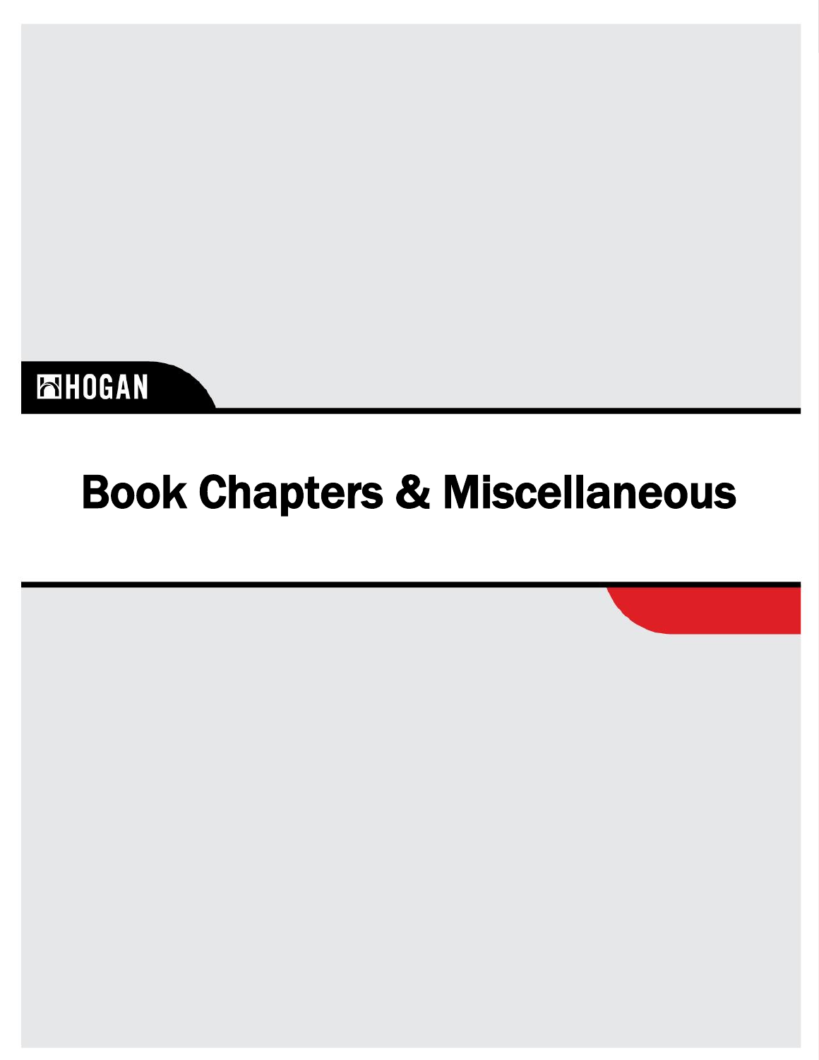HOGAN

# Book Chapters & Miscellaneous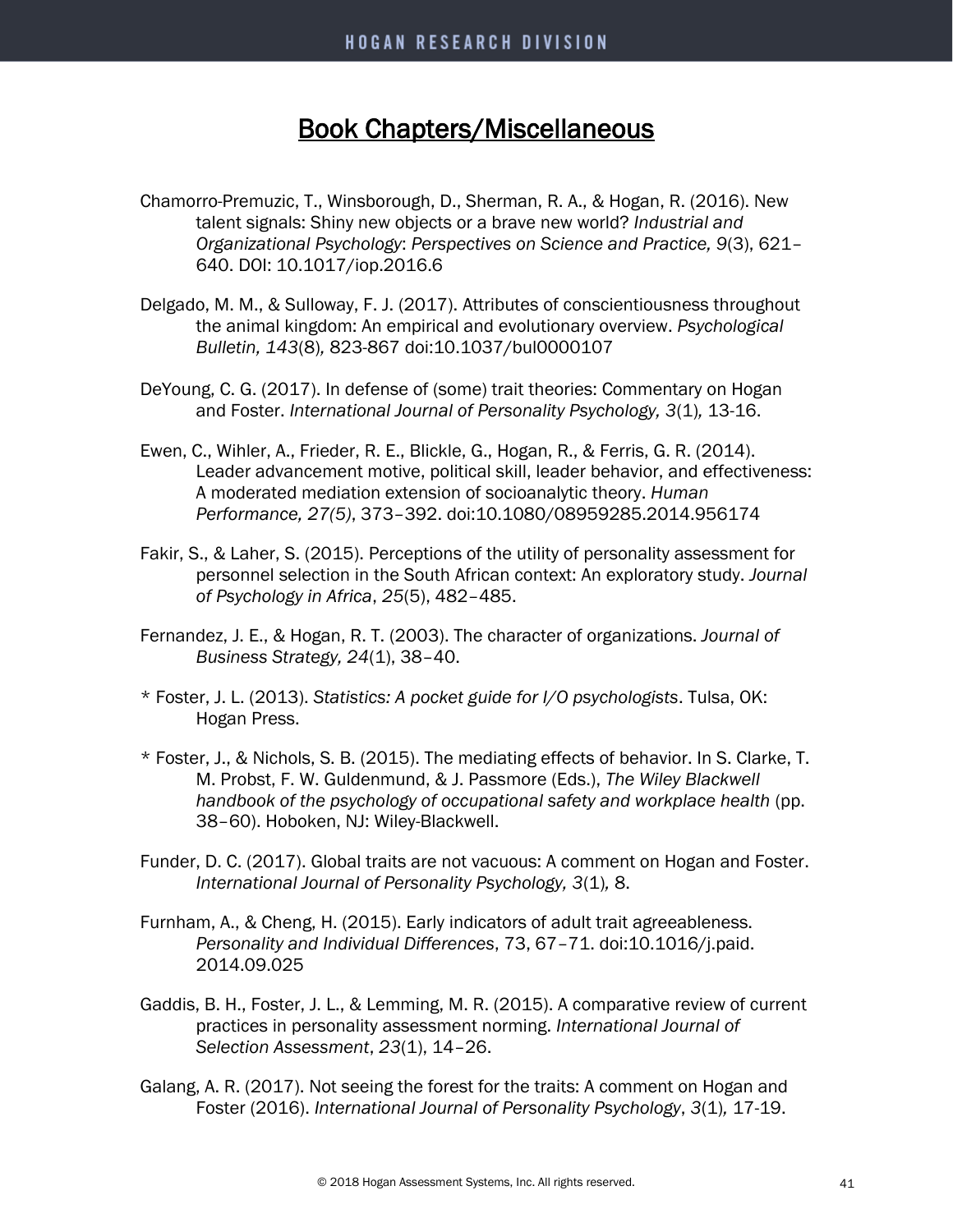# Book Chapters/Miscellaneous

Chamorro-Premuzic, T., Winsborough, D., Sherman, R. A., & Hogan, R. (2016). New talent signals: Shiny new objects or a brave new world? *Industrial and Organizational Psychology*: *Perspectives on Science and Practice, 9*(3), 621–640. DOI: 10.1017/iop.2016.6

Delgado, M. M., & Sulloway, F. J. (2017). Attributes of conscientiousness throughout the animal kingdom: An empirical and evolutionary overview. *Psychological Bulletin, 143*(8)*,* 823-867 doi:10.1037/bul0000107

DeYoung, C. G. (2017). In defense of (some) trait theories: Commentary on Hogan and Foster. *International Journal of Personality Psychology, 3*(1)*,* 13-16.

Ewen, C., Wihler, A., Frieder, R. E., Blickle, G., Hogan, R., & Ferris, G. R. (2014). Leader advancement motive, political skill, leader behavior, and effectiveness: A moderated mediation extension of socioanalytic theory. *Human Performance, 27(5)*, 373–392. doi:10.1080/08959285.2014.956174

Fakir, S., & Laher, S. (2015). Perceptions of the utility of personality assessment for personnel selection in the South African context: An exploratory study. *Journal of Psychology in Africa*, *25*(5), 482–485.

Fernandez, J. E., & Hogan, R. T. (2003). The character of organizations. *Journal of Business Strategy, 24*(1), 38–40.

* Foster, J. L. (2013). *Statistics: A pocket guide for I/O psychologists*. Tulsa, OK: Hogan Press.

* Foster, J., & Nichols, S. B. (2015). The mediating effects of behavior. In S. Clarke, T. M. Probst, F. W. Guldenmund, & J. Passmore (Eds.), *The Wiley Blackwell handbook of the psychology of occupational safety and workplace health* (pp. 38–60). Hoboken, NJ: Wiley-Blackwell.

Funder, D. C. (2017). Global traits are not vacuous: A comment on Hogan and Foster. *International Journal of Personality Psychology, 3*(1)*,* 8.

Furnham, A., & Cheng, H. (2015). Early indicators of adult trait agreeableness. *Personality and Individual Differences*, 73, 67–71. doi:10.1016/j.paid. 2014.09.025

Gaddis, B. H., Foster, J. L., & Lemming, M. R. (2015). A comparative review of current practices in personality assessment norming. *International Journal of Selection Assessment*, *23*(1), 14–26.

Galang, A. R. (2017). Not seeing the forest for the traits: A comment on Hogan and Foster (2016). *International Journal of Personality Psychology*, *3*(1)*,* 17-19.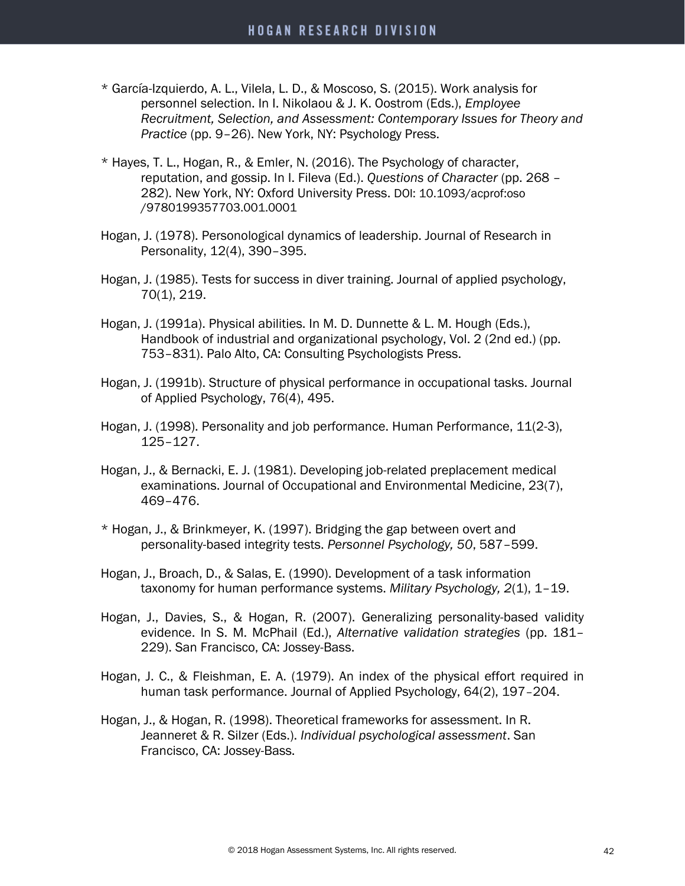* García-Izquierdo, A. L., Vilela, L. D., & Moscoso, S. (2015). Work analysis for personnel selection. In I. Nikolaou & J. K. Oostrom (Eds.), *Employee Recruitment, Selection, and Assessment: Contemporary Issues for Theory and Practice* (pp. 9–26). New York, NY: Psychology Press.

* Hayes, T. L., Hogan, R., & Emler, N. (2016). The Psychology of character, reputation, and gossip. In I. Fileva (Ed.). *Questions of Character* (pp. 268 – 282). New York, NY: Oxford University Press. DOI: 10.1093/acprof:oso /9780199357703.001.0001

Hogan, J. (1978). Personological dynamics of leadership. Journal of Research in Personality, 12(4), 390–395.

Hogan, J. (1985). Tests for success in diver training. Journal of applied psychology, 70(1), 219.

Hogan, J. (1991a). Physical abilities. In M. D. Dunnette & L. M. Hough (Eds.), Handbook of industrial and organizational psychology, Vol. 2 (2nd ed.) (pp. 753–831). Palo Alto, CA: Consulting Psychologists Press.

Hogan, J. (1991b). Structure of physical performance in occupational tasks. Journal of Applied Psychology, 76(4), 495.

Hogan, J. (1998). Personality and job performance. Human Performance, 11(2-3), 125–127.

Hogan, J., & Bernacki, E. J. (1981). Developing job-related preplacement medical examinations. Journal of Occupational and Environmental Medicine, 23(7), 469–476.

* Hogan, J., & Brinkmeyer, K. (1997). Bridging the gap between overt and personality-based integrity tests. *Personnel Psychology, 50*, 587–599.

Hogan, J., Broach, D., & Salas, E. (1990). Development of a task information taxonomy for human performance systems. *Military Psychology, 2*(1), 1–19.

Hogan, J., Davies, S., & Hogan, R. (2007). Generalizing personality-based validity evidence. In S. M. McPhail (Ed.), *Alternative validation strategies* (pp. 181–229). San Francisco, CA: Jossey-Bass.

Hogan, J. C., & Fleishman, E. A. (1979). An index of the physical effort required in human task performance. Journal of Applied Psychology, 64(2), 197–204.

Hogan, J., & Hogan, R. (1998). Theoretical frameworks for assessment. In R. Jeanneret & R. Silzer (Eds.). *Individual psychological assessment*. San Francisco, CA: Jossey-Bass.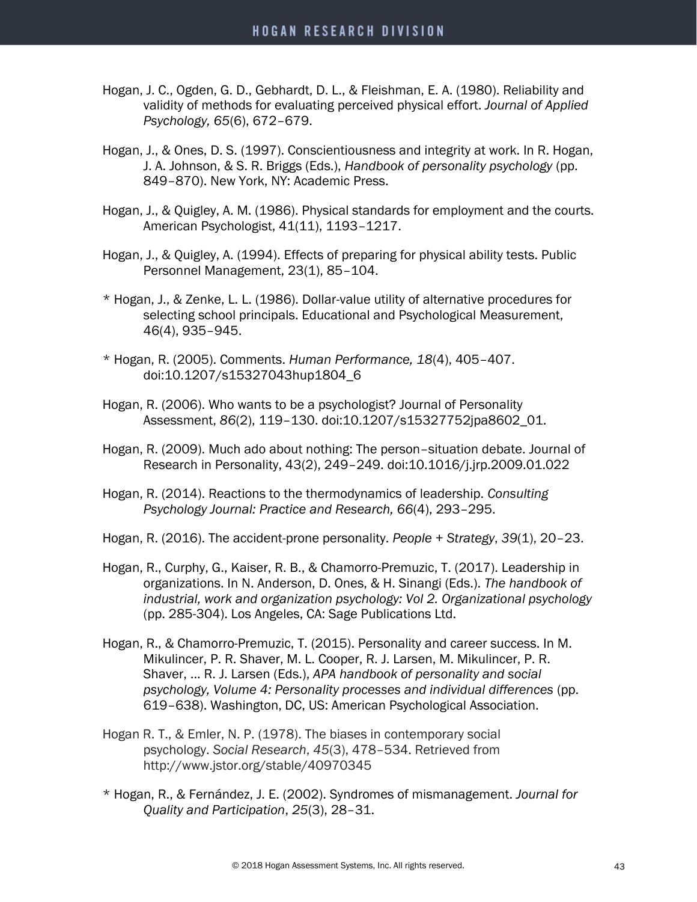Hogan, J. C., Ogden, G. D., Gebhardt, D. L., & Fleishman, E. A. (1980). Reliability and validity of methods for evaluating perceived physical effort. *Journal of Applied Psychology, 65*(6), 672–679.

Hogan, J., & Ones, D. S. (1997). Conscientiousness and integrity at work. In R. Hogan, J. A. Johnson, & S. R. Briggs (Eds.), *Handbook of personality psychology* (pp. 849–870). New York, NY: Academic Press.

Hogan, J., & Quigley, A. M. (1986). Physical standards for employment and the courts. American Psychologist, 41(11), 1193–1217.

Hogan, J., & Quigley, A. (1994). Effects of preparing for physical ability tests. Public Personnel Management, 23(1), 85–104.

\* Hogan, J., & Zenke, L. L. (1986). Dollar-value utility of alternative procedures for selecting school principals. Educational and Psychological Measurement, 46(4), 935–945.

\* Hogan, R. (2005). Comments. *Human Performance, 18*(4), 405–407. doi:10.1207/s15327043hup1804_6

Hogan, R. (2006). Who wants to be a psychologist? Journal of Personality Assessment, *86*(2), 119–130. doi:10.1207/s15327752jpa8602_01.

Hogan, R. (2009). Much ado about nothing: The person–situation debate. Journal of Research in Personality, 43(2), 249–249. doi:10.1016/j.jrp.2009.01.022

Hogan, R. (2014). Reactions to the thermodynamics of leadership. *Consulting Psychology Journal: Practice and Research, 66*(4), 293–295.

Hogan, R. (2016). The accident-prone personality. *People + Strategy*, *39*(1), 20–23.

Hogan, R., Curphy, G., Kaiser, R. B., & Chamorro-Premuzic, T. (2017). Leadership in organizations. In N. Anderson, D. Ones, & H. Sinangi (Eds.). *The handbook of industrial, work and organization psychology: Vol 2. Organizational psychology* (pp. 285-304). Los Angeles, CA: Sage Publications Ltd.

Hogan, R., & Chamorro-Premuzic, T. (2015). Personality and career success. In M. Mikulincer, P. R. Shaver, M. L. Cooper, R. J. Larsen, M. Mikulincer, P. R. Shaver, ... R. J. Larsen (Eds.), *APA handbook of personality and social psychology, Volume 4: Personality processes and individual differences* (pp. 619–638). Washington, DC, US: American Psychological Association.

Hogan R. T., & Emler, N. P. (1978). The biases in contemporary social psychology. *Social Research*, *45*(3), 478–534. Retrieved from http://www.jstor.org/stable/40970345

\* Hogan, R., & Fernández, J. E. (2002). Syndromes of mismanagement. *Journal for Quality and Participation*, *25*(3), 28–31.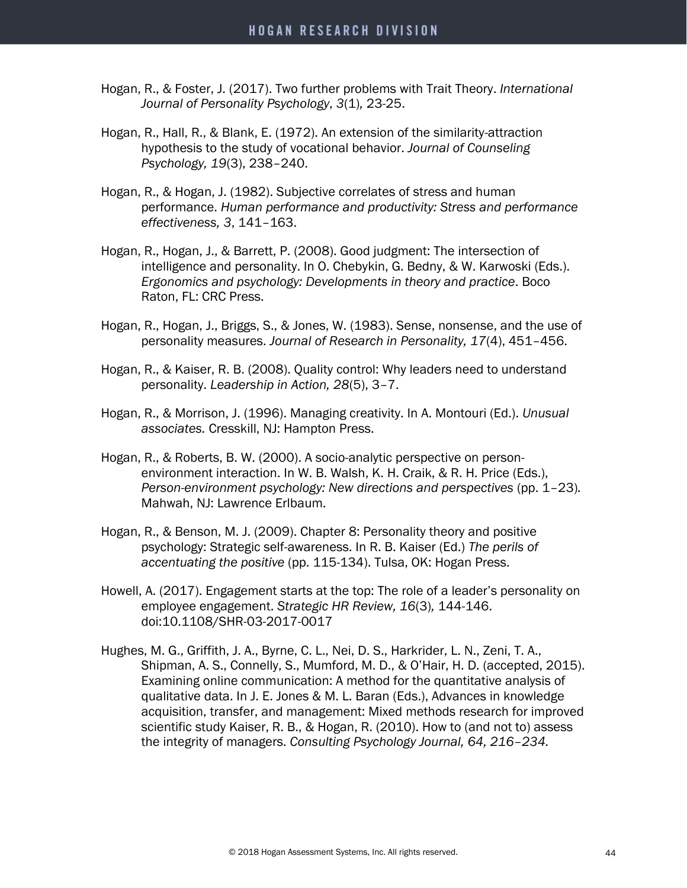Hogan, R., & Foster, J. (2017). Two further problems with Trait Theory. *International Journal of Personality Psychology*, *3*(1), 23-25.

Hogan, R., Hall, R., & Blank, E. (1972). An extension of the similarity-attraction hypothesis to the study of vocational behavior. *Journal of Counseling Psychology, 19*(3), 238–240.

Hogan, R., & Hogan, J. (1982). Subjective correlates of stress and human performance. *Human performance and productivity: Stress and performance effectiveness, 3*, 141–163.

Hogan, R., Hogan, J., & Barrett, P. (2008). Good judgment: The intersection of intelligence and personality. In O. Chebykin, G. Bedny, & W. Karwoski (Eds.). *Ergonomics and psychology: Developments in theory and practice*. Boco Raton, FL: CRC Press.

Hogan, R., Hogan, J., Briggs, S., & Jones, W. (1983). Sense, nonsense, and the use of personality measures. *Journal of Research in Personality, 17*(4), 451–456.

Hogan, R., & Kaiser, R. B. (2008). Quality control: Why leaders need to understand personality. *Leadership in Action, 28*(5), 3–7.

Hogan, R., & Morrison, J. (1996). Managing creativity. In A. Montouri (Ed.). *Unusual associates.* Cresskill, NJ: Hampton Press.

Hogan, R., & Roberts, B. W. (2000). A socio-analytic perspective on person-environment interaction. In W. B. Walsh, K. H. Craik, & R. H. Price (Eds.), *Person-environment psychology: New directions and perspectives* (pp. 1–23). Mahwah, NJ: Lawrence Erlbaum.

Hogan, R., & Benson, M. J. (2009). Chapter 8: Personality theory and positive psychology: Strategic self-awareness. In R. B. Kaiser (Ed.) *The perils of accentuating the positive* (pp. 115-134). Tulsa, OK: Hogan Press.

Howell, A. (2017). Engagement starts at the top: The role of a leader's personality on employee engagement. *Strategic HR Review, 16*(3), 144-146. doi:10.1108/SHR-03-2017-0017

Hughes, M. G., Griffith, J. A., Byrne, C. L., Nei, D. S., Harkrider, L. N., Zeni, T. A., Shipman, A. S., Connelly, S., Mumford, M. D., & O'Hair, H. D. (accepted, 2015). Examining online communication: A method for the quantitative analysis of qualitative data. In J. E. Jones & M. L. Baran (Eds.), Advances in knowledge acquisition, transfer, and management: Mixed methods research for improved scientific study Kaiser, R. B., & Hogan, R. (2010). How to (and not to) assess the integrity of managers. *Consulting Psychology Journal, 64, 216–234.*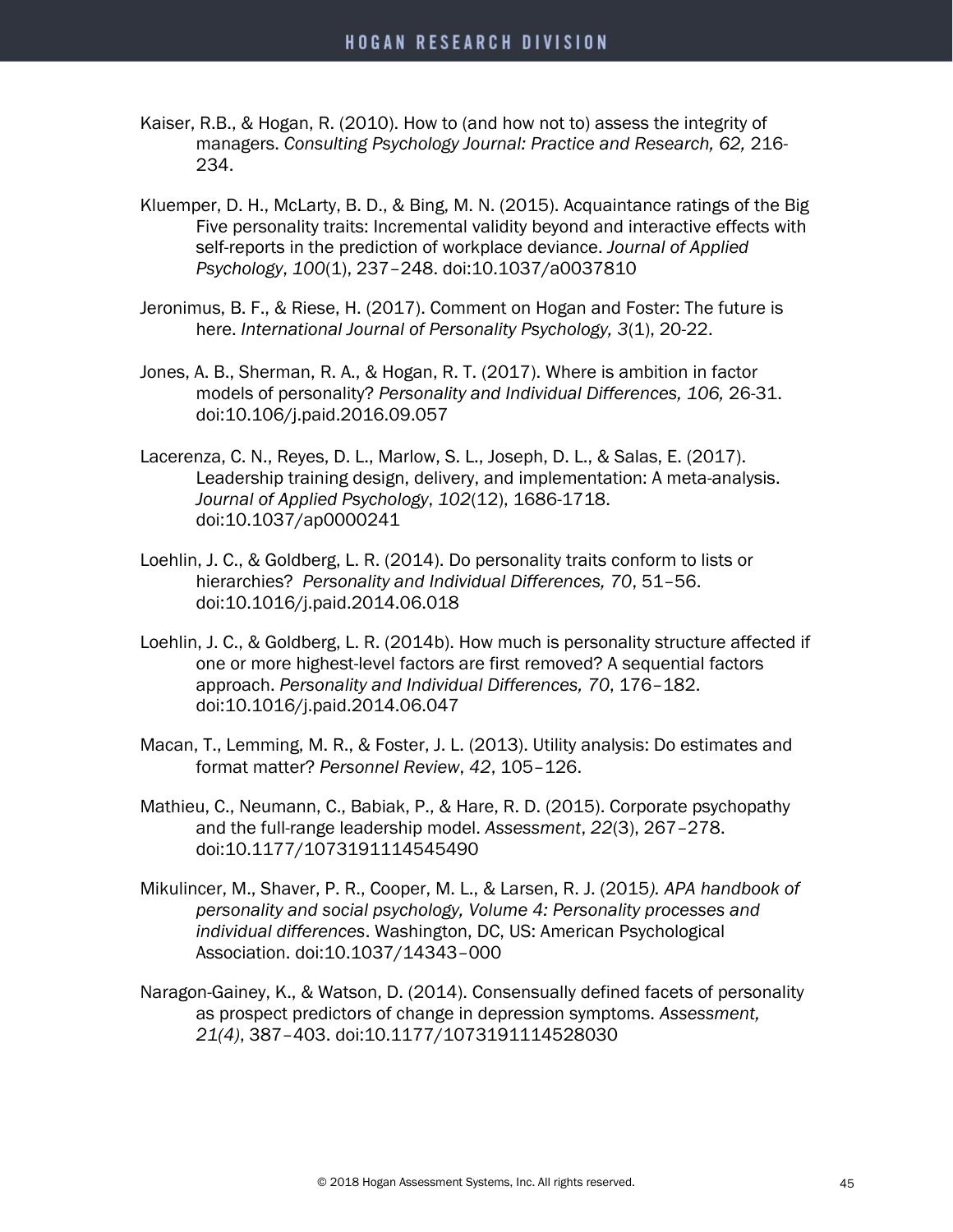Kaiser, R.B., & Hogan, R. (2010). How to (and how not to) assess the integrity of managers. *Consulting Psychology Journal: Practice and Research, 62,* 216-234.

Kluemper, D. H., McLarty, B. D., & Bing, M. N. (2015). Acquaintance ratings of the Big Five personality traits: Incremental validity beyond and interactive effects with self-reports in the prediction of workplace deviance. *Journal of Applied Psychology*, *100*(1), 237–248. doi:10.1037/a0037810

Jeronimus, B. F., & Riese, H. (2017). Comment on Hogan and Foster: The future is here. *International Journal of Personality Psychology, 3*(1), 20-22.

Jones, A. B., Sherman, R. A., & Hogan, R. T. (2017). Where is ambition in factor models of personality? *Personality and Individual Differences, 106,* 26-31. doi:10.106/j.paid.2016.09.057

Lacerenza, C. N., Reyes, D. L., Marlow, S. L., Joseph, D. L., & Salas, E. (2017). Leadership training design, delivery, and implementation: A meta-analysis. *Journal of Applied Psychology*, *102*(12), 1686-1718. doi:10.1037/ap0000241

Loehlin, J. C., & Goldberg, L. R. (2014). Do personality traits conform to lists or hierarchies? *Personality and Individual Differences, 70*, 51–56. doi:10.1016/j.paid.2014.06.018

Loehlin, J. C., & Goldberg, L. R. (2014b). How much is personality structure affected if one or more highest-level factors are first removed? A sequential factors approach. *Personality and Individual Differences, 70*, 176–182. doi:10.1016/j.paid.2014.06.047

Macan, T., Lemming, M. R., & Foster, J. L. (2013). Utility analysis: Do estimates and format matter? *Personnel Review*, *42*, 105–126.

Mathieu, C., Neumann, C., Babiak, P., & Hare, R. D. (2015). Corporate psychopathy and the full-range leadership model. *Assessment*, *22*(3), 267–278. doi:10.1177/1073191114545490

Mikulincer, M., Shaver, P. R., Cooper, M. L., & Larsen, R. J. (2015*). APA handbook of personality and social psychology, Volume 4: Personality processes and individual differences*. Washington, DC, US: American Psychological Association. doi:10.1037/14343–000

Naragon-Gainey, K., & Watson, D. (2014). Consensually defined facets of personality as prospect predictors of change in depression symptoms. *Assessment, 21(4)*, 387–403. doi:10.1177/1073191114528030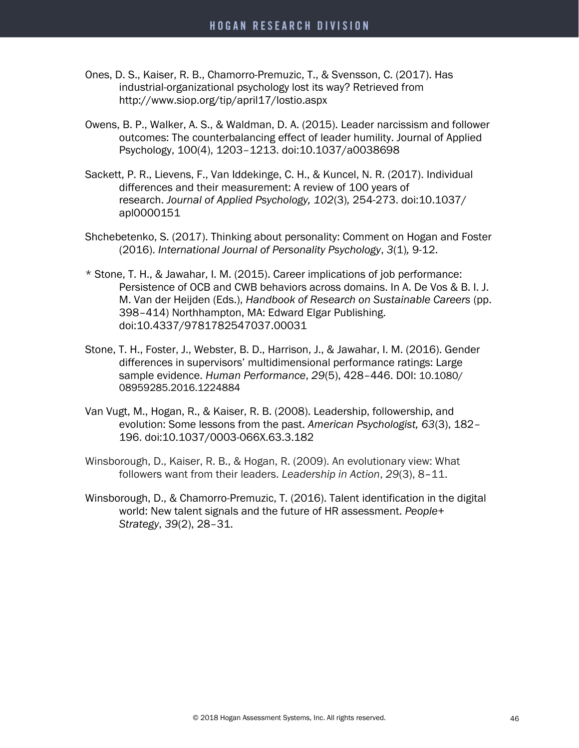Ones, D. S., Kaiser, R. B., Chamorro-Premuzic, T., & Svensson, C. (2017). Has industrial-organizational psychology lost its way? Retrieved from http://www.siop.org/tip/april17/lostio.aspx

Owens, B. P., Walker, A. S., & Waldman, D. A. (2015). Leader narcissism and follower outcomes: The counterbalancing effect of leader humility. Journal of Applied Psychology, 100(4), 1203–1213. doi:10.1037/a0038698

Sackett, P. R., Lievens, F., Van Iddekinge, C. H., & Kuncel, N. R. (2017). Individual differences and their measurement: A review of 100 years of research. *Journal of Applied Psychology, 102*(3), 254-273. doi:10.1037/apl0000151

Shchebetenko, S. (2017). Thinking about personality: Comment on Hogan and Foster (2016). *International Journal of Personality Psychology*, *3*(1), 9-12.

* Stone, T. H., & Jawahar, I. M. (2015). Career implications of job performance: Persistence of OCB and CWB behaviors across domains. In A. De Vos & B. I. J. M. Van der Heijden (Eds.), *Handbook of Research on Sustainable Careers* (pp. 398–414) Northhampton, MA: Edward Elgar Publishing. doi:10.4337/9781782547037.00031

Stone, T. H., Foster, J., Webster, B. D., Harrison, J., & Jawahar, I. M. (2016). Gender differences in supervisors' multidimensional performance ratings: Large sample evidence. *Human Performance*, *29*(5), 428–446. DOI: 10.1080/08959285.2016.1224884

Van Vugt, M., Hogan, R., & Kaiser, R. B. (2008). Leadership, followership, and evolution: Some lessons from the past. *American Psychologist, 63*(3), 182–196. doi:10.1037/0003-066X.63.3.182

Winsborough, D., Kaiser, R. B., & Hogan, R. (2009). An evolutionary view: What followers want from their leaders. *Leadership in Action*, *29*(3), 8–11.

Winsborough, D., & Chamorro-Premuzic, T. (2016). Talent identification in the digital world: New talent signals and the future of HR assessment. *People+ Strategy*, *39*(2), 28–31.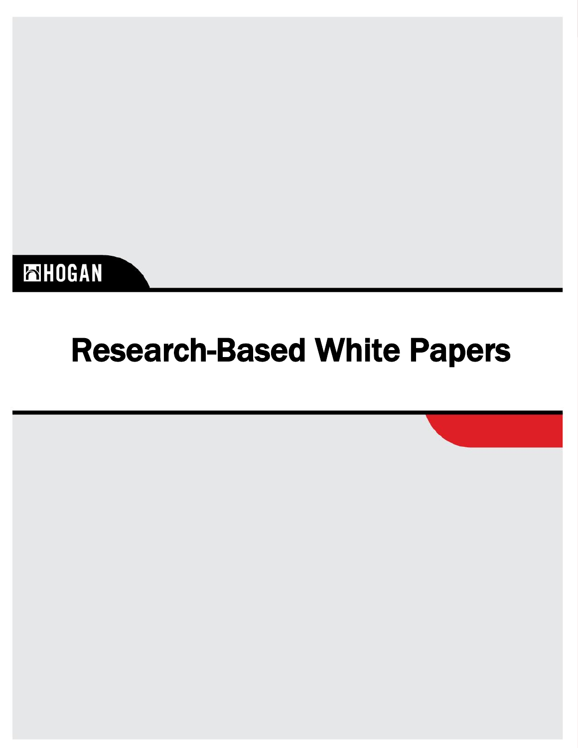HOGAN

# Research-Based White Papers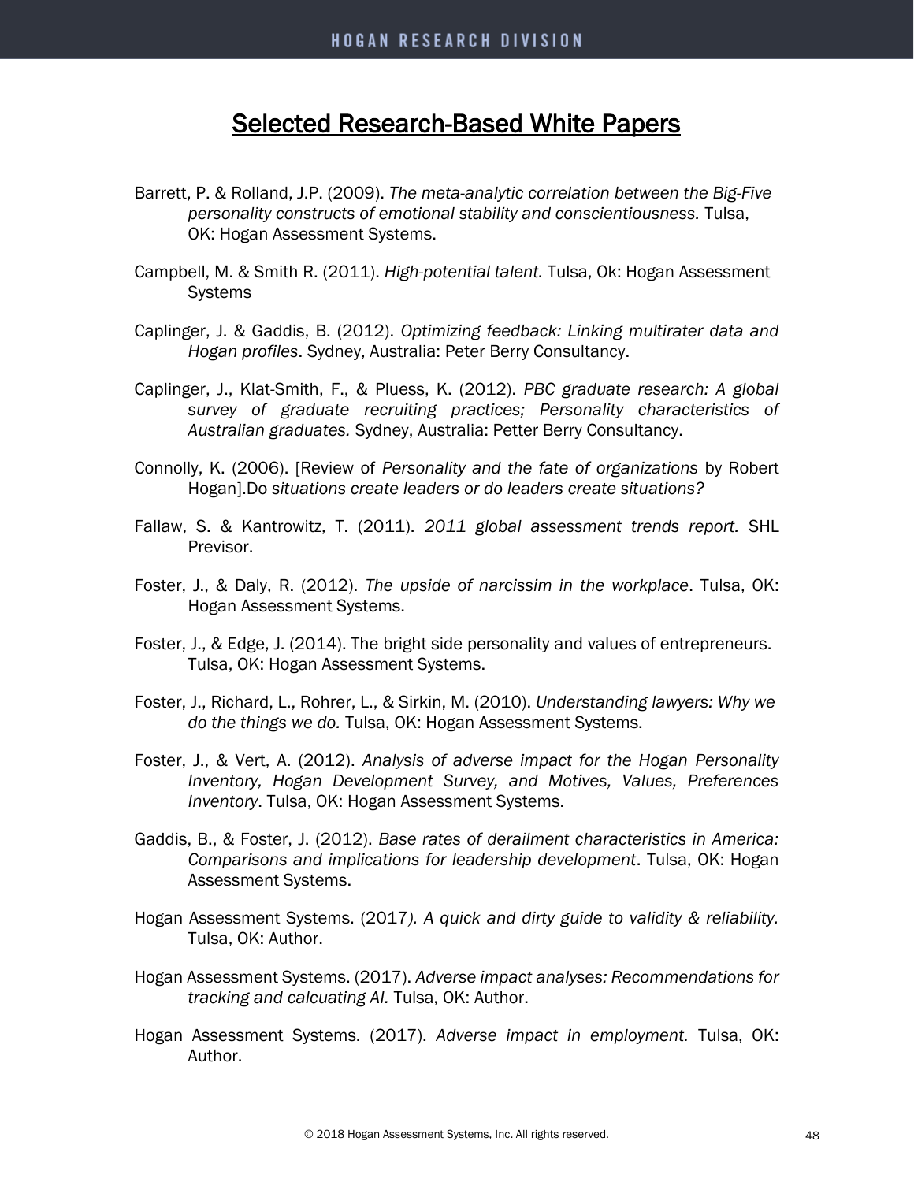# Selected Research-Based White Papers

Barrett, P. & Rolland, J.P. (2009). *The meta-analytic correlation between the Big-Five personality constructs of emotional stability and conscientiousness.* Tulsa, OK: Hogan Assessment Systems.

Campbell, M. & Smith R. (2011). *High-potential talent.* Tulsa, Ok: Hogan Assessment Systems

Caplinger, J. & Gaddis, B. (2012). *Optimizing feedback: Linking multirater data and Hogan profiles*. Sydney, Australia: Peter Berry Consultancy.

Caplinger, J., Klat-Smith, F., & Pluess, K. (2012). *PBC graduate research: A global survey of graduate recruiting practices; Personality characteristics of Australian graduates.* Sydney, Australia: Petter Berry Consultancy.

Connolly, K. (2006). [Review of *Personality and the fate of organizations* by Robert Hogan].Do *situations create leaders or do leaders create situations?*

Fallaw, S. & Kantrowitz, T. (2011). *2011 global assessment trends report.* SHL Previsor.

Foster, J., & Daly, R. (2012). *The upside of narcissim in the workplace*. Tulsa, OK: Hogan Assessment Systems.

Foster, J., & Edge, J. (2014). The bright side personality and values of entrepreneurs. Tulsa, OK: Hogan Assessment Systems.

Foster, J., Richard, L., Rohrer, L., & Sirkin, M. (2010). *Understanding lawyers: Why we do the things we do.* Tulsa, OK: Hogan Assessment Systems.

Foster, J., & Vert, A. (2012). *Analysis of adverse impact for the Hogan Personality Inventory, Hogan Development Survey, and Motives, Values, Preferences Inventory*. Tulsa, OK: Hogan Assessment Systems.

Gaddis, B., & Foster, J. (2012). *Base rates of derailment characteristics in America: Comparisons and implications for leadership development*. Tulsa, OK: Hogan Assessment Systems.

Hogan Assessment Systems. (2017*). A quick and dirty guide to validity & reliability.* Tulsa, OK: Author.

Hogan Assessment Systems. (2017). *Adverse impact analyses: Recommendations for tracking and calcuating AI.* Tulsa, OK: Author.

Hogan Assessment Systems. (2017). *Adverse impact in employment.* Tulsa, OK: Author.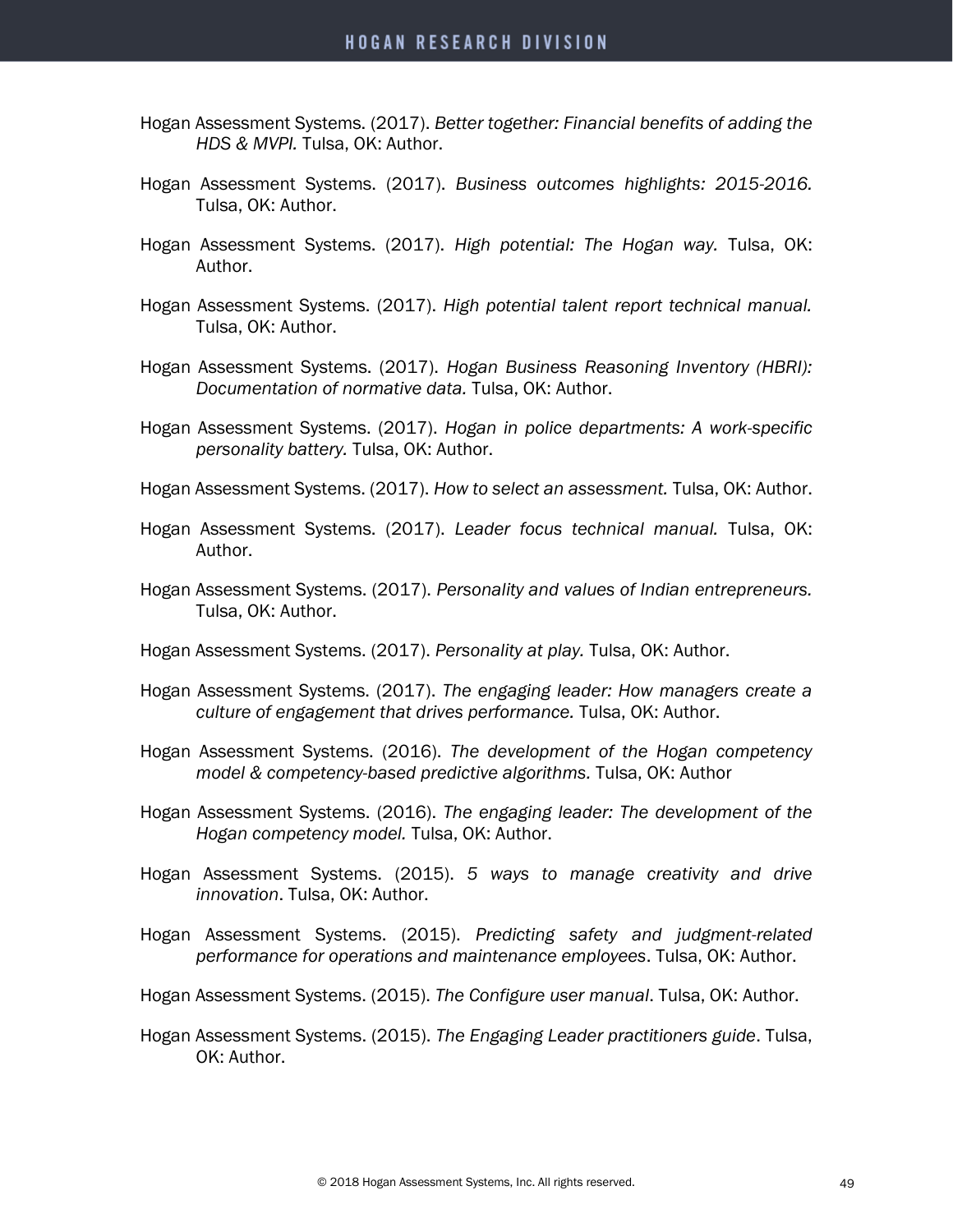Hogan Assessment Systems. (2017). *Better together: Financial benefits of adding the HDS & MVPI.* Tulsa, OK: Author.

Hogan Assessment Systems. (2017). *Business outcomes highlights: 2015-2016.* Tulsa, OK: Author.

Hogan Assessment Systems. (2017). *High potential: The Hogan way.* Tulsa, OK: Author.

Hogan Assessment Systems. (2017). *High potential talent report technical manual.* Tulsa, OK: Author.

Hogan Assessment Systems. (2017). *Hogan Business Reasoning Inventory (HBRI): Documentation of normative data.* Tulsa, OK: Author.

Hogan Assessment Systems. (2017). *Hogan in police departments: A work-specific personality battery.* Tulsa, OK: Author.

Hogan Assessment Systems. (2017). *How to select an assessment.* Tulsa, OK: Author.

Hogan Assessment Systems. (2017). *Leader focus technical manual.* Tulsa, OK: Author.

Hogan Assessment Systems. (2017). *Personality and values of Indian entrepreneurs.* Tulsa, OK: Author.

Hogan Assessment Systems. (2017). *Personality at play.* Tulsa, OK: Author.

Hogan Assessment Systems. (2017). *The engaging leader: How managers create a culture of engagement that drives performance.* Tulsa, OK: Author.

Hogan Assessment Systems. (2016). *The development of the Hogan competency model & competency-based predictive algorithms.* Tulsa, OK: Author

Hogan Assessment Systems. (2016). *The engaging leader: The development of the Hogan competency model.* Tulsa, OK: Author.

Hogan Assessment Systems. (2015). *5 ways to manage creativity and drive innovation*. Tulsa, OK: Author.

Hogan Assessment Systems. (2015). *Predicting safety and judgment-related performance for operations and maintenance employees*. Tulsa, OK: Author.

Hogan Assessment Systems. (2015). *The Configure user manual*. Tulsa, OK: Author.

Hogan Assessment Systems. (2015). *The Engaging Leader practitioners guide*. Tulsa, OK: Author.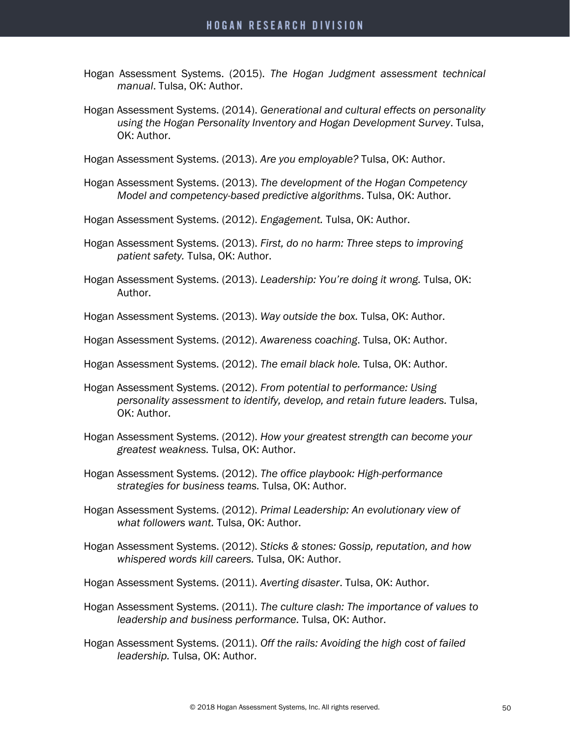Hogan Assessment Systems. (2015). *The Hogan Judgment assessment technical manual*. Tulsa, OK: Author.

Hogan Assessment Systems. (2014). *Generational and cultural effects on personality using the Hogan Personality Inventory and Hogan Development Survey*. Tulsa, OK: Author.

Hogan Assessment Systems. (2013). *Are you employable?* Tulsa, OK: Author.

Hogan Assessment Systems. (2013). *The development of the Hogan Competency Model and competency-based predictive algorithms*. Tulsa, OK: Author.

Hogan Assessment Systems. (2012). *Engagement.* Tulsa, OK: Author.

Hogan Assessment Systems. (2013). *First, do no harm: Three steps to improving patient safety.* Tulsa, OK: Author.

Hogan Assessment Systems. (2013). *Leadership: You're doing it wrong.* Tulsa, OK: Author.

Hogan Assessment Systems. (2013). *Way outside the box.* Tulsa, OK: Author.

Hogan Assessment Systems. (2012). *Awareness coaching*. Tulsa, OK: Author.

Hogan Assessment Systems. (2012). *The email black hole.* Tulsa, OK: Author.

Hogan Assessment Systems. (2012). *From potential to performance: Using personality assessment to identify, develop, and retain future leaders.* Tulsa, OK: Author.

Hogan Assessment Systems. (2012). *How your greatest strength can become your greatest weakness.* Tulsa, OK: Author.

Hogan Assessment Systems. (2012). *The office playbook: High-performance strategies for business teams.* Tulsa, OK: Author.

Hogan Assessment Systems. (2012). *Primal Leadership: An evolutionary view of what followers want.* Tulsa, OK: Author.

Hogan Assessment Systems. (2012). *Sticks & stones: Gossip, reputation, and how whispered words kill careers.* Tulsa, OK: Author.

Hogan Assessment Systems. (2011). *Averting disaster*. Tulsa, OK: Author.

Hogan Assessment Systems. (2011). *The culture clash: The importance of values to leadership and business performance.* Tulsa, OK: Author.

Hogan Assessment Systems. (2011). *Off the rails: Avoiding the high cost of failed leadership.* Tulsa, OK: Author.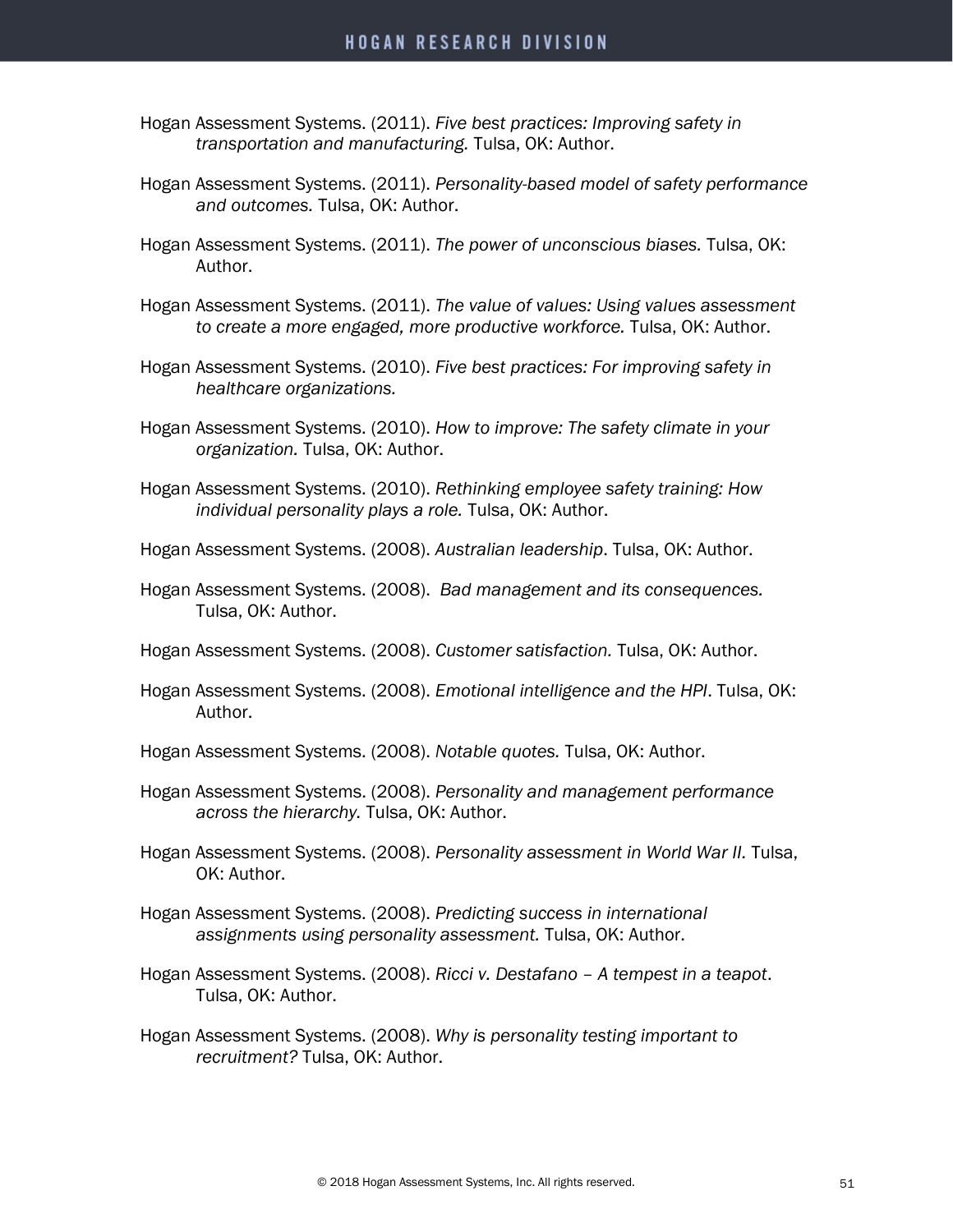Hogan Assessment Systems. (2011). *Five best practices: Improving safety in transportation and manufacturing.* Tulsa, OK: Author.

Hogan Assessment Systems. (2011). *Personality-based model of safety performance and outcomes.* Tulsa, OK: Author.

Hogan Assessment Systems. (2011). *The power of unconscious biases.* Tulsa, OK: Author.

Hogan Assessment Systems. (2011). *The value of values: Using values assessment to create a more engaged, more productive workforce.* Tulsa, OK: Author.

Hogan Assessment Systems. (2010). *Five best practices: For improving safety in healthcare organizations.*

Hogan Assessment Systems. (2010). *How to improve: The safety climate in your organization.* Tulsa, OK: Author.

Hogan Assessment Systems. (2010). *Rethinking employee safety training: How individual personality plays a role.* Tulsa, OK: Author.

Hogan Assessment Systems. (2008). *Australian leadership*. Tulsa, OK: Author.

Hogan Assessment Systems. (2008). *Bad management and its consequences.* Tulsa, OK: Author.

Hogan Assessment Systems. (2008). *Customer satisfaction.* Tulsa, OK: Author.

Hogan Assessment Systems. (2008). *Emotional intelligence and the HPI*. Tulsa, OK: Author.

Hogan Assessment Systems. (2008). *Notable quotes.* Tulsa, OK: Author.

Hogan Assessment Systems. (2008). *Personality and management performance across the hierarchy.* Tulsa, OK: Author.

Hogan Assessment Systems. (2008). *Personality assessment in World War II.* Tulsa, OK: Author.

Hogan Assessment Systems. (2008). *Predicting success in international assignments using personality assessment.* Tulsa, OK: Author.

Hogan Assessment Systems. (2008). *Ricci v. Destafano – A tempest in a teapot*. Tulsa, OK: Author.

Hogan Assessment Systems. (2008). *Why is personality testing important to recruitment?* Tulsa, OK: Author.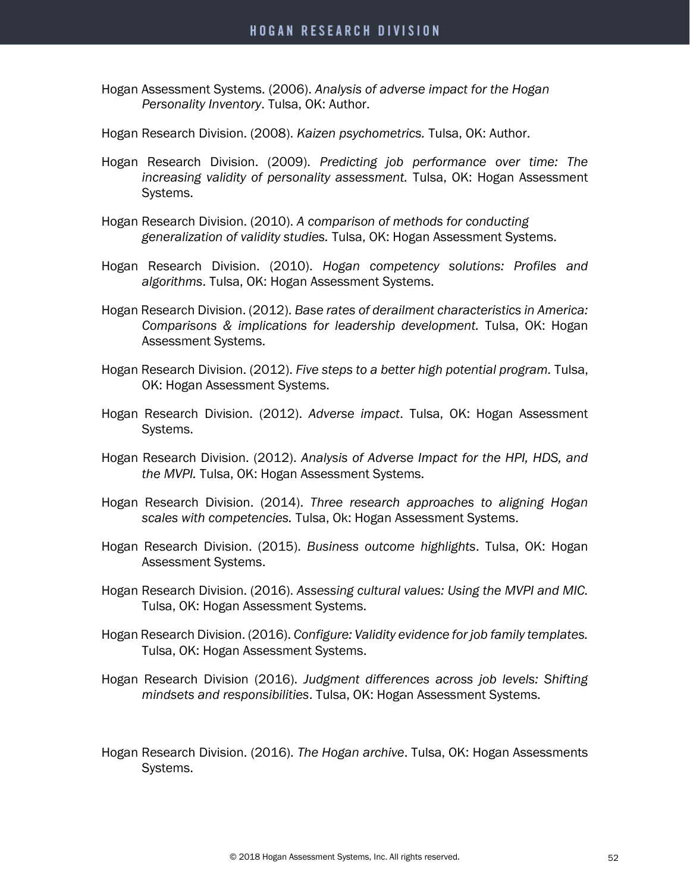Hogan Assessment Systems. (2006). *Analysis of adverse impact for the Hogan Personality Inventory*. Tulsa, OK: Author.

Hogan Research Division. (2008). *Kaizen psychometrics.* Tulsa, OK: Author.

Hogan Research Division. (2009). *Predicting job performance over time: The increasing validity of personality assessment.* Tulsa, OK: Hogan Assessment Systems.

Hogan Research Division. (2010). *A comparison of methods for conducting generalization of validity studies.* Tulsa, OK: Hogan Assessment Systems.

Hogan Research Division. (2010). *Hogan competency solutions: Profiles and algorithms*. Tulsa, OK: Hogan Assessment Systems.

Hogan Research Division. (2012). *Base rates of derailment characteristics in America: Comparisons & implications for leadership development.* Tulsa, OK: Hogan Assessment Systems.

Hogan Research Division. (2012). *Five steps to a better high potential program.* Tulsa, OK: Hogan Assessment Systems.

Hogan Research Division. (2012). *Adverse impact*. Tulsa, OK: Hogan Assessment Systems.

Hogan Research Division. (2012). *Analysis of Adverse Impact for the HPI, HDS, and the MVPI.* Tulsa, OK: Hogan Assessment Systems.

Hogan Research Division. (2014). *Three research approaches to aligning Hogan scales with competencies.* Tulsa, Ok: Hogan Assessment Systems.

Hogan Research Division. (2015). *Business outcome highlights*. Tulsa, OK: Hogan Assessment Systems.

Hogan Research Division. (2016). *Assessing cultural values: Using the MVPI and MIC.* Tulsa, OK: Hogan Assessment Systems.

Hogan Research Division. (2016). *Configure: Validity evidence for job family templates.* Tulsa, OK: Hogan Assessment Systems.

Hogan Research Division (2016). *Judgment differences across job levels: Shifting mindsets and responsibilities*. Tulsa, OK: Hogan Assessment Systems.

Hogan Research Division. (2016). *The Hogan archive*. Tulsa, OK: Hogan Assessments Systems.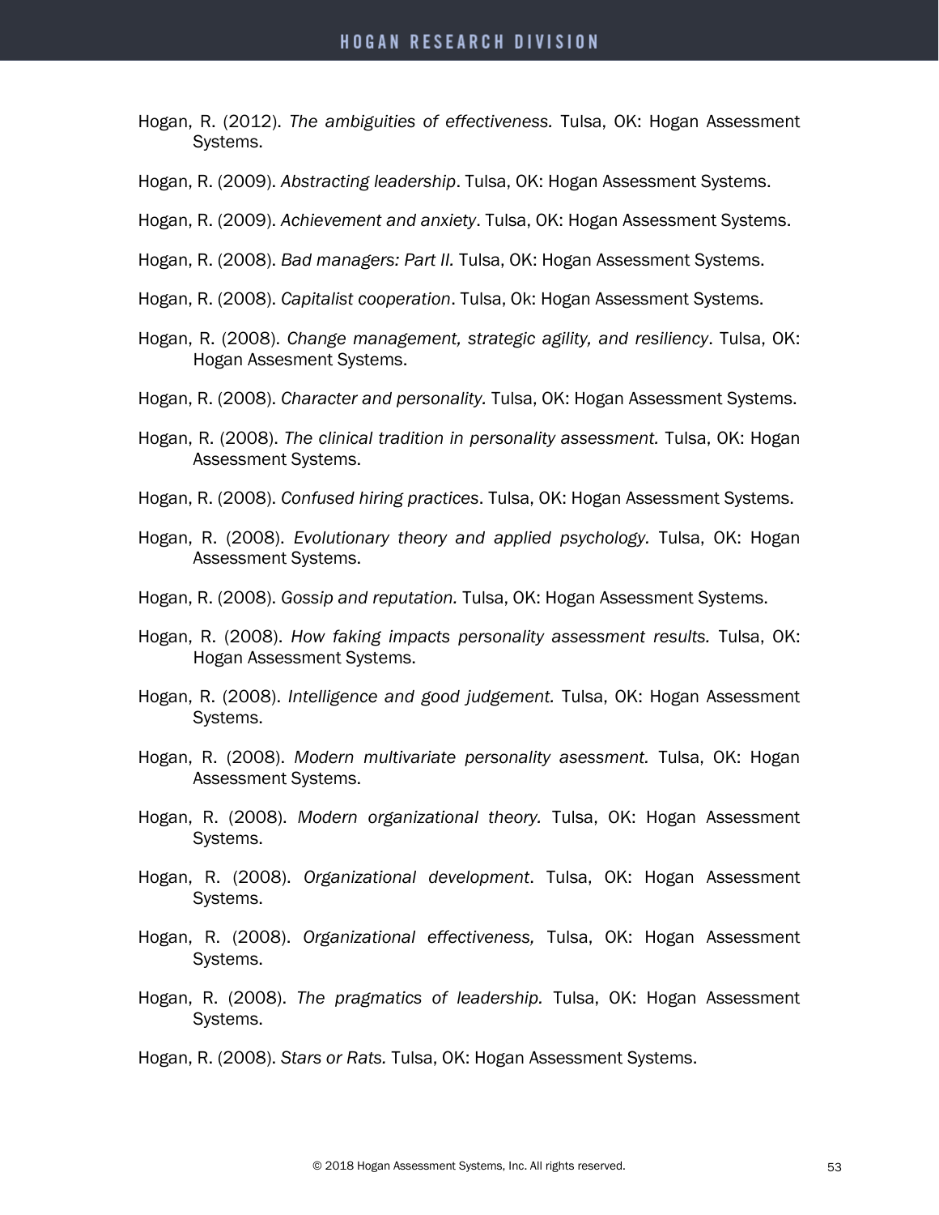Hogan, R. (2012). *The ambiguities of effectiveness.* Tulsa, OK: Hogan Assessment Systems.

Hogan, R. (2009). *Abstracting leadership*. Tulsa, OK: Hogan Assessment Systems.

Hogan, R. (2009). *Achievement and anxiety*. Tulsa, OK: Hogan Assessment Systems.

Hogan, R. (2008). *Bad managers: Part II.* Tulsa, OK: Hogan Assessment Systems.

Hogan, R. (2008). *Capitalist cooperation*. Tulsa, Ok: Hogan Assessment Systems.

Hogan, R. (2008). *Change management, strategic agility, and resiliency*. Tulsa, OK: Hogan Assesment Systems.

Hogan, R. (2008). *Character and personality.* Tulsa, OK: Hogan Assessment Systems.

Hogan, R. (2008). *The clinical tradition in personality assessment.* Tulsa, OK: Hogan Assessment Systems.

Hogan, R. (2008). *Confused hiring practices*. Tulsa, OK: Hogan Assessment Systems.

Hogan, R. (2008). *Evolutionary theory and applied psychology.* Tulsa, OK: Hogan Assessment Systems.

Hogan, R. (2008). *Gossip and reputation.* Tulsa, OK: Hogan Assessment Systems.

Hogan, R. (2008). *How faking impacts personality assessment results.* Tulsa, OK: Hogan Assessment Systems.

Hogan, R. (2008). *Intelligence and good judgement.* Tulsa, OK: Hogan Assessment Systems.

Hogan, R. (2008). *Modern multivariate personality asessment.* Tulsa, OK: Hogan Assessment Systems.

Hogan, R. (2008). *Modern organizational theory.* Tulsa, OK: Hogan Assessment Systems.

Hogan, R. (2008). *Organizational development*. Tulsa, OK: Hogan Assessment Systems.

Hogan, R. (2008). *Organizational effectiveness,* Tulsa, OK: Hogan Assessment Systems.

Hogan, R. (2008). *The pragmatics of leadership.* Tulsa, OK: Hogan Assessment Systems.

Hogan, R. (2008). *Stars or Rats.* Tulsa, OK: Hogan Assessment Systems.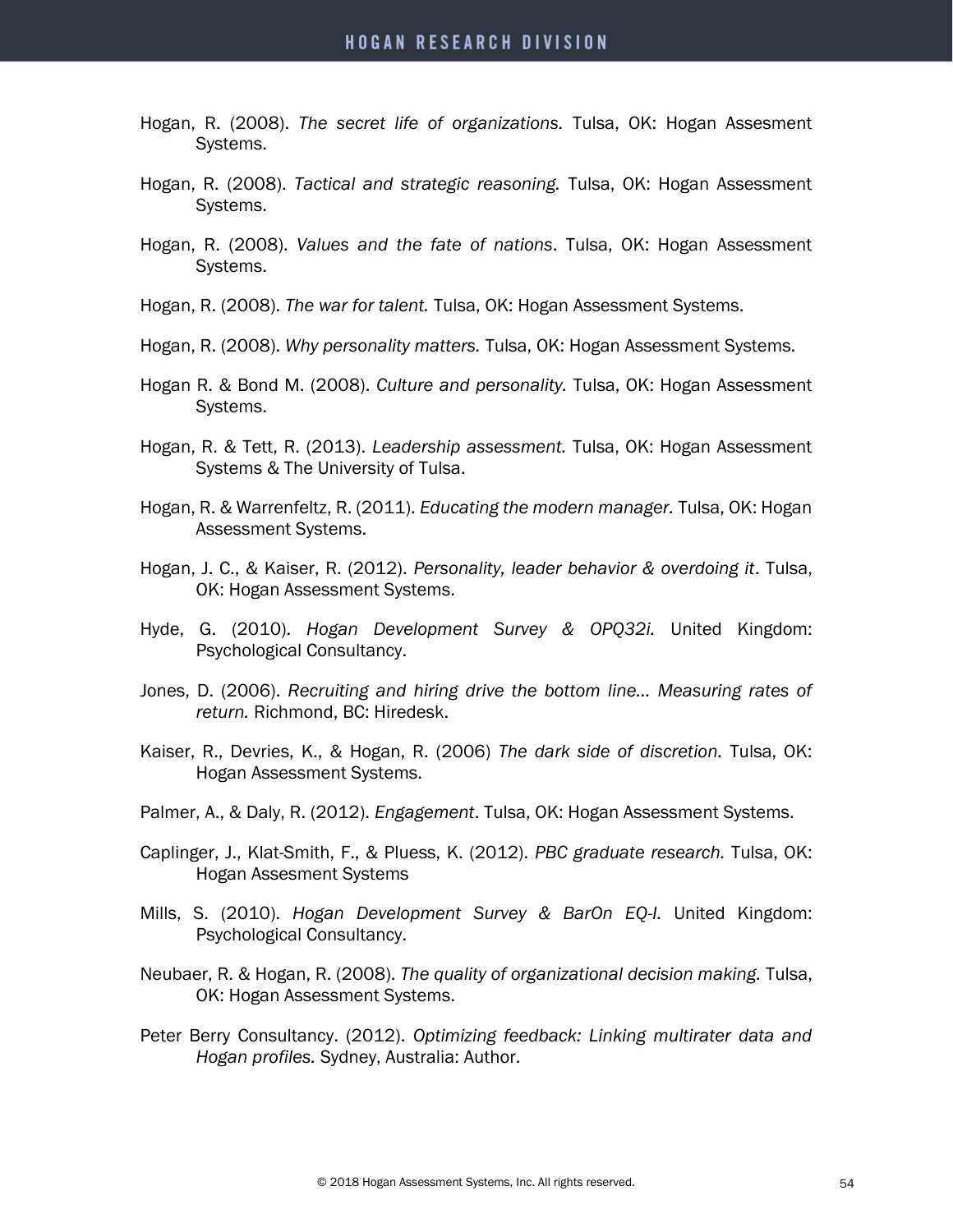Hogan, R. (2008). *The secret life of organizations.* Tulsa, OK: Hogan Assesment Systems.

Hogan, R. (2008). *Tactical and strategic reasoning.* Tulsa, OK: Hogan Assessment Systems.

Hogan, R. (2008). *Values and the fate of nations*. Tulsa, OK: Hogan Assessment Systems.

Hogan, R. (2008). *The war for talent.* Tulsa, OK: Hogan Assessment Systems.

Hogan, R. (2008). *Why personality matters.* Tulsa, OK: Hogan Assessment Systems.

Hogan R. & Bond M. (2008). *Culture and personality.* Tulsa, OK: Hogan Assessment Systems.

Hogan, R. & Tett, R. (2013). *Leadership assessment.* Tulsa, OK: Hogan Assessment Systems & The University of Tulsa.

Hogan, R. & Warrenfeltz, R. (2011). *Educating the modern manager.* Tulsa, OK: Hogan Assessment Systems.

Hogan, J. C., & Kaiser, R. (2012). *Personality, leader behavior & overdoing it*. Tulsa, OK: Hogan Assessment Systems.

Hyde, G. (2010). *Hogan Development Survey & OPQ32i.* United Kingdom: Psychological Consultancy.

Jones, D. (2006). *Recruiting and hiring drive the bottom line… Measuring rates of return.* Richmond, BC: Hiredesk.

Kaiser, R., Devries, K., & Hogan, R. (2006) *The dark side of discretion.* Tulsa, OK: Hogan Assessment Systems.

Palmer, A., & Daly, R. (2012). *Engagement*. Tulsa, OK: Hogan Assessment Systems.

Caplinger, J., Klat-Smith, F., & Pluess, K. (2012). *PBC graduate research.* Tulsa, OK: Hogan Assesment Systems

Mills, S. (2010). *Hogan Development Survey & BarOn EQ-I.* United Kingdom: Psychological Consultancy.

Neubaer, R. & Hogan, R. (2008). *The quality of organizational decision making.* Tulsa, OK: Hogan Assessment Systems.

Peter Berry Consultancy. (2012). *Optimizing feedback: Linking multirater data and Hogan profiles.* Sydney, Australia: Author.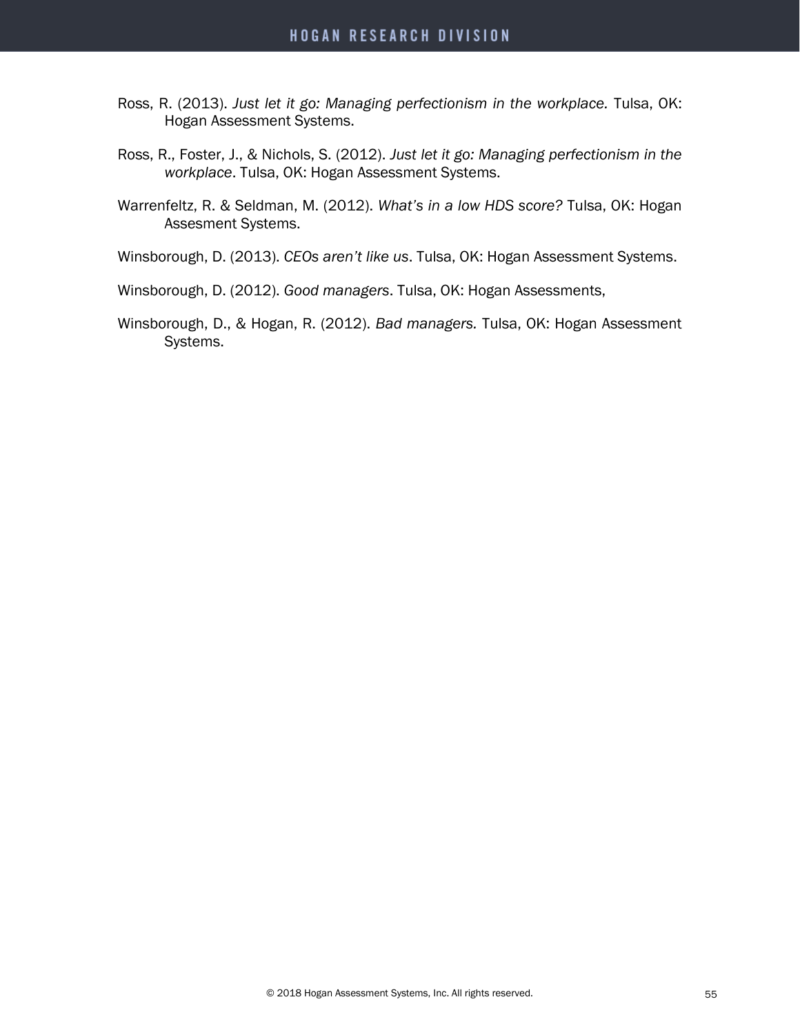Ross, R. (2013). *Just let it go: Managing perfectionism in the workplace.* Tulsa, OK: Hogan Assessment Systems.

Ross, R., Foster, J., & Nichols, S. (2012). *Just let it go: Managing perfectionism in the workplace*. Tulsa, OK: Hogan Assessment Systems.

Warrenfeltz, R. & Seldman, M. (2012). *What's in a low HDS score?* Tulsa, OK: Hogan Assesment Systems.

Winsborough, D. (2013). *CEOs aren't like us*. Tulsa, OK: Hogan Assessment Systems.

Winsborough, D. (2012). *Good managers*. Tulsa, OK: Hogan Assessments,

Winsborough, D., & Hogan, R. (2012). *Bad managers.* Tulsa, OK: Hogan Assessment Systems.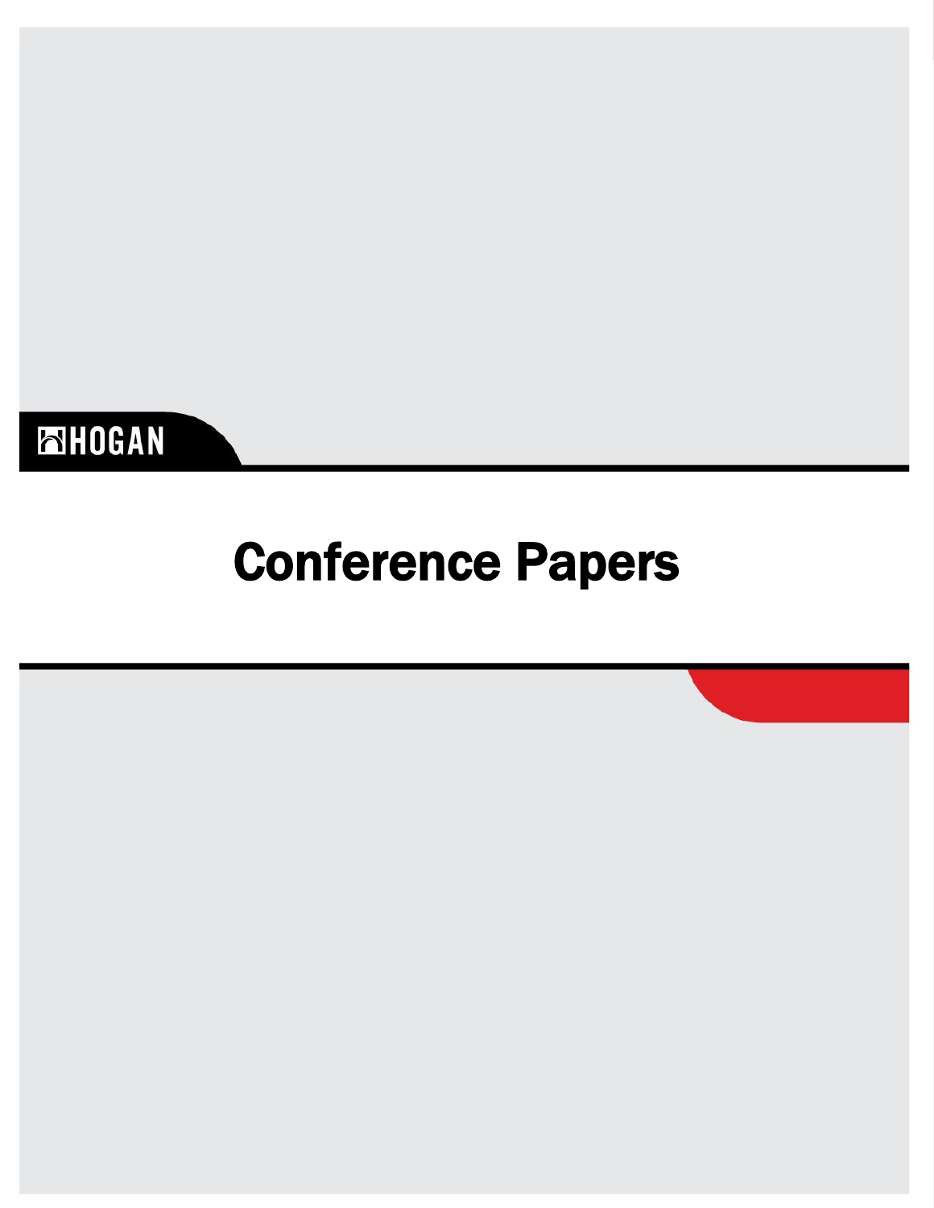HOGAN

# Conference Papers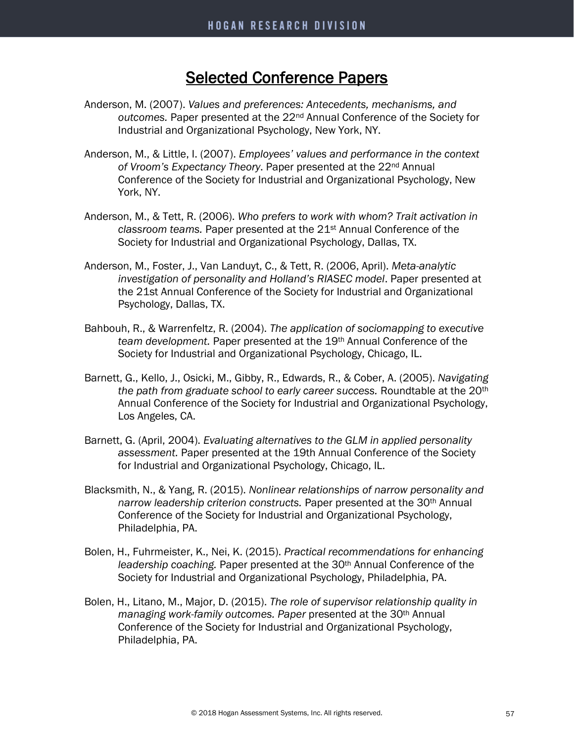# Selected Conference Papers

Anderson, M. (2007). *Values and preferences: Antecedents, mechanisms, and outcomes.* Paper presented at the 22nd Annual Conference of the Society for Industrial and Organizational Psychology, New York, NY.

Anderson, M., & Little, I. (2007). *Employees' values and performance in the context of Vroom's Expectancy Theory*. Paper presented at the 22nd Annual Conference of the Society for Industrial and Organizational Psychology, New York, NY.

Anderson, M., & Tett, R. (2006). *Who prefers to work with whom? Trait activation in classroom teams.* Paper presented at the 21st Annual Conference of the Society for Industrial and Organizational Psychology, Dallas, TX.

Anderson, M., Foster, J., Van Landuyt, C., & Tett, R. (2006, April). *Meta-analytic investigation of personality and Holland's RIASEC model*. Paper presented at the 21st Annual Conference of the Society for Industrial and Organizational Psychology, Dallas, TX.

Bahbouh, R., & Warrenfeltz, R. (2004). *The application of sociomapping to executive team development.* Paper presented at the 19th Annual Conference of the Society for Industrial and Organizational Psychology, Chicago, IL.

Barnett, G., Kello, J., Osicki, M., Gibby, R., Edwards, R., & Cober, A. (2005). *Navigating the path from graduate school to early career success.* Roundtable at the 20th Annual Conference of the Society for Industrial and Organizational Psychology, Los Angeles, CA.

Barnett, G. (April, 2004). *Evaluating alternatives to the GLM in applied personality assessment.* Paper presented at the 19th Annual Conference of the Society for Industrial and Organizational Psychology, Chicago, IL.

Blacksmith, N., & Yang, R. (2015). *Nonlinear relationships of narrow personality and narrow leadership criterion constructs.* Paper presented at the 30th Annual Conference of the Society for Industrial and Organizational Psychology, Philadelphia, PA.

Bolen, H., Fuhrmeister, K., Nei, K. (2015). *Practical recommendations for enhancing leadership coaching.* Paper presented at the 30th Annual Conference of the Society for Industrial and Organizational Psychology, Philadelphia, PA.

Bolen, H., Litano, M., Major, D. (2015). *The role of supervisor relationship quality in managing work-family outcomes. Paper* presented at the 30th Annual Conference of the Society for Industrial and Organizational Psychology, Philadelphia, PA.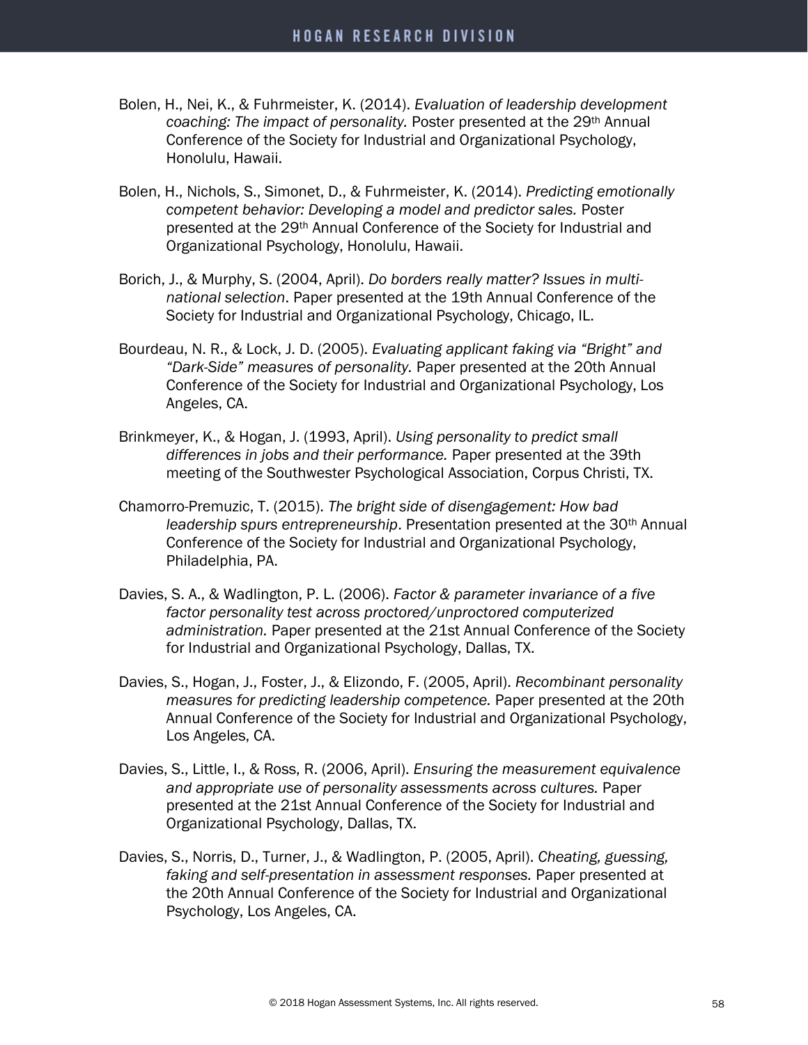Bolen, H., Nei, K., & Fuhrmeister, K. (2014). *Evaluation of leadership development coaching: The impact of personality.* Poster presented at the 29th Annual Conference of the Society for Industrial and Organizational Psychology, Honolulu, Hawaii.

Bolen, H., Nichols, S., Simonet, D., & Fuhrmeister, K. (2014). *Predicting emotionally competent behavior: Developing a model and predictor sales.* Poster presented at the 29th Annual Conference of the Society for Industrial and Organizational Psychology, Honolulu, Hawaii.

Borich, J., & Murphy, S. (2004, April). *Do borders really matter? Issues in multi-national selection*. Paper presented at the 19th Annual Conference of the Society for Industrial and Organizational Psychology, Chicago, IL.

Bourdeau, N. R., & Lock, J. D. (2005). *Evaluating applicant faking via "Bright" and "Dark-Side" measures of personality.* Paper presented at the 20th Annual Conference of the Society for Industrial and Organizational Psychology, Los Angeles, CA.

Brinkmeyer, K., & Hogan, J. (1993, April). *Using personality to predict small differences in jobs and their performance.* Paper presented at the 39th meeting of the Southwester Psychological Association, Corpus Christi, TX.

Chamorro-Premuzic, T. (2015). *The bright side of disengagement: How bad leadership spurs entrepreneurship*. Presentation presented at the 30th Annual Conference of the Society for Industrial and Organizational Psychology, Philadelphia, PA.

Davies, S. A., & Wadlington, P. L. (2006). *Factor & parameter invariance of a five factor personality test across proctored/unproctored computerized administration.* Paper presented at the 21st Annual Conference of the Society for Industrial and Organizational Psychology, Dallas, TX.

Davies, S., Hogan, J., Foster, J., & Elizondo, F. (2005, April). *Recombinant personality measures for predicting leadership competence.* Paper presented at the 20th Annual Conference of the Society for Industrial and Organizational Psychology, Los Angeles, CA.

Davies, S., Little, I., & Ross, R. (2006, April). *Ensuring the measurement equivalence and appropriate use of personality assessments across cultures.* Paper presented at the 21st Annual Conference of the Society for Industrial and Organizational Psychology, Dallas, TX.

Davies, S., Norris, D., Turner, J., & Wadlington, P. (2005, April). *Cheating, guessing, faking and self-presentation in assessment responses.* Paper presented at the 20th Annual Conference of the Society for Industrial and Organizational Psychology, Los Angeles, CA.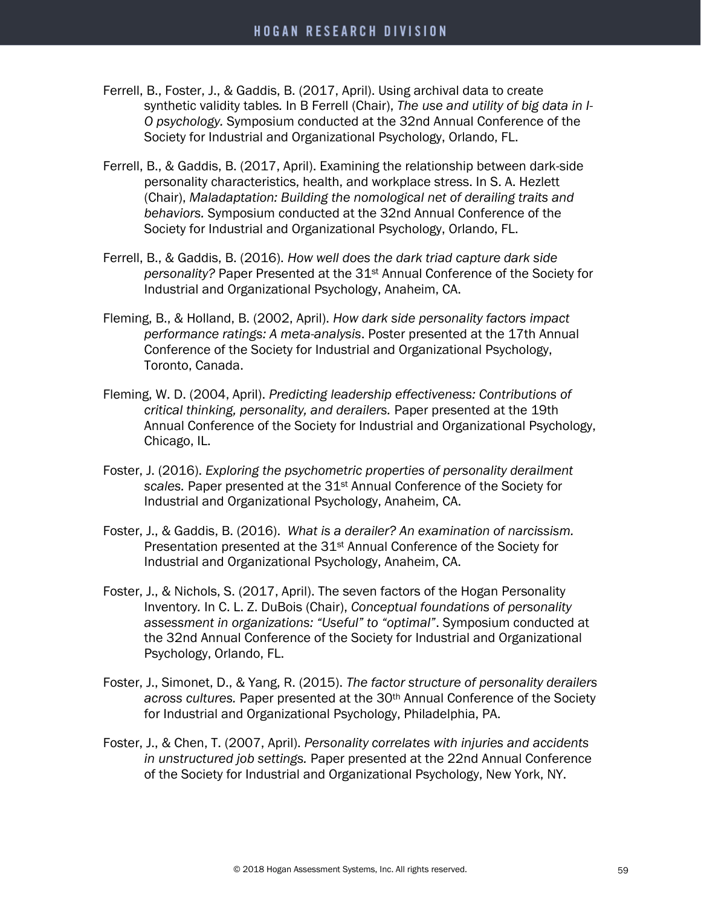Ferrell, B., Foster, J., & Gaddis, B. (2017, April). Using archival data to create synthetic validity tables. In B Ferrell (Chair), *The use and utility of big data in I-O psychology.* Symposium conducted at the 32nd Annual Conference of the Society for Industrial and Organizational Psychology, Orlando, FL.

Ferrell, B., & Gaddis, B. (2017, April). Examining the relationship between dark-side personality characteristics, health, and workplace stress. In S. A. Hezlett (Chair), *Maladaptation: Building the nomological net of derailing traits and behaviors.* Symposium conducted at the 32nd Annual Conference of the Society for Industrial and Organizational Psychology, Orlando, FL.

Ferrell, B., & Gaddis, B. (2016). *How well does the dark triad capture dark side personality?* Paper Presented at the 31st Annual Conference of the Society for Industrial and Organizational Psychology, Anaheim, CA.

Fleming, B., & Holland, B. (2002, April). *How dark side personality factors impact performance ratings: A meta-analysis*. Poster presented at the 17th Annual Conference of the Society for Industrial and Organizational Psychology, Toronto, Canada.

Fleming, W. D. (2004, April). *Predicting leadership effectiveness: Contributions of critical thinking, personality, and derailers.* Paper presented at the 19th Annual Conference of the Society for Industrial and Organizational Psychology, Chicago, IL.

Foster, J. (2016). *Exploring the psychometric properties of personality derailment scales.* Paper presented at the 31st Annual Conference of the Society for Industrial and Organizational Psychology, Anaheim, CA.

Foster, J., & Gaddis, B. (2016). *What is a derailer? An examination of narcissism.* Presentation presented at the 31st Annual Conference of the Society for Industrial and Organizational Psychology, Anaheim, CA.

Foster, J., & Nichols, S. (2017, April). The seven factors of the Hogan Personality Inventory. In C. L. Z. DuBois (Chair), *Conceptual foundations of personality assessment in organizations: "Useful" to "optimal"*. Symposium conducted at the 32nd Annual Conference of the Society for Industrial and Organizational Psychology, Orlando, FL.

Foster, J., Simonet, D., & Yang, R. (2015). *The factor structure of personality derailers across cultures.* Paper presented at the 30th Annual Conference of the Society for Industrial and Organizational Psychology, Philadelphia, PA.

Foster, J., & Chen, T. (2007, April). *Personality correlates with injuries and accidents in unstructured job settings.* Paper presented at the 22nd Annual Conference of the Society for Industrial and Organizational Psychology, New York, NY.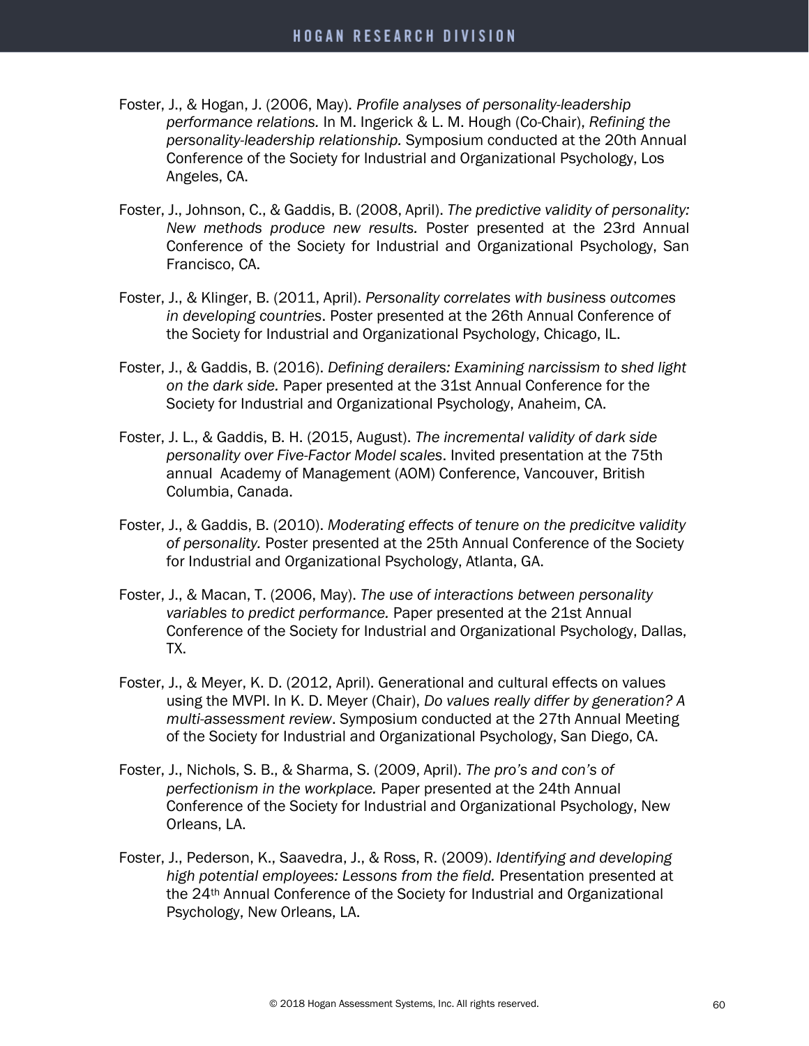Foster, J., & Hogan, J. (2006, May). *Profile analyses of personality-leadership performance relations.* In M. Ingerick & L. M. Hough (Co-Chair), *Refining the personality-leadership relationship.* Symposium conducted at the 20th Annual Conference of the Society for Industrial and Organizational Psychology, Los Angeles, CA.

Foster, J., Johnson, C., & Gaddis, B. (2008, April). *The predictive validity of personality: New methods produce new results.* Poster presented at the 23rd Annual Conference of the Society for Industrial and Organizational Psychology, San Francisco, CA.

Foster, J., & Klinger, B. (2011, April). *Personality correlates with business outcomes in developing countries*. Poster presented at the 26th Annual Conference of the Society for Industrial and Organizational Psychology, Chicago, IL.

Foster, J., & Gaddis, B. (2016). *Defining derailers: Examining narcissism to shed light on the dark side.* Paper presented at the 31st Annual Conference for the Society for Industrial and Organizational Psychology, Anaheim, CA.

Foster, J. L., & Gaddis, B. H. (2015, August). *The incremental validity of dark side personality over Five-Factor Model scales*. Invited presentation at the 75th annual Academy of Management (AOM) Conference, Vancouver, British Columbia, Canada.

Foster, J., & Gaddis, B. (2010). *Moderating effects of tenure on the predicitve validity of personality.* Poster presented at the 25th Annual Conference of the Society for Industrial and Organizational Psychology, Atlanta, GA.

Foster, J., & Macan, T. (2006, May). *The use of interactions between personality variables to predict performance.* Paper presented at the 21st Annual Conference of the Society for Industrial and Organizational Psychology, Dallas, TX.

Foster, J., & Meyer, K. D. (2012, April). Generational and cultural effects on values using the MVPI. In K. D. Meyer (Chair), *Do values really differ by generation? A multi-assessment review*. Symposium conducted at the 27th Annual Meeting of the Society for Industrial and Organizational Psychology, San Diego, CA.

Foster, J., Nichols, S. B., & Sharma, S. (2009, April). *The pro's and con's of perfectionism in the workplace.* Paper presented at the 24th Annual Conference of the Society for Industrial and Organizational Psychology, New Orleans, LA.

Foster, J., Pederson, K., Saavedra, J., & Ross, R. (2009). *Identifying and developing high potential employees: Lessons from the field.* Presentation presented at the 24th Annual Conference of the Society for Industrial and Organizational Psychology, New Orleans, LA.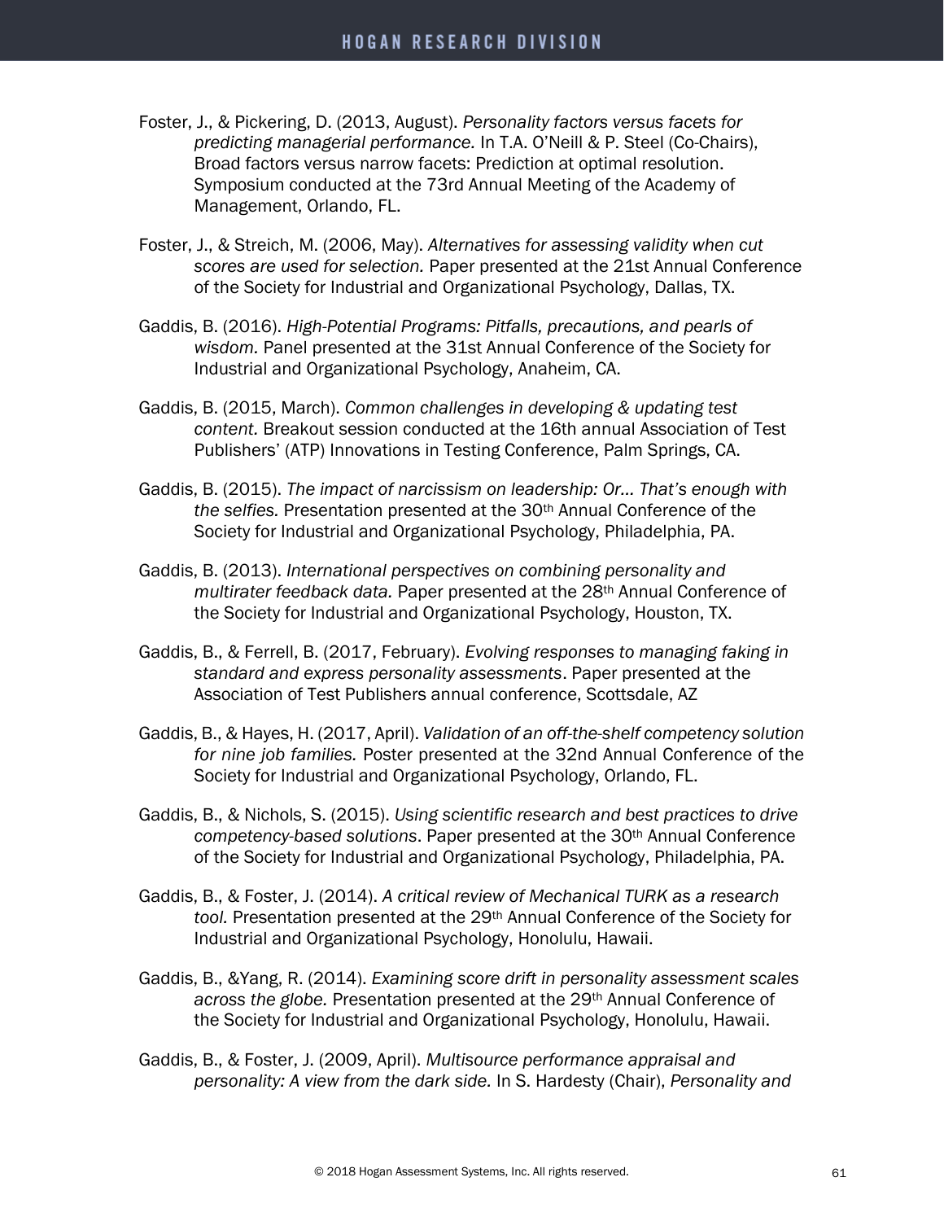Foster, J., & Pickering, D. (2013, August). *Personality factors versus facets for predicting managerial performance.* In T.A. O'Neill & P. Steel (Co-Chairs), Broad factors versus narrow facets: Prediction at optimal resolution. Symposium conducted at the 73rd Annual Meeting of the Academy of Management, Orlando, FL.

Foster, J., & Streich, M. (2006, May). *Alternatives for assessing validity when cut scores are used for selection.* Paper presented at the 21st Annual Conference of the Society for Industrial and Organizational Psychology, Dallas, TX.

Gaddis, B. (2016). *High-Potential Programs: Pitfalls, precautions, and pearls of wisdom.* Panel presented at the 31st Annual Conference of the Society for Industrial and Organizational Psychology, Anaheim, CA.

Gaddis, B. (2015, March). *Common challenges in developing & updating test content.* Breakout session conducted at the 16th annual Association of Test Publishers' (ATP) Innovations in Testing Conference, Palm Springs, CA.

Gaddis, B. (2015). *The impact of narcissism on leadership: Or… That's enough with the selfies.* Presentation presented at the 30th Annual Conference of the Society for Industrial and Organizational Psychology, Philadelphia, PA.

Gaddis, B. (2013). *International perspectives on combining personality and multirater feedback data.* Paper presented at the 28th Annual Conference of the Society for Industrial and Organizational Psychology, Houston, TX.

Gaddis, B., & Ferrell, B. (2017, February). *Evolving responses to managing faking in standard and express personality assessments*. Paper presented at the Association of Test Publishers annual conference, Scottsdale, AZ

Gaddis, B., & Hayes, H. (2017, April). *Validation of an off-the-shelf competency solution for nine job families.* Poster presented at the 32nd Annual Conference of the Society for Industrial and Organizational Psychology, Orlando, FL.

Gaddis, B., & Nichols, S. (2015). *Using scientific research and best practices to drive competency-based solutions*. Paper presented at the 30th Annual Conference of the Society for Industrial and Organizational Psychology, Philadelphia, PA.

Gaddis, B., & Foster, J. (2014). *A critical review of Mechanical TURK as a research tool.* Presentation presented at the 29th Annual Conference of the Society for Industrial and Organizational Psychology, Honolulu, Hawaii.

Gaddis, B., &Yang, R. (2014). *Examining score drift in personality assessment scales across the globe.* Presentation presented at the 29th Annual Conference of the Society for Industrial and Organizational Psychology, Honolulu, Hawaii.

Gaddis, B., & Foster, J. (2009, April). *Multisource performance appraisal and personality: A view from the dark side.* In S. Hardesty (Chair), *Personality and*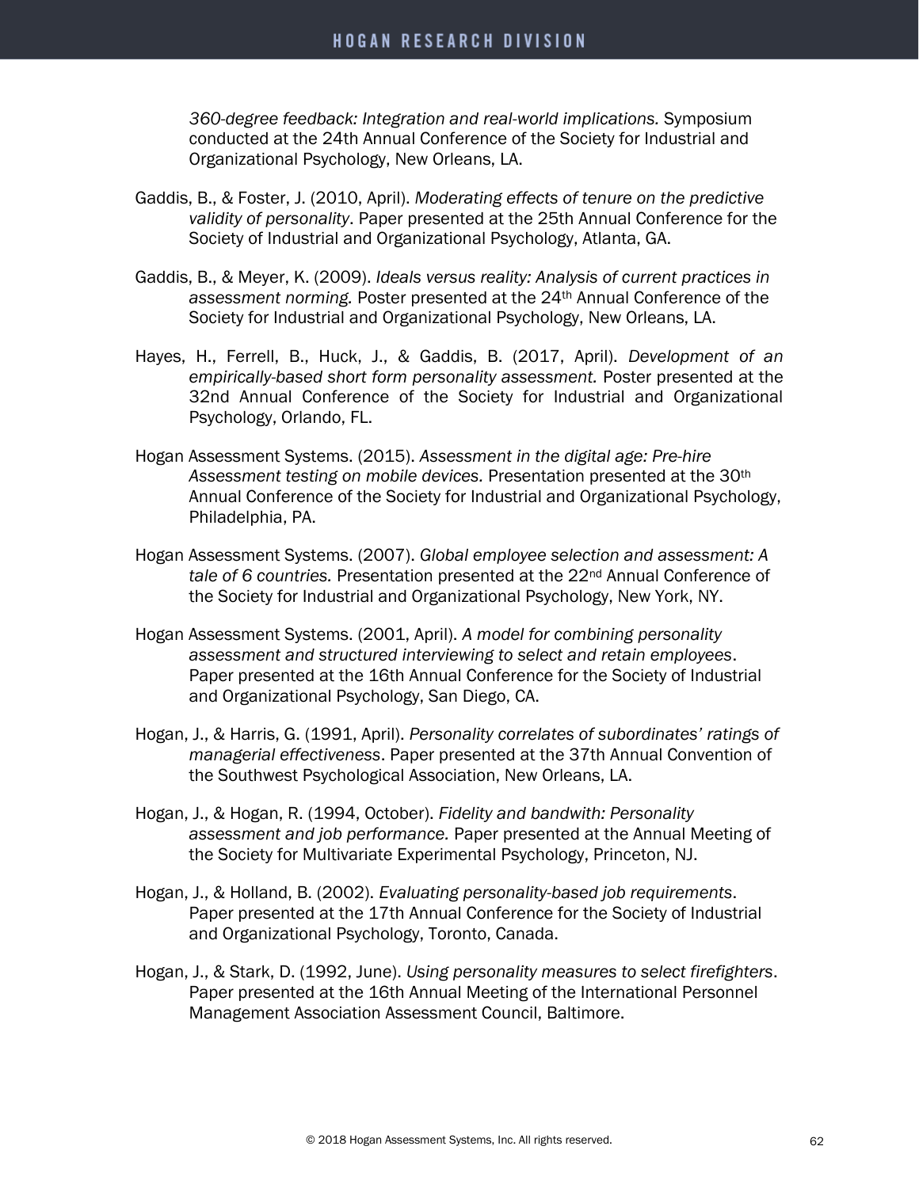*360-degree feedback: Integration and real-world implications.* Symposium conducted at the 24th Annual Conference of the Society for Industrial and Organizational Psychology, New Orleans, LA.

Gaddis, B., & Foster, J. (2010, April). *Moderating effects of tenure on the predictive validity of personality*. Paper presented at the 25th Annual Conference for the Society of Industrial and Organizational Psychology, Atlanta, GA.

Gaddis, B., & Meyer, K. (2009). *Ideals versus reality: Analysis of current practices in assessment norming.* Poster presented at the 24th Annual Conference of the Society for Industrial and Organizational Psychology, New Orleans, LA.

Hayes, H., Ferrell, B., Huck, J., & Gaddis, B. (2017, April). *Development of an empirically-based short form personality assessment.* Poster presented at the 32nd Annual Conference of the Society for Industrial and Organizational Psychology, Orlando, FL.

Hogan Assessment Systems. (2015). *Assessment in the digital age: Pre-hire Assessment testing on mobile devices.* Presentation presented at the 30th Annual Conference of the Society for Industrial and Organizational Psychology, Philadelphia, PA.

Hogan Assessment Systems. (2007). *Global employee selection and assessment: A tale of 6 countries.* Presentation presented at the 22nd Annual Conference of the Society for Industrial and Organizational Psychology, New York, NY.

Hogan Assessment Systems. (2001, April). *A model for combining personality assessment and structured interviewing to select and retain employees*. Paper presented at the 16th Annual Conference for the Society of Industrial and Organizational Psychology, San Diego, CA.

Hogan, J., & Harris, G. (1991, April). *Personality correlates of subordinates' ratings of managerial effectiveness*. Paper presented at the 37th Annual Convention of the Southwest Psychological Association, New Orleans, LA.

Hogan, J., & Hogan, R. (1994, October). *Fidelity and bandwith: Personality assessment and job performance.* Paper presented at the Annual Meeting of the Society for Multivariate Experimental Psychology, Princeton, NJ.

Hogan, J., & Holland, B. (2002). *Evaluating personality-based job requirements*. Paper presented at the 17th Annual Conference for the Society of Industrial and Organizational Psychology, Toronto, Canada.

Hogan, J., & Stark, D. (1992, June). *Using personality measures to select firefighters*. Paper presented at the 16th Annual Meeting of the International Personnel Management Association Assessment Council, Baltimore.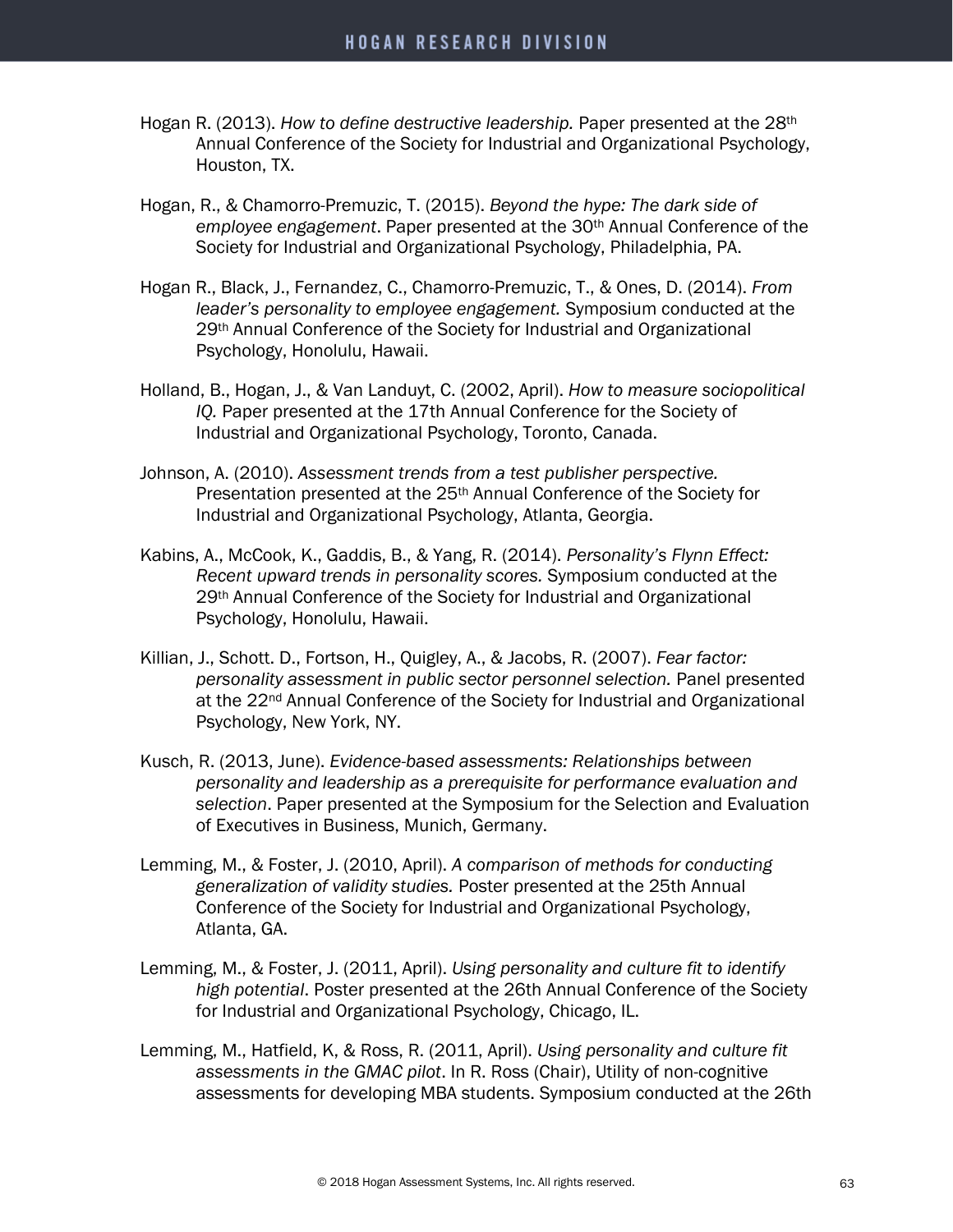Hogan R. (2013). *How to define destructive leadership.* Paper presented at the 28th Annual Conference of the Society for Industrial and Organizational Psychology, Houston, TX.

Hogan, R., & Chamorro-Premuzic, T. (2015). *Beyond the hype: The dark side of employee engagement*. Paper presented at the 30th Annual Conference of the Society for Industrial and Organizational Psychology, Philadelphia, PA.

Hogan R., Black, J., Fernandez, C., Chamorro-Premuzic, T., & Ones, D. (2014). *From leader's personality to employee engagement.* Symposium conducted at the 29th Annual Conference of the Society for Industrial and Organizational Psychology, Honolulu, Hawaii.

Holland, B., Hogan, J., & Van Landuyt, C. (2002, April). *How to measure sociopolitical IQ.* Paper presented at the 17th Annual Conference for the Society of Industrial and Organizational Psychology, Toronto, Canada.

Johnson, A. (2010). *Assessment trends from a test publisher perspective.* Presentation presented at the 25th Annual Conference of the Society for Industrial and Organizational Psychology, Atlanta, Georgia.

Kabins, A., McCook, K., Gaddis, B., & Yang, R. (2014). *Personality's Flynn Effect: Recent upward trends in personality scores.* Symposium conducted at the 29th Annual Conference of the Society for Industrial and Organizational Psychology, Honolulu, Hawaii.

Killian, J., Schott. D., Fortson, H., Quigley, A., & Jacobs, R. (2007). *Fear factor: personality assessment in public sector personnel selection.* Panel presented at the 22nd Annual Conference of the Society for Industrial and Organizational Psychology, New York, NY.

Kusch, R. (2013, June). *Evidence-based assessments: Relationships between personality and leadership as a prerequisite for performance evaluation and selection*. Paper presented at the Symposium for the Selection and Evaluation of Executives in Business, Munich, Germany.

Lemming, M., & Foster, J. (2010, April). *A comparison of methods for conducting generalization of validity studies.* Poster presented at the 25th Annual Conference of the Society for Industrial and Organizational Psychology, Atlanta, GA.

Lemming, M., & Foster, J. (2011, April). *Using personality and culture fit to identify high potential*. Poster presented at the 26th Annual Conference of the Society for Industrial and Organizational Psychology, Chicago, IL.

Lemming, M., Hatfield, K, & Ross, R. (2011, April). *Using personality and culture fit assessments in the GMAC pilot*. In R. Ross (Chair), Utility of non-cognitive assessments for developing MBA students. Symposium conducted at the 26th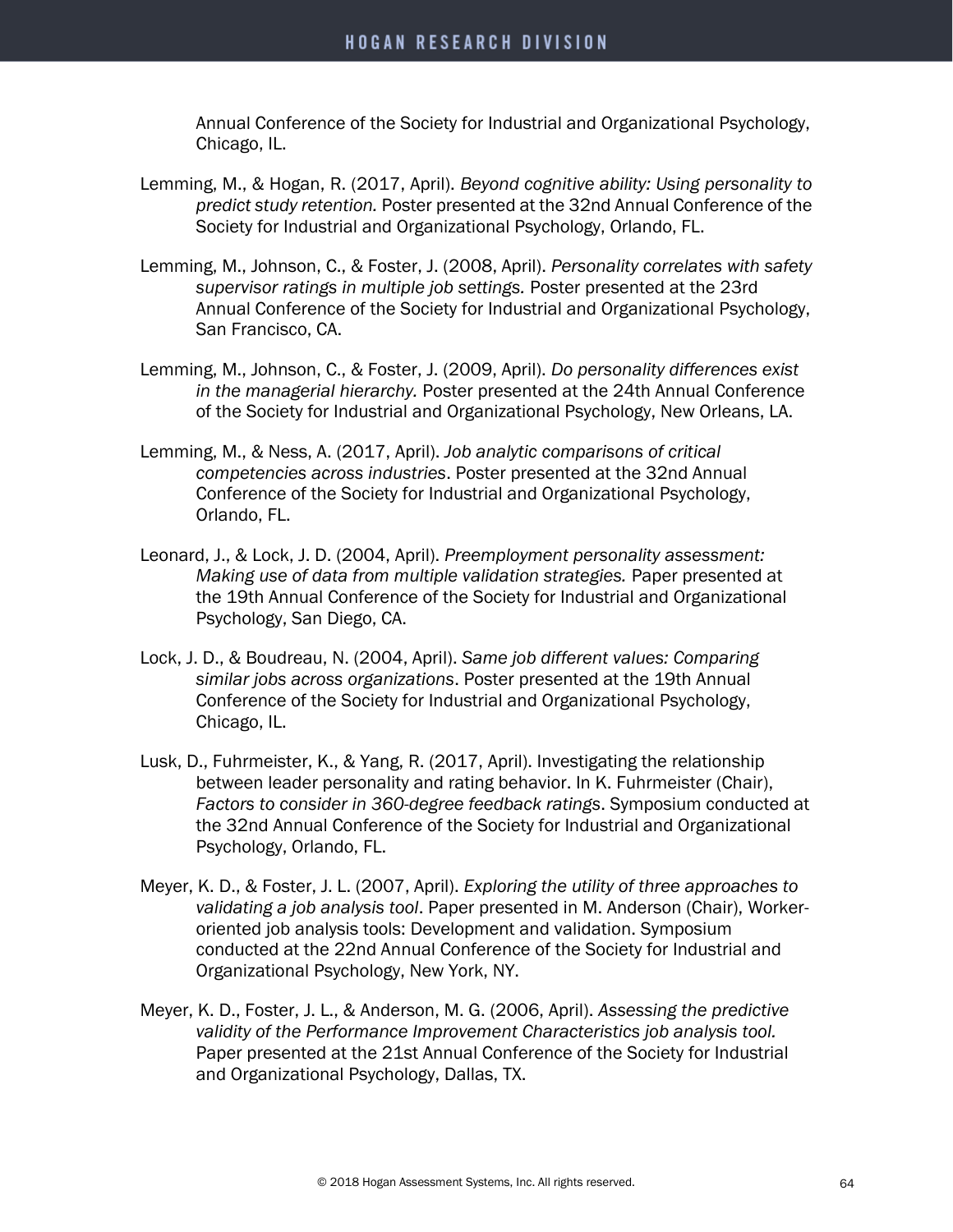Annual Conference of the Society for Industrial and Organizational Psychology, Chicago, IL.

Lemming, M., & Hogan, R. (2017, April). *Beyond cognitive ability: Using personality to predict study retention.* Poster presented at the 32nd Annual Conference of the Society for Industrial and Organizational Psychology, Orlando, FL.

Lemming, M., Johnson, C., & Foster, J. (2008, April). *Personality correlates with safety supervisor ratings in multiple job settings.* Poster presented at the 23rd Annual Conference of the Society for Industrial and Organizational Psychology, San Francisco, CA.

Lemming, M., Johnson, C., & Foster, J. (2009, April). *Do personality differences exist in the managerial hierarchy.* Poster presented at the 24th Annual Conference of the Society for Industrial and Organizational Psychology, New Orleans, LA.

Lemming, M., & Ness, A. (2017, April). *Job analytic comparisons of critical competencies across industries*. Poster presented at the 32nd Annual Conference of the Society for Industrial and Organizational Psychology, Orlando, FL.

Leonard, J., & Lock, J. D. (2004, April). *Preemployment personality assessment: Making use of data from multiple validation strategies.* Paper presented at the 19th Annual Conference of the Society for Industrial and Organizational Psychology, San Diego, CA.

Lock, J. D., & Boudreau, N. (2004, April). *Same job different values: Comparing similar jobs across organizations*. Poster presented at the 19th Annual Conference of the Society for Industrial and Organizational Psychology, Chicago, IL.

Lusk, D., Fuhrmeister, K., & Yang, R. (2017, April). Investigating the relationship between leader personality and rating behavior. In K. Fuhrmeister (Chair), *Factors to consider in 360-degree feedback ratings*. Symposium conducted at the 32nd Annual Conference of the Society for Industrial and Organizational Psychology, Orlando, FL.

Meyer, K. D., & Foster, J. L. (2007, April). *Exploring the utility of three approaches to validating a job analysis tool*. Paper presented in M. Anderson (Chair), Worker-oriented job analysis tools: Development and validation. Symposium conducted at the 22nd Annual Conference of the Society for Industrial and Organizational Psychology, New York, NY.

Meyer, K. D., Foster, J. L., & Anderson, M. G. (2006, April). *Assessing the predictive validity of the Performance Improvement Characteristics job analysis tool.* Paper presented at the 21st Annual Conference of the Society for Industrial and Organizational Psychology, Dallas, TX.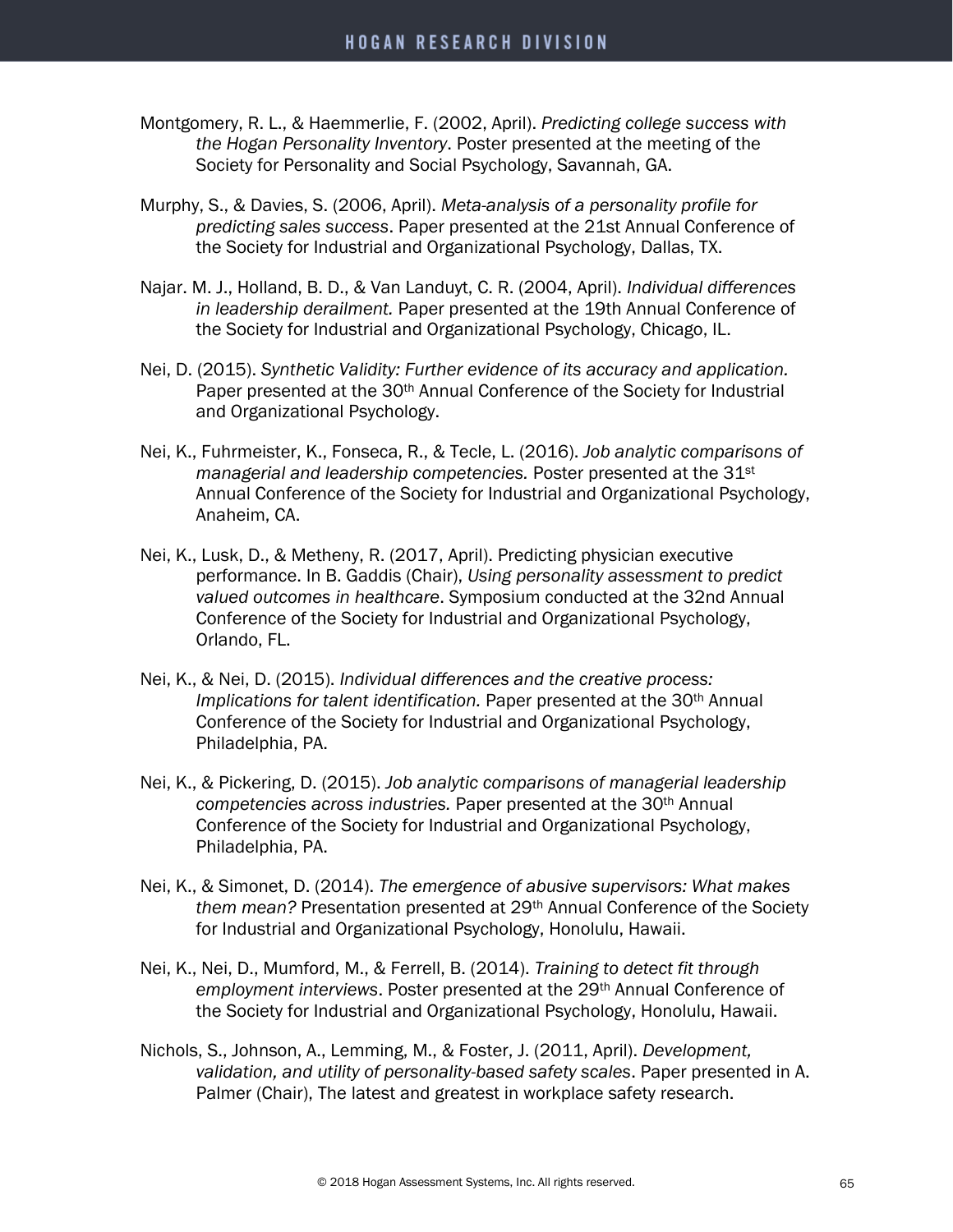Montgomery, R. L., & Haemmerlie, F. (2002, April). *Predicting college success with the Hogan Personality Inventory*. Poster presented at the meeting of the Society for Personality and Social Psychology, Savannah, GA.

Murphy, S., & Davies, S. (2006, April). *Meta-analysis of a personality profile for predicting sales success*. Paper presented at the 21st Annual Conference of the Society for Industrial and Organizational Psychology, Dallas, TX.

Najar. M. J., Holland, B. D., & Van Landuyt, C. R. (2004, April). *Individual differences in leadership derailment.* Paper presented at the 19th Annual Conference of the Society for Industrial and Organizational Psychology, Chicago, IL.

Nei, D. (2015). *Synthetic Validity: Further evidence of its accuracy and application.* Paper presented at the 30th Annual Conference of the Society for Industrial and Organizational Psychology.

Nei, K., Fuhrmeister, K., Fonseca, R., & Tecle, L. (2016). *Job analytic comparisons of managerial and leadership competencies.* Poster presented at the 31st Annual Conference of the Society for Industrial and Organizational Psychology, Anaheim, CA.

Nei, K., Lusk, D., & Metheny, R. (2017, April). Predicting physician executive performance. In B. Gaddis (Chair), *Using personality assessment to predict valued outcomes in healthcare*. Symposium conducted at the 32nd Annual Conference of the Society for Industrial and Organizational Psychology, Orlando, FL.

Nei, K., & Nei, D. (2015). *Individual differences and the creative process: Implications for talent identification.* Paper presented at the 30th Annual Conference of the Society for Industrial and Organizational Psychology, Philadelphia, PA.

Nei, K., & Pickering, D. (2015). *Job analytic comparisons of managerial leadership competencies across industries.* Paper presented at the 30th Annual Conference of the Society for Industrial and Organizational Psychology, Philadelphia, PA.

Nei, K., & Simonet, D. (2014). *The emergence of abusive supervisors: What makes them mean?* Presentation presented at 29th Annual Conference of the Society for Industrial and Organizational Psychology, Honolulu, Hawaii.

Nei, K., Nei, D., Mumford, M., & Ferrell, B. (2014). *Training to detect fit through employment interviews*. Poster presented at the 29th Annual Conference of the Society for Industrial and Organizational Psychology, Honolulu, Hawaii.

Nichols, S., Johnson, A., Lemming, M., & Foster, J. (2011, April). *Development, validation, and utility of personality-based safety scales*. Paper presented in A. Palmer (Chair), The latest and greatest in workplace safety research.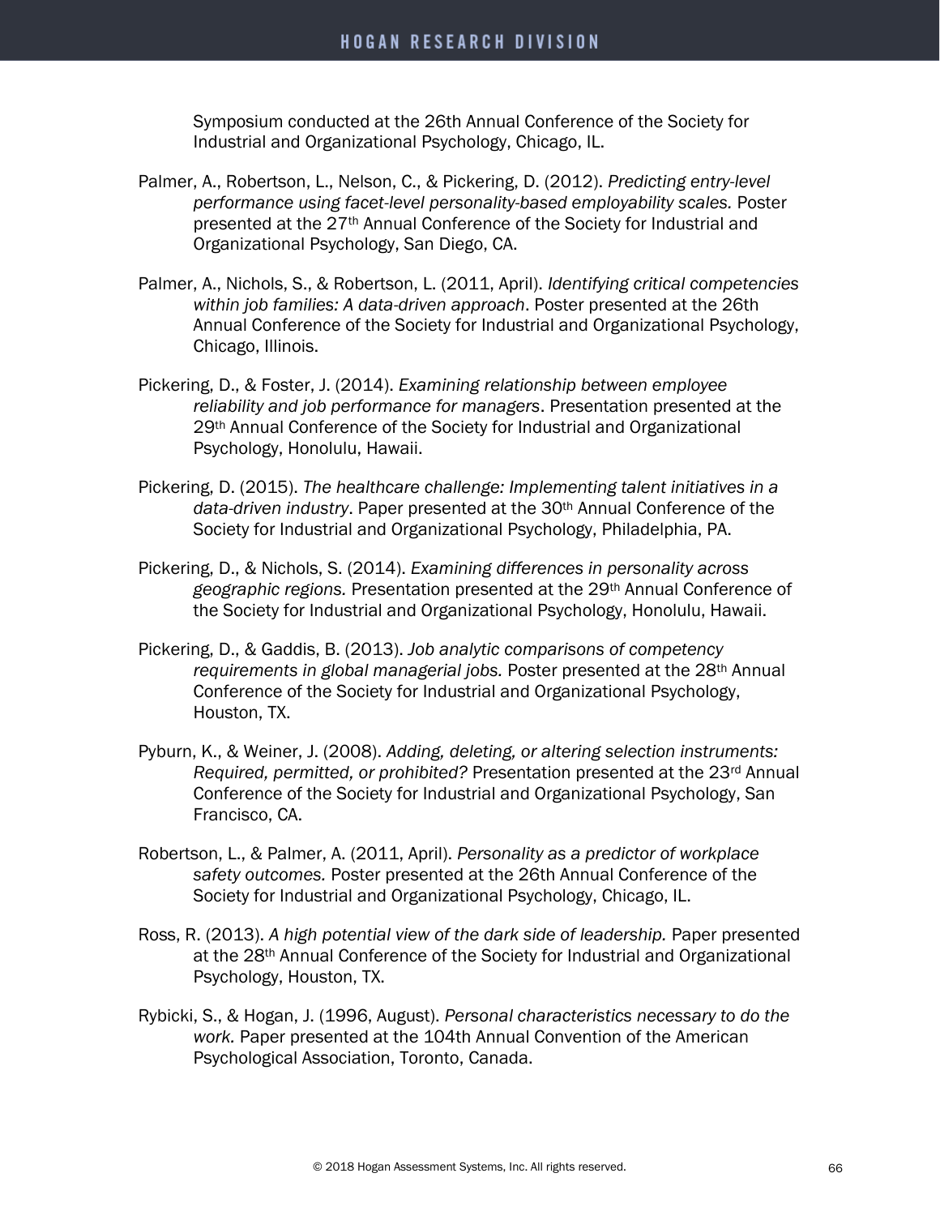Symposium conducted at the 26th Annual Conference of the Society for Industrial and Organizational Psychology, Chicago, IL.

Palmer, A., Robertson, L., Nelson, C., & Pickering, D. (2012). *Predicting entry-level performance using facet-level personality-based employability scales.* Poster presented at the 27th Annual Conference of the Society for Industrial and Organizational Psychology, San Diego, CA.

Palmer, A., Nichols, S., & Robertson, L. (2011, April). *Identifying critical competencies within job families: A data-driven approach*. Poster presented at the 26th Annual Conference of the Society for Industrial and Organizational Psychology, Chicago, Illinois.

Pickering, D., & Foster, J. (2014). *Examining relationship between employee reliability and job performance for managers*. Presentation presented at the 29th Annual Conference of the Society for Industrial and Organizational Psychology, Honolulu, Hawaii.

Pickering, D. (2015). *The healthcare challenge: Implementing talent initiatives in a data-driven industry*. Paper presented at the 30th Annual Conference of the Society for Industrial and Organizational Psychology, Philadelphia, PA.

Pickering, D., & Nichols, S. (2014). *Examining differences in personality across geographic regions.* Presentation presented at the 29th Annual Conference of the Society for Industrial and Organizational Psychology, Honolulu, Hawaii.

Pickering, D., & Gaddis, B. (2013). *Job analytic comparisons of competency requirements in global managerial jobs.* Poster presented at the 28th Annual Conference of the Society for Industrial and Organizational Psychology, Houston, TX.

Pyburn, K., & Weiner, J. (2008). *Adding, deleting, or altering selection instruments: Required, permitted, or prohibited?* Presentation presented at the 23rd Annual Conference of the Society for Industrial and Organizational Psychology, San Francisco, CA.

Robertson, L., & Palmer, A. (2011, April). *Personality as a predictor of workplace safety outcomes.* Poster presented at the 26th Annual Conference of the Society for Industrial and Organizational Psychology, Chicago, IL.

Ross, R. (2013). *A high potential view of the dark side of leadership.* Paper presented at the 28th Annual Conference of the Society for Industrial and Organizational Psychology, Houston, TX.

Rybicki, S., & Hogan, J. (1996, August). *Personal characteristics necessary to do the work.* Paper presented at the 104th Annual Convention of the American Psychological Association, Toronto, Canada.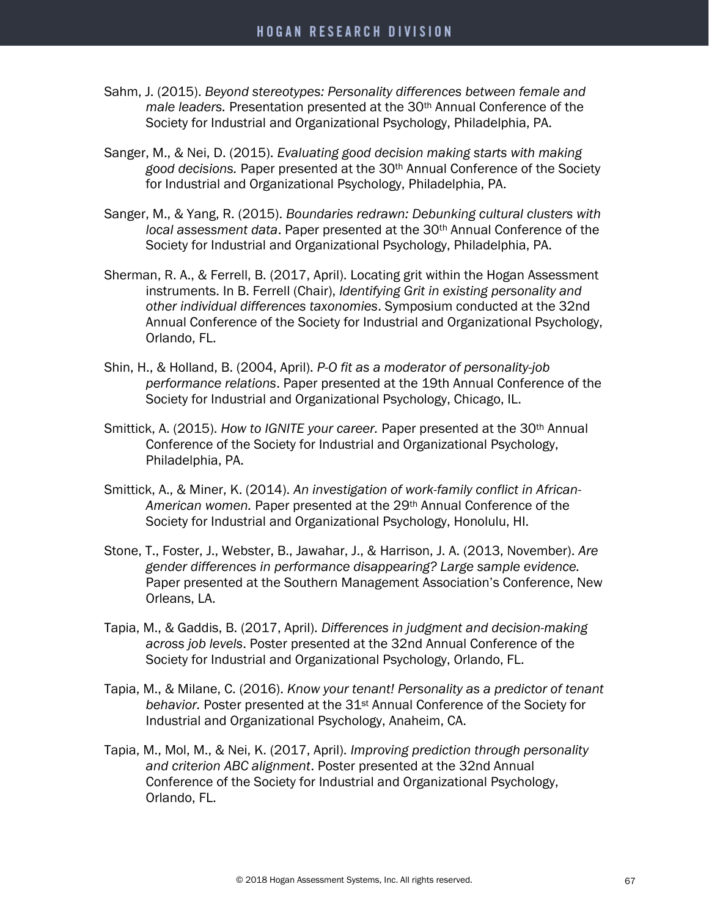Sahm, J. (2015). *Beyond stereotypes: Personality differences between female and male leaders.* Presentation presented at the 30th Annual Conference of the Society for Industrial and Organizational Psychology, Philadelphia, PA.

Sanger, M., & Nei, D. (2015). *Evaluating good decision making starts with making good decisions.* Paper presented at the 30th Annual Conference of the Society for Industrial and Organizational Psychology, Philadelphia, PA.

Sanger, M., & Yang, R. (2015). *Boundaries redrawn: Debunking cultural clusters with local assessment data*. Paper presented at the 30th Annual Conference of the Society for Industrial and Organizational Psychology, Philadelphia, PA.

Sherman, R. A., & Ferrell, B. (2017, April). Locating grit within the Hogan Assessment instruments. In B. Ferrell (Chair), *Identifying Grit in existing personality and other individual differences taxonomies*. Symposium conducted at the 32nd Annual Conference of the Society for Industrial and Organizational Psychology, Orlando, FL.

Shin, H., & Holland, B. (2004, April). *P-O fit as a moderator of personality-job performance relations*. Paper presented at the 19th Annual Conference of the Society for Industrial and Organizational Psychology, Chicago, IL.

Smittick, A. (2015). *How to IGNITE your career.* Paper presented at the 30th Annual Conference of the Society for Industrial and Organizational Psychology, Philadelphia, PA.

Smittick, A., & Miner, K. (2014). *An investigation of work-family conflict in African-American women.* Paper presented at the 29th Annual Conference of the Society for Industrial and Organizational Psychology, Honolulu, HI.

Stone, T., Foster, J., Webster, B., Jawahar, J., & Harrison, J. A. (2013, November). *Are gender differences in performance disappearing? Large sample evidence.* Paper presented at the Southern Management Association's Conference, New Orleans, LA.

Tapia, M., & Gaddis, B. (2017, April). *Differences in judgment and decision-making across job levels*. Poster presented at the 32nd Annual Conference of the Society for Industrial and Organizational Psychology, Orlando, FL.

Tapia, M., & Milane, C. (2016). *Know your tenant! Personality as a predictor of tenant behavior.* Poster presented at the 31st Annual Conference of the Society for Industrial and Organizational Psychology, Anaheim, CA.

Tapia, M., Mol, M., & Nei, K. (2017, April). *Improving prediction through personality and criterion ABC alignment*. Poster presented at the 32nd Annual Conference of the Society for Industrial and Organizational Psychology, Orlando, FL.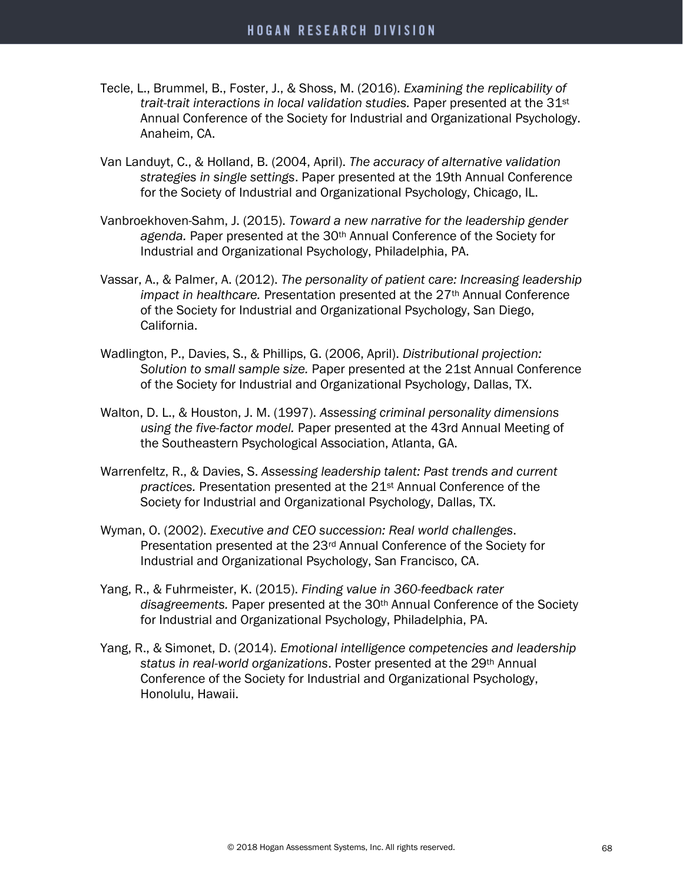Tecle, L., Brummel, B., Foster, J., & Shoss, M. (2016). *Examining the replicability of trait-trait interactions in local validation studies.* Paper presented at the 31st Annual Conference of the Society for Industrial and Organizational Psychology. Anaheim, CA.

Van Landuyt, C., & Holland, B. (2004, April). *The accuracy of alternative validation strategies in single settings*. Paper presented at the 19th Annual Conference for the Society of Industrial and Organizational Psychology, Chicago, IL.

Vanbroekhoven-Sahm, J. (2015). *Toward a new narrative for the leadership gender agenda.* Paper presented at the 30th Annual Conference of the Society for Industrial and Organizational Psychology, Philadelphia, PA.

Vassar, A., & Palmer, A. (2012). *The personality of patient care: Increasing leadership impact in healthcare.* Presentation presented at the 27th Annual Conference of the Society for Industrial and Organizational Psychology, San Diego, California.

Wadlington, P., Davies, S., & Phillips, G. (2006, April). *Distributional projection: Solution to small sample size.* Paper presented at the 21st Annual Conference of the Society for Industrial and Organizational Psychology, Dallas, TX.

Walton, D. L., & Houston, J. M. (1997). *Assessing criminal personality dimensions using the five-factor model.* Paper presented at the 43rd Annual Meeting of the Southeastern Psychological Association, Atlanta, GA.

Warrenfeltz, R., & Davies, S. *Assessing leadership talent: Past trends and current practices.* Presentation presented at the 21st Annual Conference of the Society for Industrial and Organizational Psychology, Dallas, TX.

Wyman, O. (2002). *Executive and CEO succession: Real world challenges*. Presentation presented at the 23rd Annual Conference of the Society for Industrial and Organizational Psychology, San Francisco, CA.

Yang, R., & Fuhrmeister, K. (2015). *Finding value in 360-feedback rater disagreements.* Paper presented at the 30th Annual Conference of the Society for Industrial and Organizational Psychology, Philadelphia, PA.

Yang, R., & Simonet, D. (2014). *Emotional intelligence competencies and leadership status in real-world organizations*. Poster presented at the 29th Annual Conference of the Society for Industrial and Organizational Psychology, Honolulu, Hawaii.